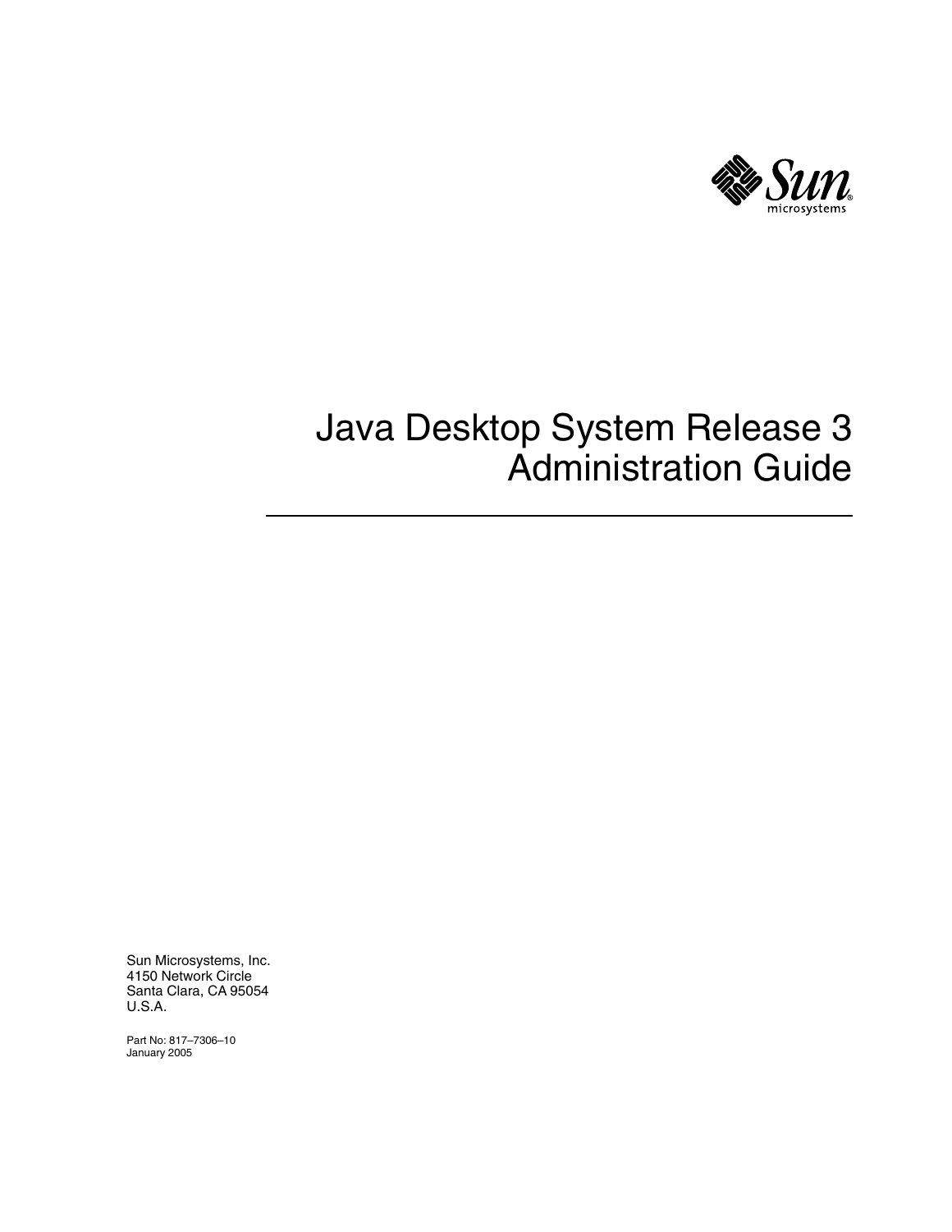# Java Desktop System Release 3 Administration Guide

Sun Microsystems, Inc.
4150 Network Circle
Santa Clara, CA 95054
U.S.A.

Part No: 817–7306–10
January 2005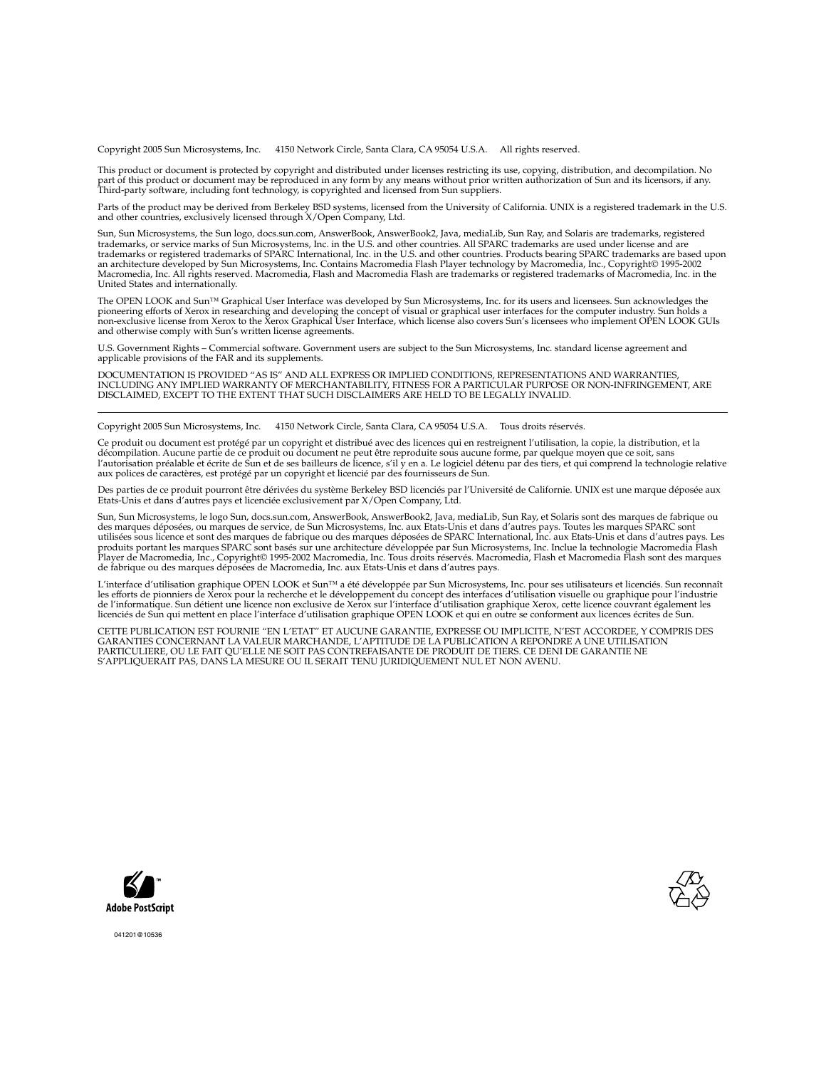Copyright 2005 Sun Microsystems, Inc. 4150 Network Circle, Santa Clara, CA 95054 U.S.A. All rights reserved.

This product or document is protected by copyright and distributed under licenses restricting its use, copying, distribution, and decompilation. No part of this product or document may be reproduced in any form by any means without prior written authorization of Sun and its licensors, if any. Third-party software, including font technology, is copyrighted and licensed from Sun suppliers.

Parts of the product may be derived from Berkeley BSD systems, licensed from the University of California. UNIX is a registered trademark in the U.S. and other countries, exclusively licensed through X/Open Company, Ltd.

Sun, Sun Microsystems, the Sun logo, docs.sun.com, AnswerBook, AnswerBook2, Java, mediaLib, Sun Ray, and Solaris are trademarks, registered trademarks, or service marks of Sun Microsystems, Inc. in the U.S. and other countries. All SPARC trademarks are used under license and are trademarks or registered trademarks of SPARC International, Inc. in the U.S. and other countries. Products bearing SPARC trademarks are based upon an architecture developed by Sun Microsystems, Inc. Contains Macromedia Flash Player technology by Macromedia, Inc., Copyright© 1995-2002 Macromedia, Inc. All rights reserved. Macromedia, Flash and Macromedia Flash are trademarks or registered trademarks of Macromedia, Inc. in the United States and internationally.

The OPEN LOOK and Sun™ Graphical User Interface was developed by Sun Microsystems, Inc. for its users and licensees. Sun acknowledges the pioneering efforts of Xerox in researching and developing the concept of visual or graphical user interfaces for the computer industry. Sun holds a non-exclusive license from Xerox to the Xerox Graphical User Interface, which license also covers Sun's licensees who implement OPEN LOOK GUIs and otherwise comply with Sun's written license agreements.

U.S. Government Rights – Commercial software. Government users are subject to the Sun Microsystems, Inc. standard license agreement and applicable provisions of the FAR and its supplements.

DOCUMENTATION IS PROVIDED "AS IS" AND ALL EXPRESS OR IMPLIED CONDITIONS, REPRESENTATIONS AND WARRANTIES, INCLUDING ANY IMPLIED WARRANTY OF MERCHANTABILITY, FITNESS FOR A PARTICULAR PURPOSE OR NON-INFRINGEMENT, ARE DISCLAIMED, EXCEPT TO THE EXTENT THAT SUCH DISCLAIMERS ARE HELD TO BE LEGALLY INVALID.

---

Copyright 2005 Sun Microsystems, Inc. 4150 Network Circle, Santa Clara, CA 95054 U.S.A. Tous droits réservés.

Ce produit ou document est protégé par un copyright et distribué avec des licences qui en restreignent l'utilisation, la copie, la distribution, et la décompilation. Aucune partie de ce produit ou document ne peut être reproduite sous aucune forme, par quelque moyen que ce soit, sans l'autorisation préalable et écrite de Sun et de ses bailleurs de licence, s'il y en a. Le logiciel détenu par des tiers, et qui comprend la technologie relative aux polices de caractères, est protégé par un copyright et licencié par des fournisseurs de Sun.

Des parties de ce produit pourront être dérivées du système Berkeley BSD licenciés par l'Université de Californie. UNIX est une marque déposée aux Etats-Unis et dans d'autres pays et licenciée exclusivement par X/Open Company, Ltd.

Sun, Sun Microsystems, le logo Sun, docs.sun.com, AnswerBook, AnswerBook2, Java, mediaLib, Sun Ray, et Solaris sont des marques de fabrique ou des marques déposées, ou marques de service, de Sun Microsystems, Inc. aux Etats-Unis et dans d'autres pays. Toutes les marques SPARC sont utilisées sous licence et sont des marques de fabrique ou des marques déposées de SPARC International, Inc. aux Etats-Unis et dans d'autres pays. Les produits portant les marques SPARC sont basés sur une architecture développée par Sun Microsystems, Inc. Inclue la technologie Macromedia Flash Player de Macromedia, Inc., Copyright© 1995-2002 Macromedia, Inc. Tous droits réservés. Macromedia, Flash et Macromedia Flash sont des marques de fabrique ou des marques déposées de Macromedia, Inc. aux Etats-Unis et dans d'autres pays.

L'interface d'utilisation graphique OPEN LOOK et Sun™ a été développée par Sun Microsystems, Inc. pour ses utilisateurs et licenciés. Sun reconnaît les efforts de pionniers de Xerox pour la recherche et le développement du concept des interfaces d'utilisation visuelle ou graphique pour l'industrie de l'informatique. Sun détient une licence non exclusive de Xerox sur l'interface d'utilisation graphique Xerox, cette licence couvrant également les licenciés de Sun qui mettent en place l'interface d'utilisation graphique OPEN LOOK et qui en outre se conforment aux licences écrites de Sun.

CETTE PUBLICATION EST FOURNIE "EN L'ETAT" ET AUCUNE GARANTIE, EXPRESSE OU IMPLICITE, N'EST ACCORDEE, Y COMPRIS DES GARANTIES CONCERNANT LA VALEUR MARCHANDE, L'APTITUDE DE LA PUBLICATION A REPONDRE A UNE UTILISATION PARTICULIERE, OU LE FAIT QU'ELLE NE SOIT PAS CONTREFAISANTE DE PRODUIT DE TIERS. CE DENI DE GARANTIE NE S'APPLIQUERAIT PAS, DANS LA MESURE OU IL SERAIT TENU JURIDIQUEMENT NUL ET NON AVENU.

Adobe PostScript

041201@10536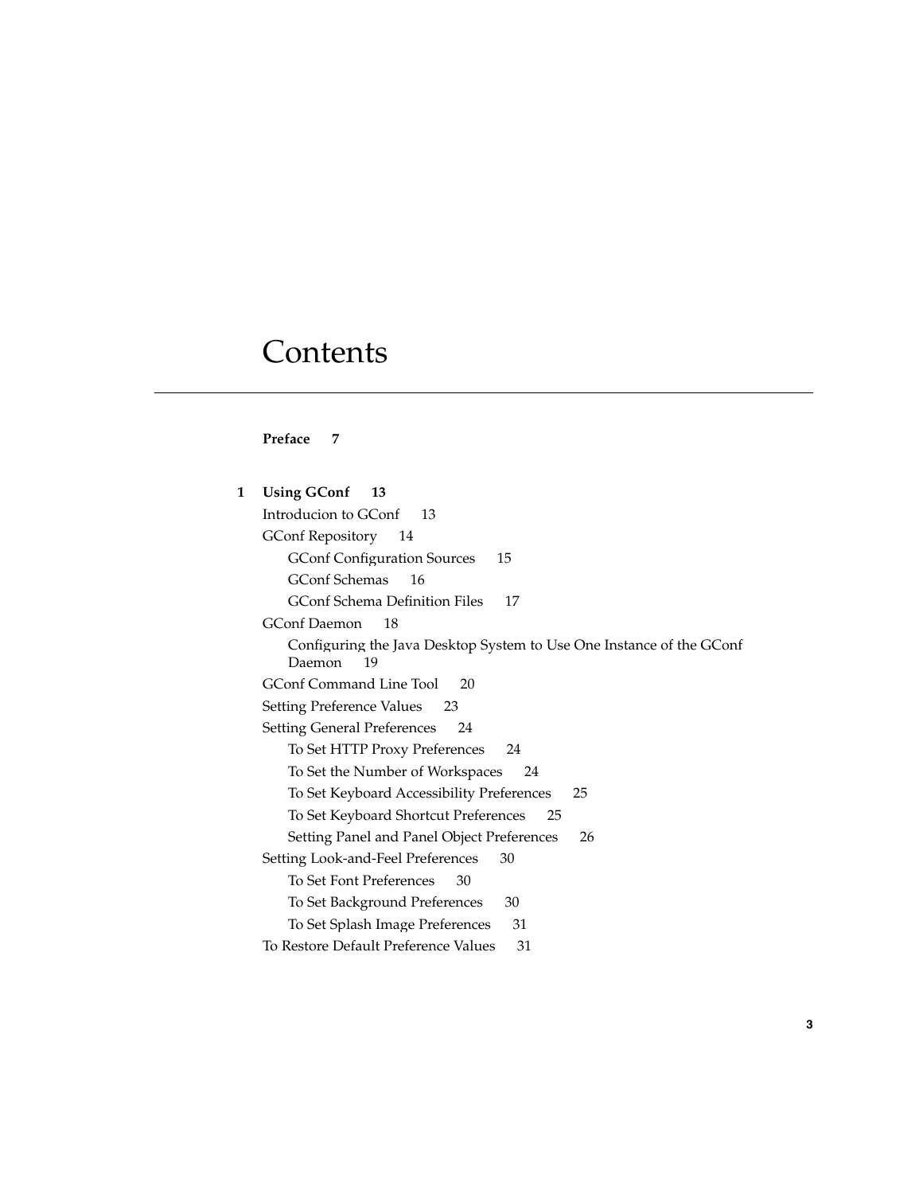# Contents

**Preface 7**

**1 Using GConf 13**

- Introducion to GConf 13
- GConf Repository 14
  - GConf Configuration Sources 15
  - GConf Schemas 16
  - GConf Schema Definition Files 17
- GConf Daemon 18
  - Configuring the Java Desktop System to Use One Instance of the GConf Daemon 19
- GConf Command Line Tool 20
- Setting Preference Values 23
- Setting General Preferences 24
  - To Set HTTP Proxy Preferences 24
  - To Set the Number of Workspaces 24
  - To Set Keyboard Accessibility Preferences 25
  - To Set Keyboard Shortcut Preferences 25
  - Setting Panel and Panel Object Preferences 26
- Setting Look-and-Feel Preferences 30
  - To Set Font Preferences 30
  - To Set Background Preferences 30
  - To Set Splash Image Preferences 31
- To Restore Default Preference Values 31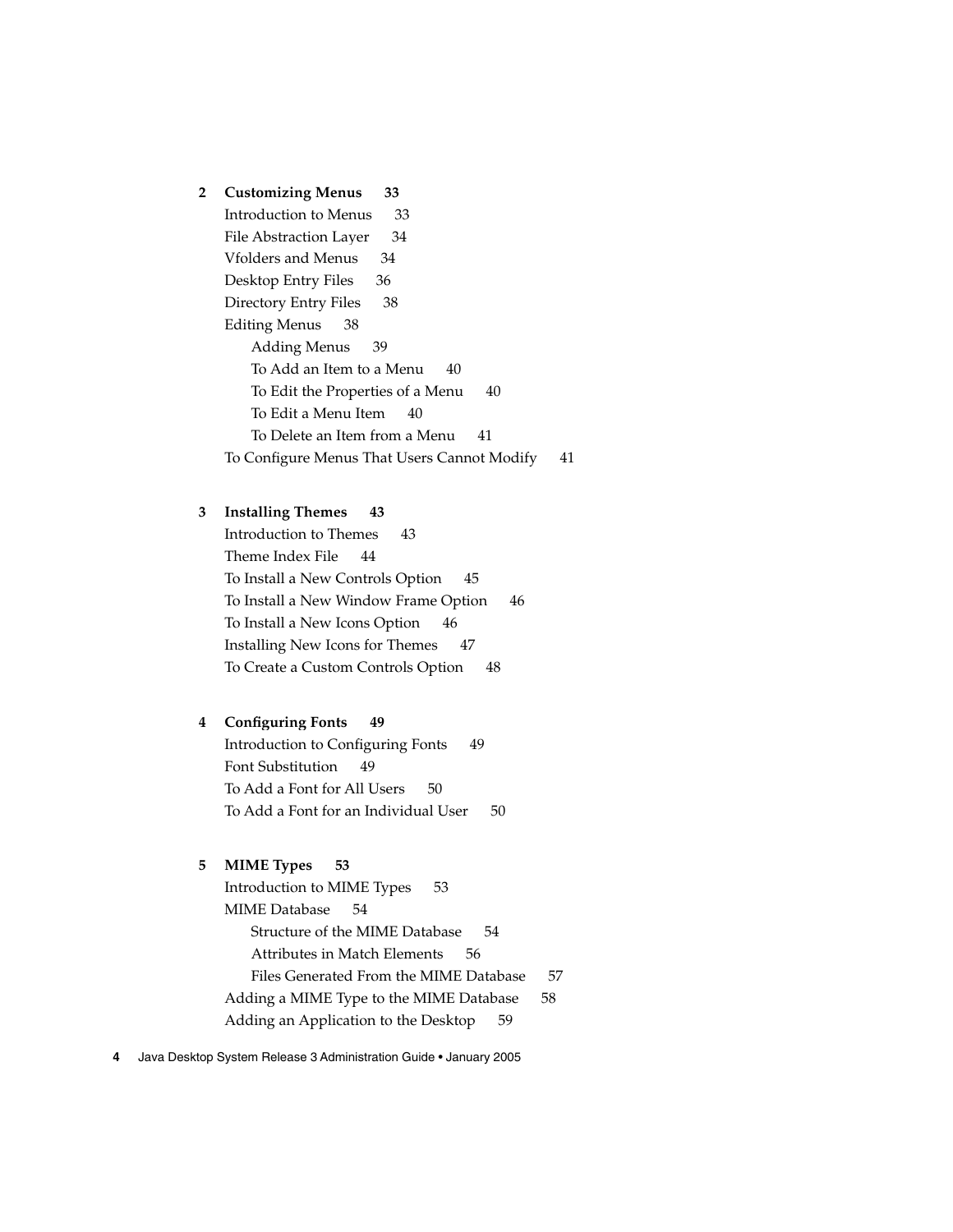**2 Customizing Menus 33**

- Introduction to Menus 33
- File Abstraction Layer 34
- Vfolders and Menus 34
- Desktop Entry Files 36
- Directory Entry Files 38
- Editing Menus 38
  - Adding Menus 39
  - To Add an Item to a Menu 40
  - To Edit the Properties of a Menu 40
  - To Edit a Menu Item 40
  - To Delete an Item from a Menu 41
- To Configure Menus That Users Cannot Modify 41

**3 Installing Themes 43**

- Introduction to Themes 43
- Theme Index File 44
- To Install a New Controls Option 45
- To Install a New Window Frame Option 46
- To Install a New Icons Option 46
- Installing New Icons for Themes 47
- To Create a Custom Controls Option 48

**4 Configuring Fonts 49**

- Introduction to Configuring Fonts 49
- Font Substitution 49
- To Add a Font for All Users 50
- To Add a Font for an Individual User 50

**5 MIME Types 53**

- Introduction to MIME Types 53
- MIME Database 54
  - Structure of the MIME Database 54
  - Attributes in Match Elements 56
  - Files Generated From the MIME Database 57
- Adding a MIME Type to the MIME Database 58
- Adding an Application to the Desktop 59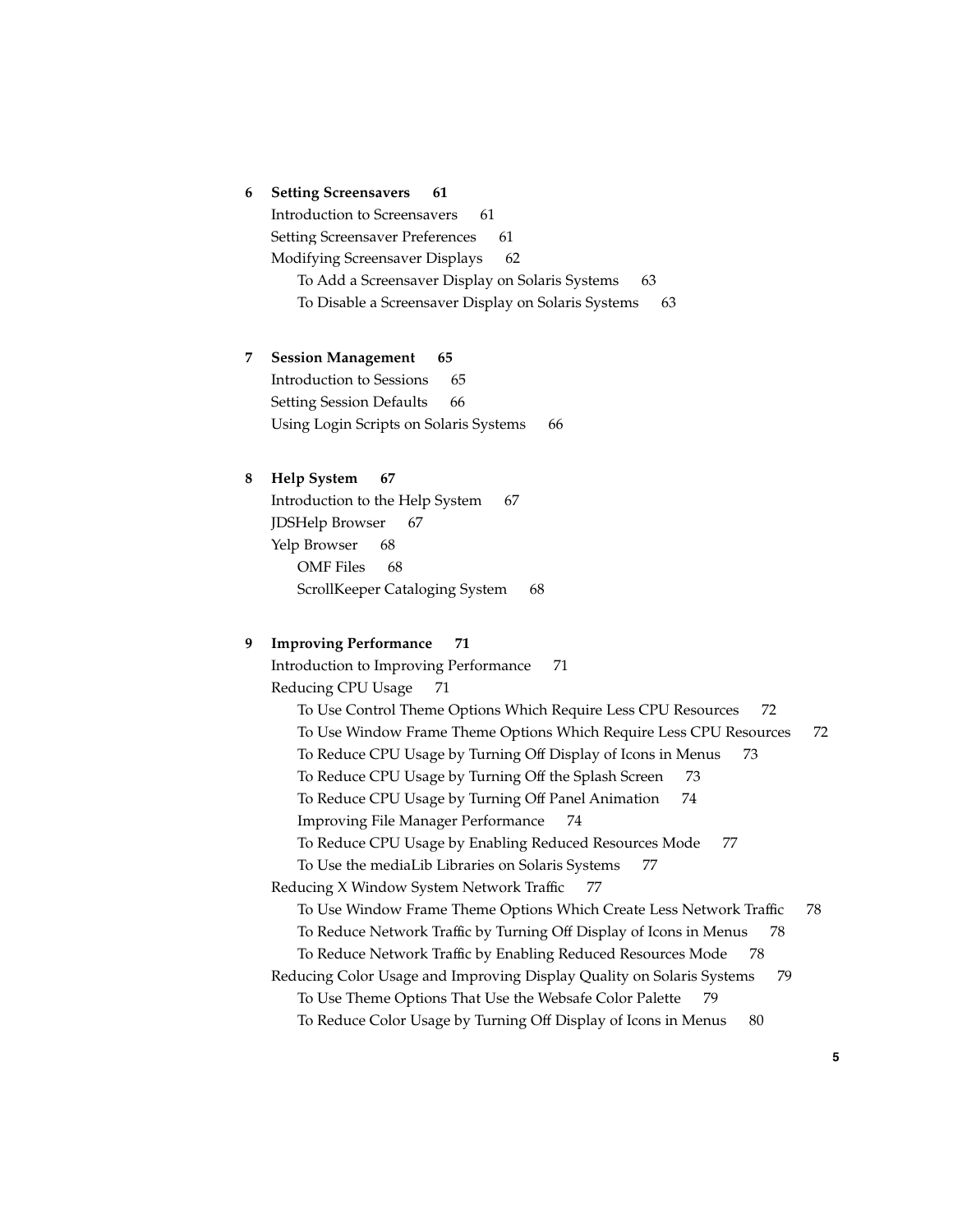**6 Setting Screensavers 61**

Introduction to Screensavers 61

Setting Screensaver Preferences 61

Modifying Screensaver Displays 62

- To Add a Screensaver Display on Solaris Systems 63
- To Disable a Screensaver Display on Solaris Systems 63

**7 Session Management 65**

Introduction to Sessions 65

Setting Session Defaults 66

Using Login Scripts on Solaris Systems 66

**8 Help System 67**

Introduction to the Help System 67

JDSHelp Browser 67

Yelp Browser 68

- OMF Files 68
- ScrollKeeper Cataloging System 68

**9 Improving Performance 71**

Introduction to Improving Performance 71

Reducing CPU Usage 71

- To Use Control Theme Options Which Require Less CPU Resources 72
- To Use Window Frame Theme Options Which Require Less CPU Resources 72
- To Reduce CPU Usage by Turning Off Display of Icons in Menus 73
- To Reduce CPU Usage by Turning Off the Splash Screen 73
- To Reduce CPU Usage by Turning Off Panel Animation 74
- Improving File Manager Performance 74
- To Reduce CPU Usage by Enabling Reduced Resources Mode 77
- To Use the mediaLib Libraries on Solaris Systems 77

Reducing X Window System Network Traffic 77

- To Use Window Frame Theme Options Which Create Less Network Traffic 78
- To Reduce Network Traffic by Turning Off Display of Icons in Menus 78
- To Reduce Network Traffic by Enabling Reduced Resources Mode 78

Reducing Color Usage and Improving Display Quality on Solaris Systems 79

- To Use Theme Options That Use the Websafe Color Palette 79
- To Reduce Color Usage by Turning Off Display of Icons in Menus 80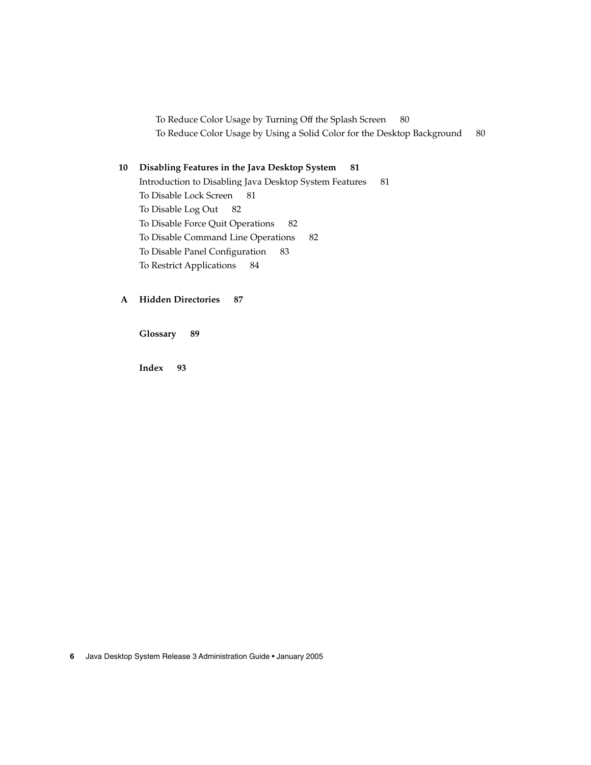To Reduce Color Usage by Turning Off the Splash Screen 80
To Reduce Color Usage by Using a Solid Color for the Desktop Background 80

**10 Disabling Features in the Java Desktop System 81**

Introduction to Disabling Java Desktop System Features 81
To Disable Lock Screen 81
To Disable Log Out 82
To Disable Force Quit Operations 82
To Disable Command Line Operations 82
To Disable Panel Configuration 83
To Restrict Applications 84

**A Hidden Directories 87**

**Glossary 89**

**Index 93**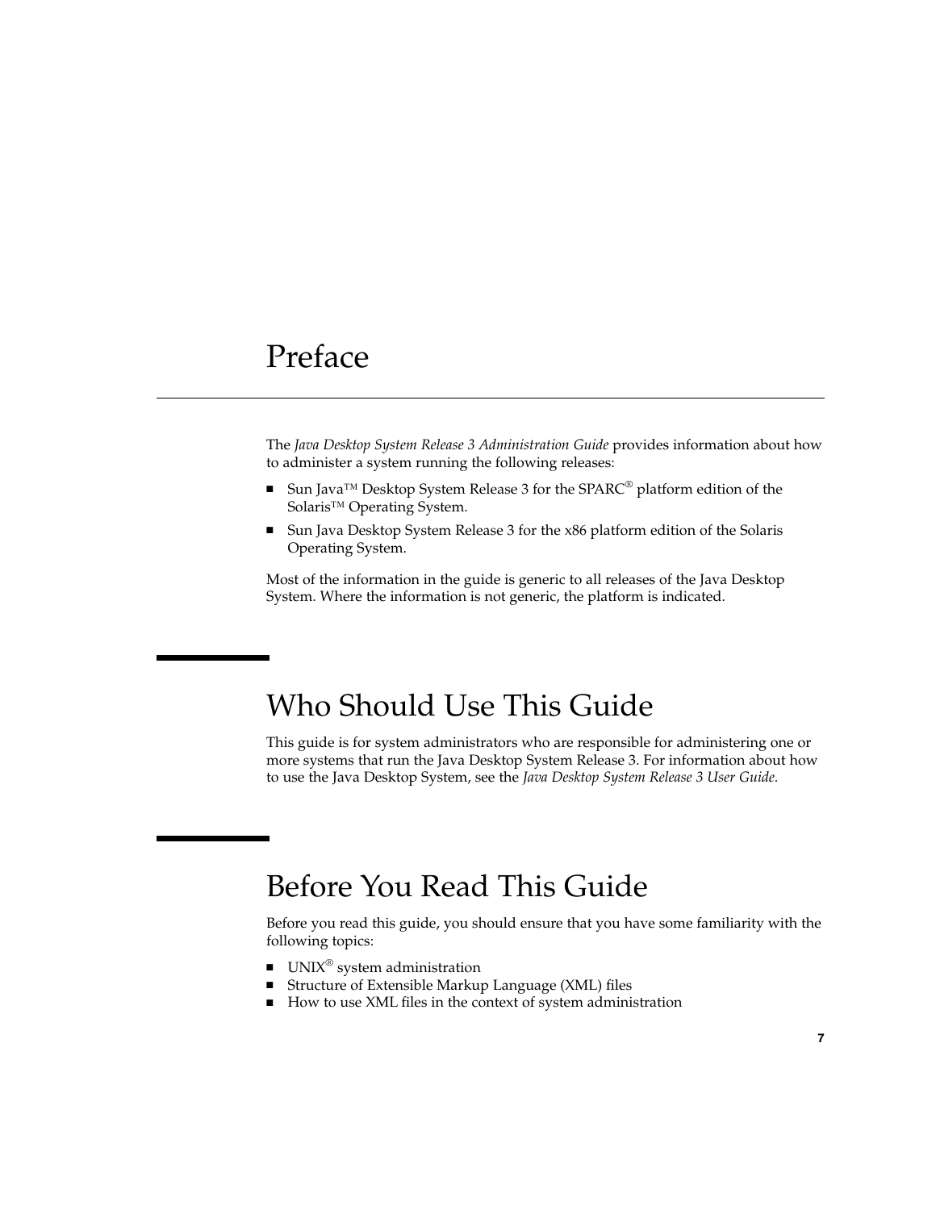# Preface

The *Java Desktop System Release 3 Administration Guide* provides information about how to administer a system running the following releases:

- Sun Java™ Desktop System Release 3 for the SPARC® platform edition of the Solaris™ Operating System.
- Sun Java Desktop System Release 3 for the x86 platform edition of the Solaris Operating System.

Most of the information in the guide is generic to all releases of the Java Desktop System. Where the information is not generic, the platform is indicated.

## Who Should Use This Guide

This guide is for system administrators who are responsible for administering one or more systems that run the Java Desktop System Release 3. For information about how to use the Java Desktop System, see the *Java Desktop System Release 3 User Guide*.

## Before You Read This Guide

Before you read this guide, you should ensure that you have some familiarity with the following topics:

- UNIX® system administration
- Structure of Extensible Markup Language (XML) files
- How to use XML files in the context of system administration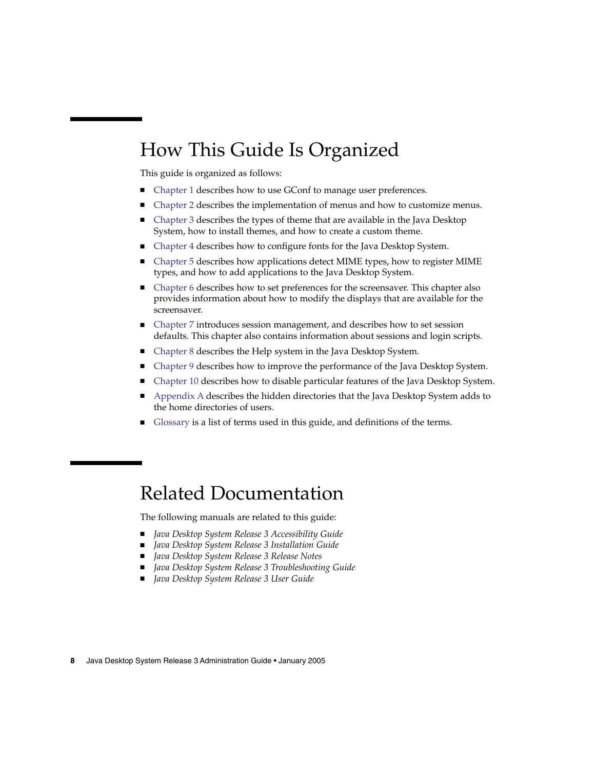## How This Guide Is Organized

This guide is organized as follows:

- Chapter 1 describes how to use GConf to manage user preferences.
- Chapter 2 describes the implementation of menus and how to customize menus.
- Chapter 3 describes the types of theme that are available in the Java Desktop System, how to install themes, and how to create a custom theme.
- Chapter 4 describes how to configure fonts for the Java Desktop System.
- Chapter 5 describes how applications detect MIME types, how to register MIME types, and how to add applications to the Java Desktop System.
- Chapter 6 describes how to set preferences for the screensaver. This chapter also provides information about how to modify the displays that are available for the screensaver.
- Chapter 7 introduces session management, and describes how to set session defaults. This chapter also contains information about sessions and login scripts.
- Chapter 8 describes the Help system in the Java Desktop System.
- Chapter 9 describes how to improve the performance of the Java Desktop System.
- Chapter 10 describes how to disable particular features of the Java Desktop System.
- Appendix A describes the hidden directories that the Java Desktop System adds to the home directories of users.
- Glossary is a list of terms used in this guide, and definitions of the terms.

## Related Documentation

The following manuals are related to this guide:

- *Java Desktop System Release 3 Accessibility Guide*
- *Java Desktop System Release 3 Installation Guide*
- *Java Desktop System Release 3 Release Notes*
- *Java Desktop System Release 3 Troubleshooting Guide*
- *Java Desktop System Release 3 User Guide*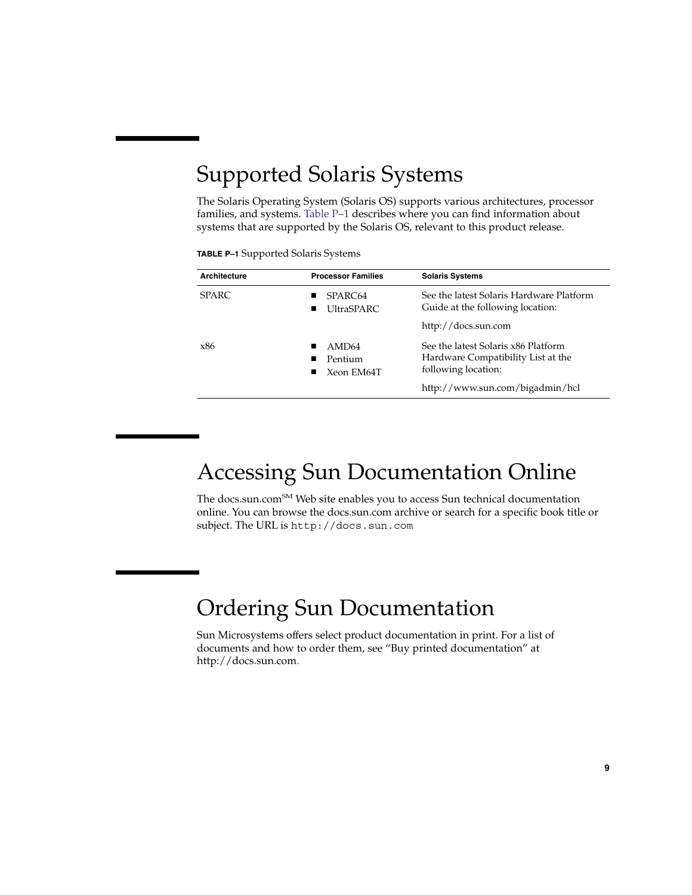## Supported Solaris Systems

The Solaris Operating System (Solaris OS) supports various architectures, processor families, and systems. Table P–1 describes where you can find information about systems that are supported by the Solaris OS, relevant to this product release.

**TABLE P–1** Supported Solaris Systems

| Architecture | Processor Families | Solaris Systems |
| --- | --- | --- |
| SPARC | ■ SPARC64<br>■ UltraSPARC | See the latest Solaris Hardware Platform Guide at the following location:<br>http://docs.sun.com |
| x86 | ■ AMD64<br>■ Pentium<br>■ Xeon EM64T | See the latest Solaris x86 Platform Hardware Compatibility List at the following location:<br>http://www.sun.com/bigadmin/hcl |

## Accessing Sun Documentation Online

The docs.sun.com[SM] Web site enables you to access Sun technical documentation online. You can browse the docs.sun.com archive or search for a specific book title or subject. The URL is `http://docs.sun.com`

## Ordering Sun Documentation

Sun Microsystems offers select product documentation in print. For a list of documents and how to order them, see "Buy printed documentation" at http://docs.sun.com.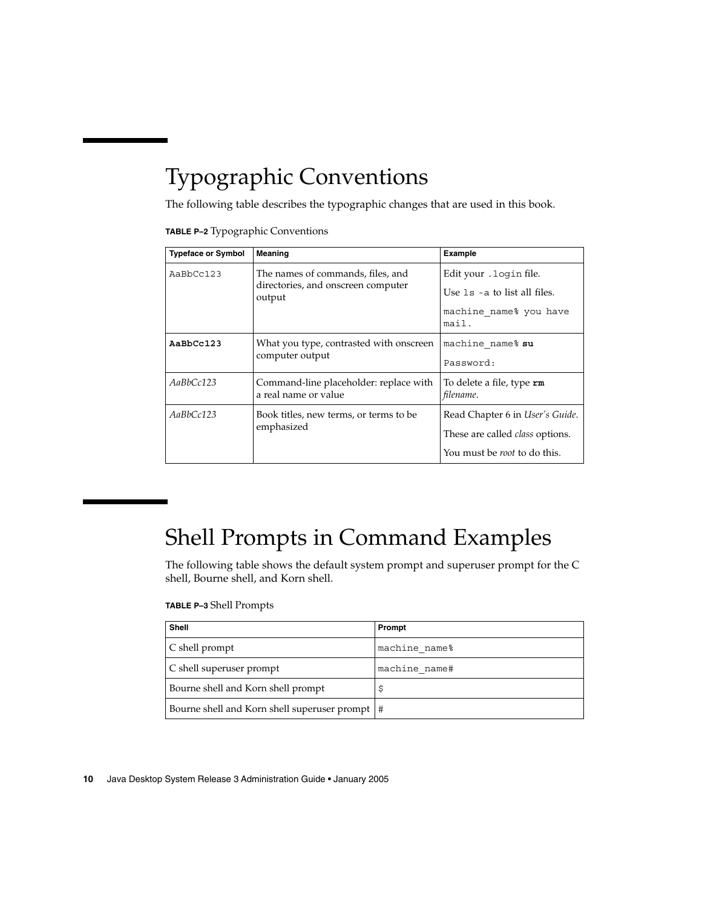## Typographic Conventions

The following table describes the typographic changes that are used in this book.

**TABLE P–2** Typographic Conventions

| Typeface or Symbol | Meaning | Example |
| --- | --- | --- |
| `AaBbCc123` | The names of commands, files, and directories, and onscreen computer output | Edit your `.login` file.<br>Use `ls -a` to list all files.<br>`machine_name% you have mail.` |
| **`AaBbCc123`** | What you type, contrasted with onscreen computer output | `machine_name%` **`su`**<br>`Password:` |
| *AaBbCc123* | Command-line placeholder: replace with a real name or value | To delete a file, type **`rm`** *filename*. |
| *AaBbCc123* | Book titles, new terms, or terms to be emphasized | Read Chapter 6 in *User's Guide*.<br>These are called *class* options.<br>You must be *root* to do this. |

## Shell Prompts in Command Examples

The following table shows the default system prompt and superuser prompt for the C shell, Bourne shell, and Korn shell.

**TABLE P–3** Shell Prompts

| Shell | Prompt |
| --- | --- |
| C shell prompt | `machine_name%` |
| C shell superuser prompt | `machine_name#` |
| Bourne shell and Korn shell prompt | `$` |
| Bourne shell and Korn shell superuser prompt | `#` |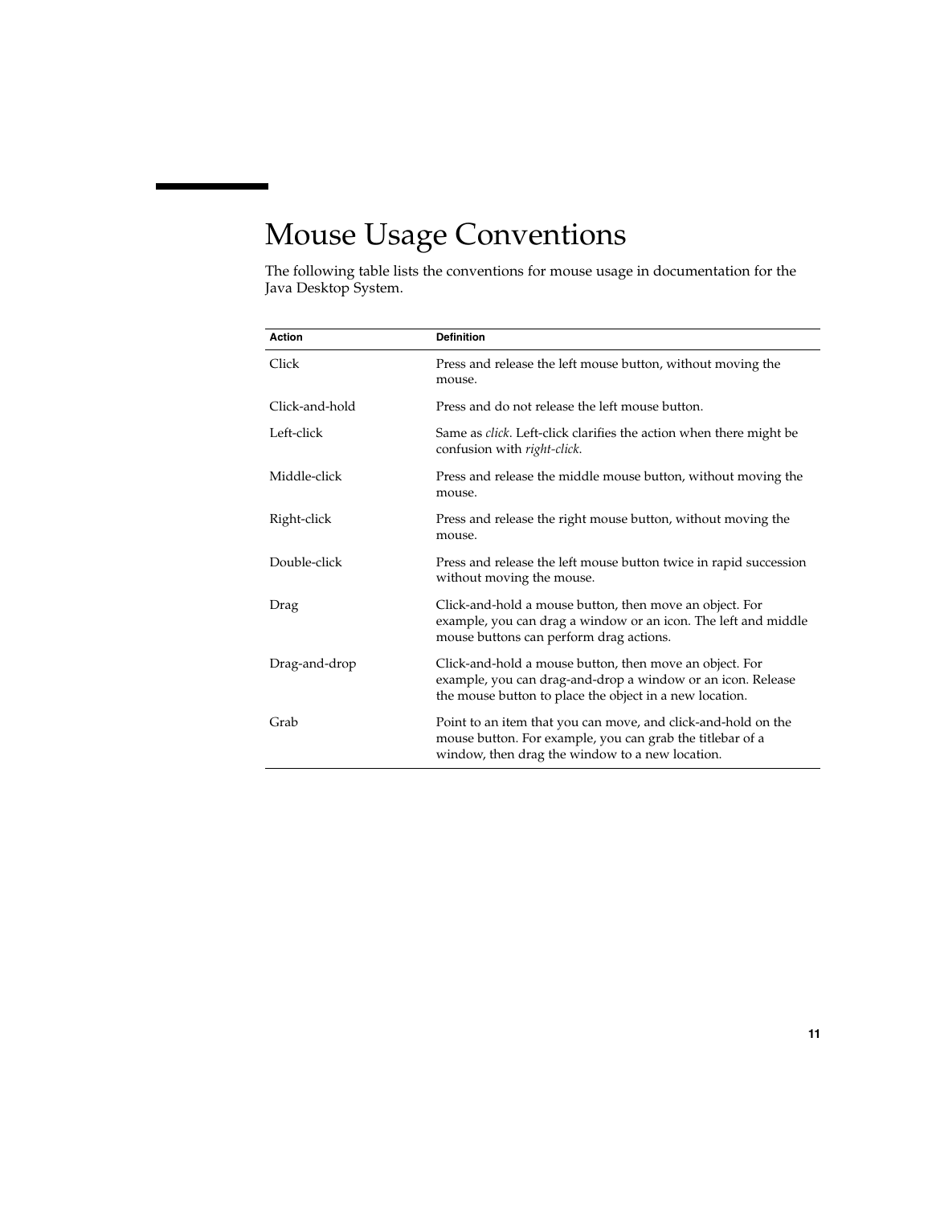# Mouse Usage Conventions

The following table lists the conventions for mouse usage in documentation for the Java Desktop System.

| Action | Definition |
| --- | --- |
| Click | Press and release the left mouse button, without moving the mouse. |
| Click-and-hold | Press and do not release the left mouse button. |
| Left-click | Same as *click*. Left-click clarifies the action when there might be confusion with *right-click*. |
| Middle-click | Press and release the middle mouse button, without moving the mouse. |
| Right-click | Press and release the right mouse button, without moving the mouse. |
| Double-click | Press and release the left mouse button twice in rapid succession without moving the mouse. |
| Drag | Click-and-hold a mouse button, then move an object. For example, you can drag a window or an icon. The left and middle mouse buttons can perform drag actions. |
| Drag-and-drop | Click-and-hold a mouse button, then move an object. For example, you can drag-and-drop a window or an icon. Release the mouse button to place the object in a new location. |
| Grab | Point to an item that you can move, and click-and-hold on the mouse button. For example, you can grab the titlebar of a window, then drag the window to a new location. |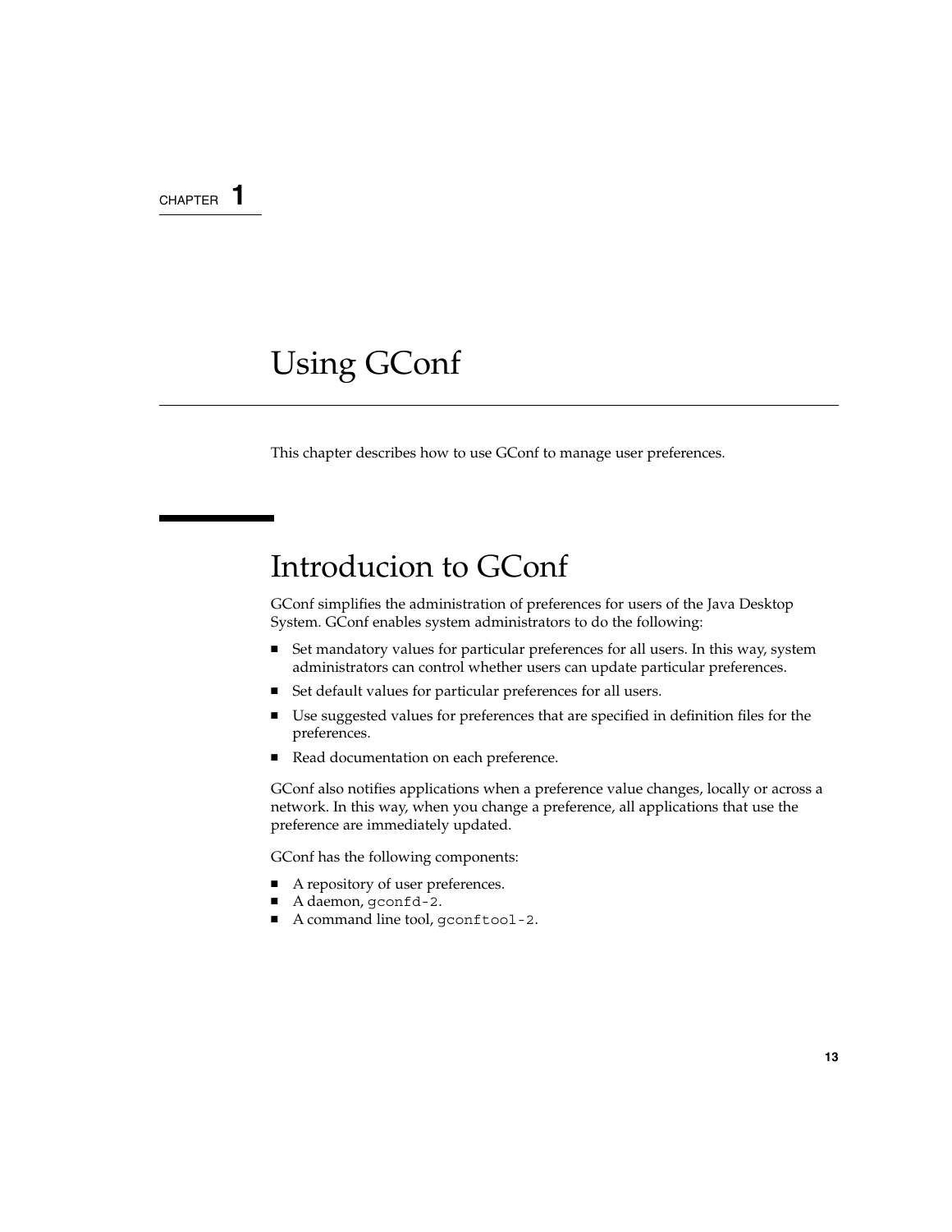CHAPTER 1

# Using GConf

This chapter describes how to use GConf to manage user preferences.

## Introducion to GConf

GConf simplifies the administration of preferences for users of the Java Desktop System. GConf enables system administrators to do the following:

- Set mandatory values for particular preferences for all users. In this way, system administrators can control whether users can update particular preferences.
- Set default values for particular preferences for all users.
- Use suggested values for preferences that are specified in definition files for the preferences.
- Read documentation on each preference.

GConf also notifies applications when a preference value changes, locally or across a network. In this way, when you change a preference, all applications that use the preference are immediately updated.

GConf has the following components:

- A repository of user preferences.
- A daemon, `gconfd-2`.
- A command line tool, `gconftool-2`.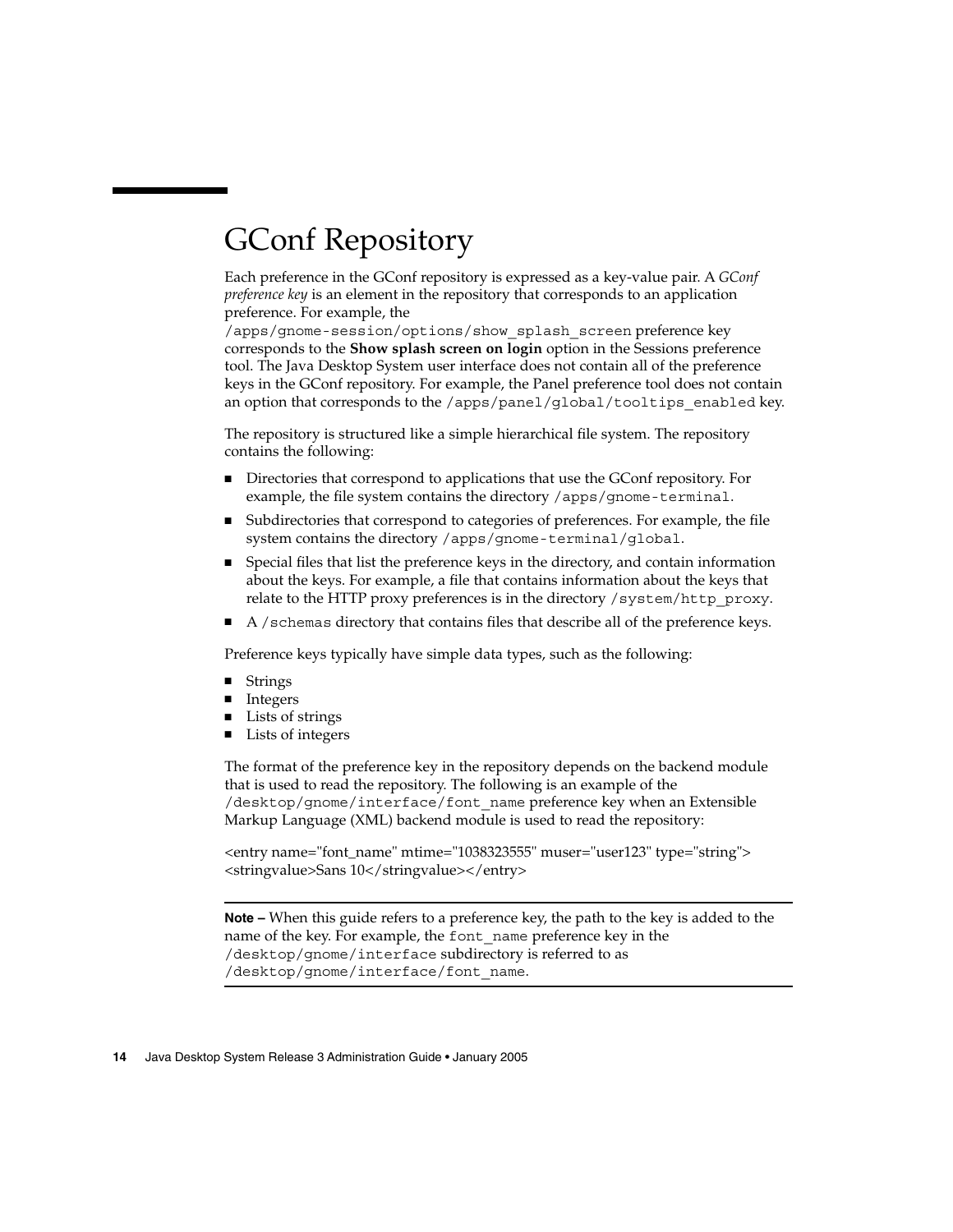# GConf Repository

Each preference in the GConf repository is expressed as a key-value pair. A *GConf preference key* is an element in the repository that corresponds to an application preference. For example, the `/apps/gnome-session/options/show_splash_screen` preference key corresponds to the **Show splash screen on login** option in the Sessions preference tool. The Java Desktop System user interface does not contain all of the preference keys in the GConf repository. For example, the Panel preference tool does not contain an option that corresponds to the `/apps/panel/global/tooltips_enabled` key.

The repository is structured like a simple hierarchical file system. The repository contains the following:

- Directories that correspond to applications that use the GConf repository. For example, the file system contains the directory `/apps/gnome-terminal`.
- Subdirectories that correspond to categories of preferences. For example, the file system contains the directory `/apps/gnome-terminal/global`.
- Special files that list the preference keys in the directory, and contain information about the keys. For example, a file that contains information about the keys that relate to the HTTP proxy preferences is in the directory `/system/http_proxy`.
- A `/schemas` directory that contains files that describe all of the preference keys.

Preference keys typically have simple data types, such as the following:

- Strings
- Integers
- Lists of strings
- Lists of integers

The format of the preference key in the repository depends on the backend module that is used to read the repository. The following is an example of the `/desktop/gnome/interface/font_name` preference key when an Extensible Markup Language (XML) backend module is used to read the repository:

<entry name="font_name" mtime="1038323555" muser="user123" type="string">
<stringvalue>Sans 10</stringvalue></entry>

---

**Note –** When this guide refers to a preference key, the path to the key is added to the name of the key. For example, the `font_name` preference key in the `/desktop/gnome/interface` subdirectory is referred to as `/desktop/gnome/interface/font_name`.

---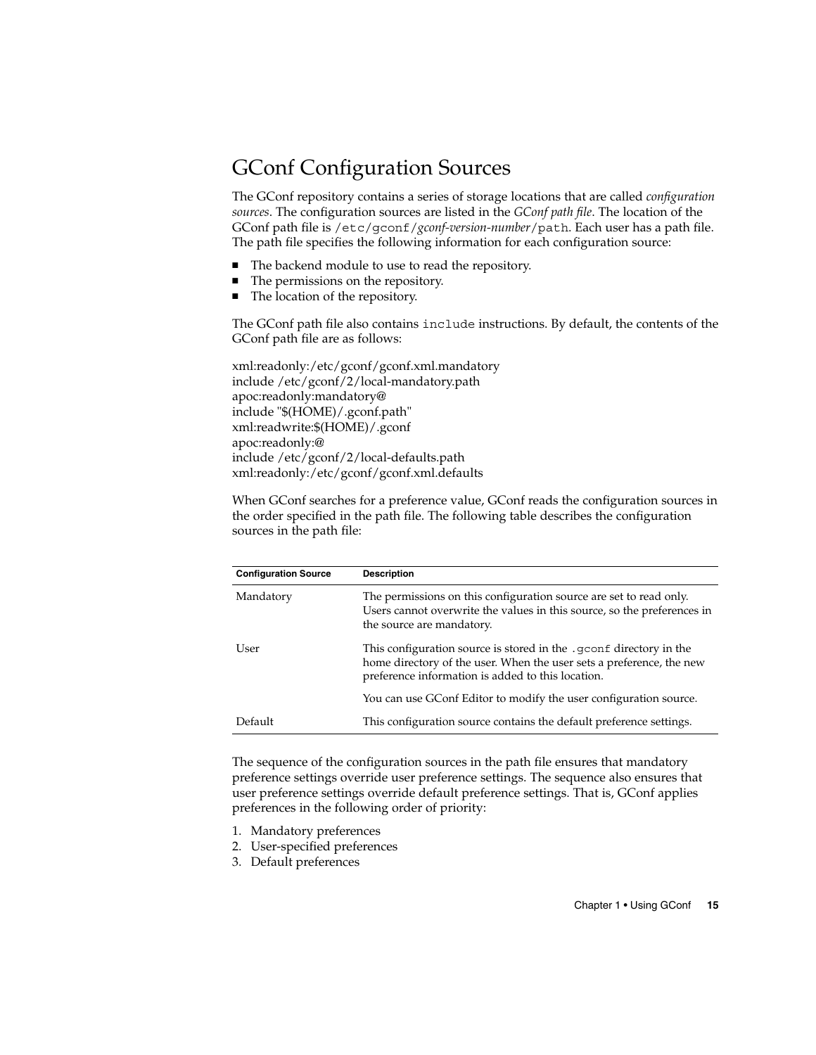## GConf Configuration Sources

The GConf repository contains a series of storage locations that are called *configuration sources*. The configuration sources are listed in the *GConf path file*. The location of the GConf path file is `/etc/gconf/`*gconf-version-number*`/path`. Each user has a path file. The path file specifies the following information for each configuration source:

- The backend module to use to read the repository.
- The permissions on the repository.
- The location of the repository.

The GConf path file also contains `include` instructions. By default, the contents of the GConf path file are as follows:

```
xml:readonly:/etc/gconf/gconf.xml.mandatory
include /etc/gconf/2/local-mandatory.path
apoc:readonly:mandatory@
include "$(HOME)/.gconf.path"
xml:readwrite:$(HOME)/.gconf
apoc:readonly:@
include /etc/gconf/2/local-defaults.path
xml:readonly:/etc/gconf/gconf.xml.defaults
```

When GConf searches for a preference value, GConf reads the configuration sources in the order specified in the path file. The following table describes the configuration sources in the path file:

| Configuration Source | Description |
| --- | --- |
| Mandatory | The permissions on this configuration source are set to read only. Users cannot overwrite the values in this source, so the preferences in the source are mandatory. |
| User | This configuration source is stored in the `.gconf` directory in the home directory of the user. When the user sets a preference, the new preference information is added to this location.<br><br>You can use GConf Editor to modify the user configuration source. |
| Default | This configuration source contains the default preference settings. |

The sequence of the configuration sources in the path file ensures that mandatory preference settings override user preference settings. The sequence also ensures that user preference settings override default preference settings. That is, GConf applies preferences in the following order of priority:

1. Mandatory preferences
2. User-specified preferences
3. Default preferences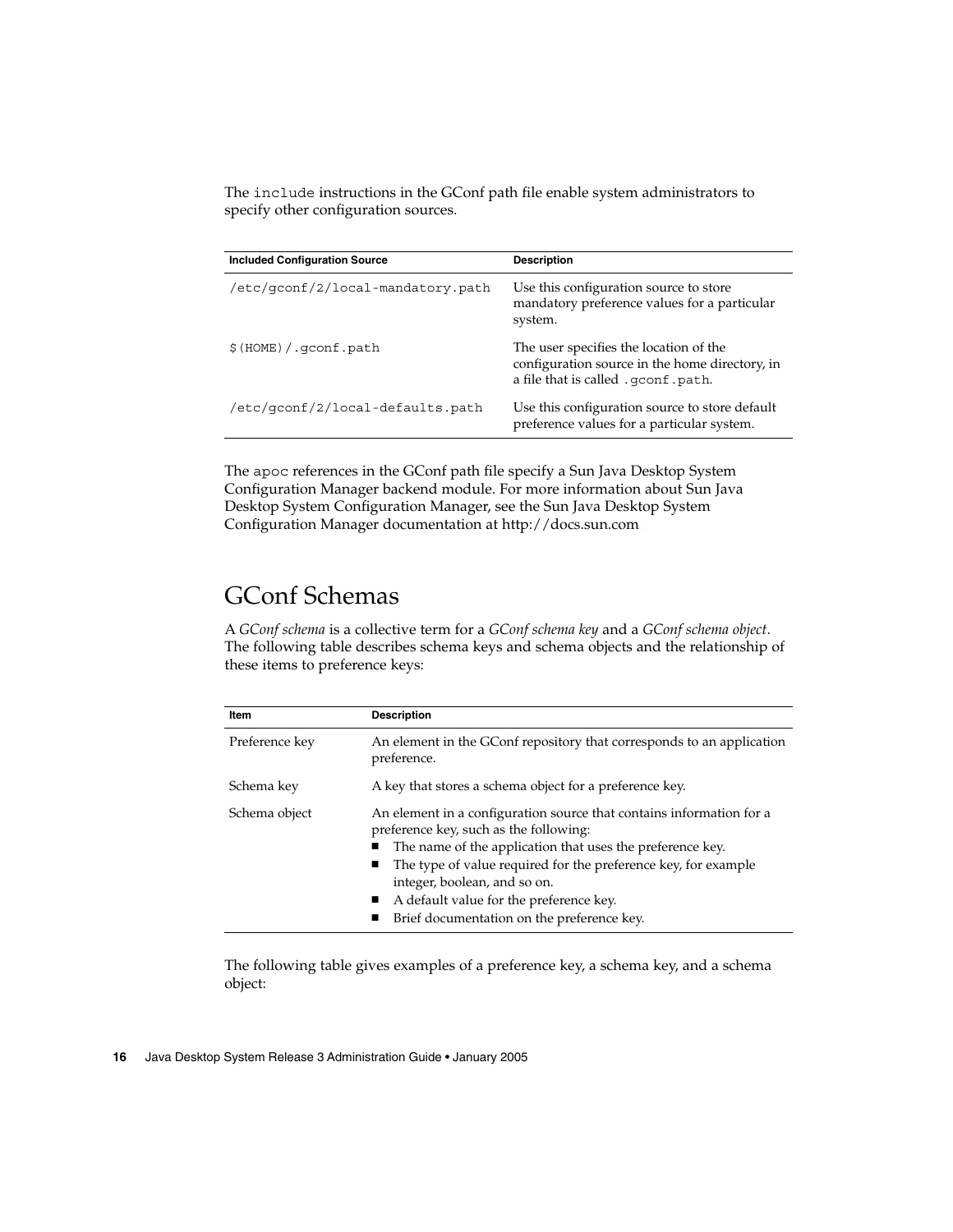The `include` instructions in the GConf path file enable system administrators to specify other configuration sources.

| Included Configuration Source | Description |
| --- | --- |
| `/etc/gconf/2/local-mandatory.path` | Use this configuration source to store mandatory preference values for a particular system. |
| `$(HOME)/.gconf.path` | The user specifies the location of the configuration source in the home directory, in a file that is called `.gconf.path`. |
| `/etc/gconf/2/local-defaults.path` | Use this configuration source to store default preference values for a particular system. |

The `apoc` references in the GConf path file specify a Sun Java Desktop System Configuration Manager backend module. For more information about Sun Java Desktop System Configuration Manager, see the Sun Java Desktop System Configuration Manager documentation at http://docs.sun.com

## GConf Schemas

A *GConf schema* is a collective term for a *GConf schema key* and a *GConf schema object*. The following table describes schema keys and schema objects and the relationship of these items to preference keys:

| Item | Description |
| --- | --- |
| Preference key | An element in the GConf repository that corresponds to an application preference. |
| Schema key | A key that stores a schema object for a preference key. |
| Schema object | An element in a configuration source that contains information for a preference key, such as the following:<br>■ The name of the application that uses the preference key.<br>■ The type of value required for the preference key, for example integer, boolean, and so on.<br>■ A default value for the preference key.<br>■ Brief documentation on the preference key. |

The following table gives examples of a preference key, a schema key, and a schema object: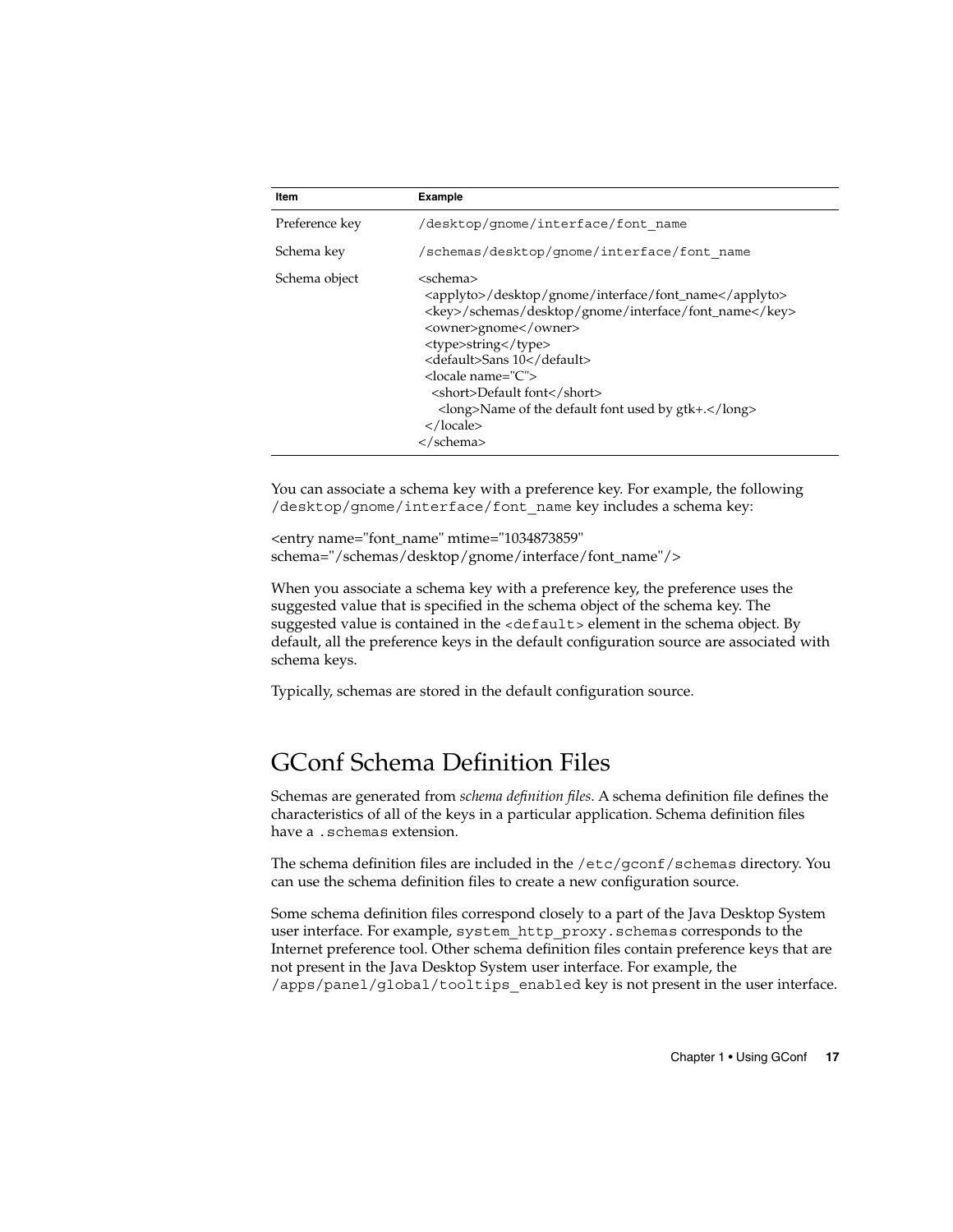| Item | Example |
| --- | --- |
| Preference key | `/desktop/gnome/interface/font_name` |
| Schema key | `/schemas/desktop/gnome/interface/font_name` |
| Schema object | <schema><br>&nbsp;<applyto>/desktop/gnome/interface/font_name</applyto><br>&nbsp;<key>/schemas/desktop/gnome/interface/font_name</key><br>&nbsp;<owner>gnome</owner><br>&nbsp;<type>string</type><br>&nbsp;<default>Sans 10</default><br>&nbsp;<locale name="C"><br>&nbsp;&nbsp;<short>Default font</short><br>&nbsp;&nbsp;&nbsp;<long>Name of the default font used by gtk+.</long><br>&nbsp;</locale><br></schema> |

You can associate a schema key with a preference key. For example, the following `/desktop/gnome/interface/font_name` key includes a schema key:

```
<entry name="font_name" mtime="1034873859"
schema="/schemas/desktop/gnome/interface/font_name"/>
```

When you associate a schema key with a preference key, the preference uses the suggested value that is specified in the schema object of the schema key. The suggested value is contained in the `<default>` element in the schema object. By default, all the preference keys in the default configuration source are associated with schema keys.

Typically, schemas are stored in the default configuration source.

## GConf Schema Definition Files

Schemas are generated from *schema definition files*. A schema definition file defines the characteristics of all of the keys in a particular application. Schema definition files have a `.schemas` extension.

The schema definition files are included in the `/etc/gconf/schemas` directory. You can use the schema definition files to create a new configuration source.

Some schema definition files correspond closely to a part of the Java Desktop System user interface. For example, `system_http_proxy.schemas` corresponds to the Internet preference tool. Other schema definition files contain preference keys that are not present in the Java Desktop System user interface. For example, the `/apps/panel/global/tooltips_enabled` key is not present in the user interface.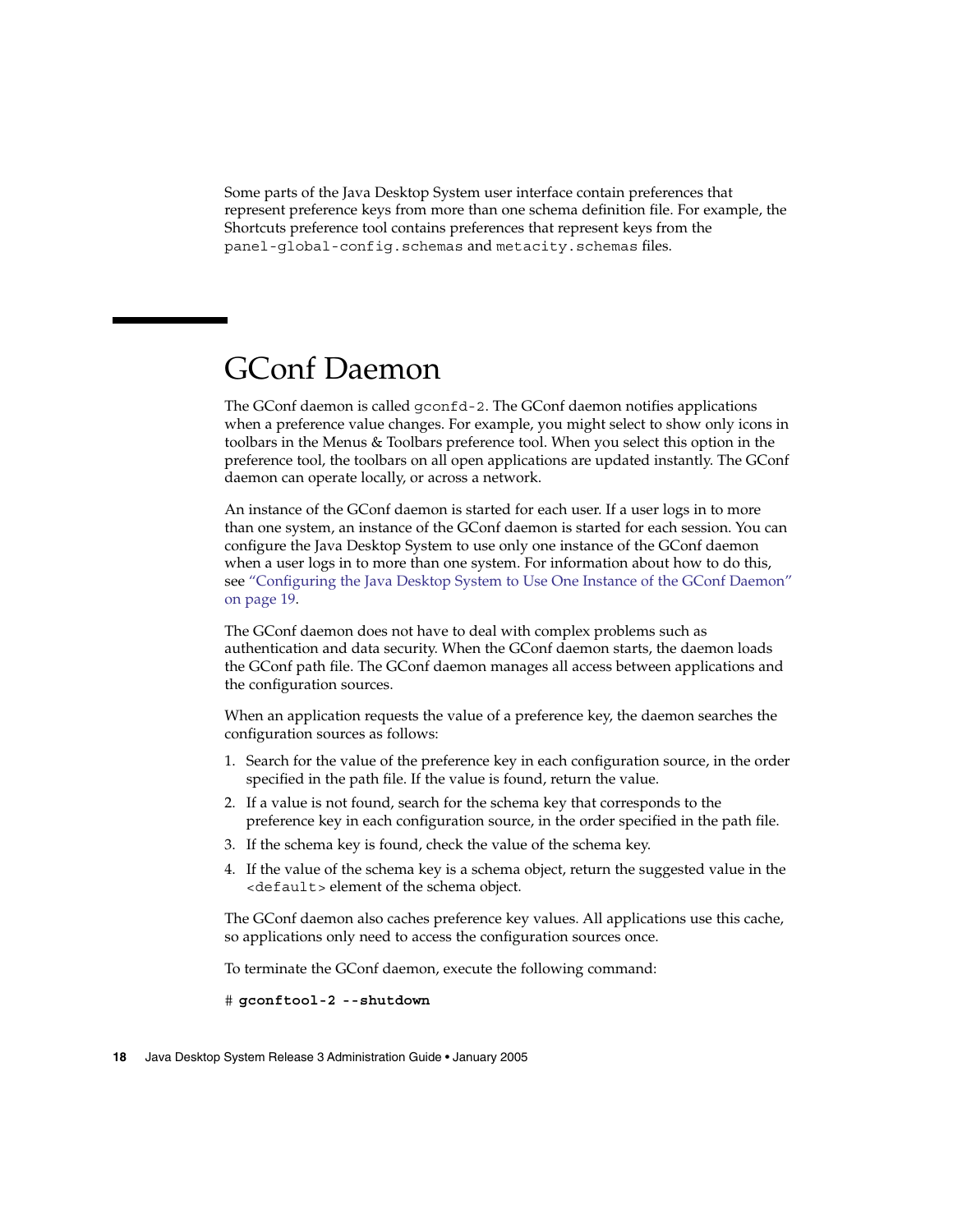Some parts of the Java Desktop System user interface contain preferences that represent preference keys from more than one schema definition file. For example, the Shortcuts preference tool contains preferences that represent keys from the `panel-global-config.schemas` and `metacity.schemas` files.

# GConf Daemon

The GConf daemon is called `gconfd-2`. The GConf daemon notifies applications when a preference value changes. For example, you might select to show only icons in toolbars in the Menus & Toolbars preference tool. When you select this option in the preference tool, the toolbars on all open applications are updated instantly. The GConf daemon can operate locally, or across a network.

An instance of the GConf daemon is started for each user. If a user logs in to more than one system, an instance of the GConf daemon is started for each session. You can configure the Java Desktop System to use only one instance of the GConf daemon when a user logs in to more than one system. For information about how to do this, see "Configuring the Java Desktop System to Use One Instance of the GConf Daemon" on page 19.

The GConf daemon does not have to deal with complex problems such as authentication and data security. When the GConf daemon starts, the daemon loads the GConf path file. The GConf daemon manages all access between applications and the configuration sources.

When an application requests the value of a preference key, the daemon searches the configuration sources as follows:

1. Search for the value of the preference key in each configuration source, in the order specified in the path file. If the value is found, return the value.
2. If a value is not found, search for the schema key that corresponds to the preference key in each configuration source, in the order specified in the path file.
3. If the schema key is found, check the value of the schema key.
4. If the value of the schema key is a schema object, return the suggested value in the `<default>` element of the schema object.

The GConf daemon also caches preference key values. All applications use this cache, so applications only need to access the configuration sources once.

To terminate the GConf daemon, execute the following command:

```
# gconftool-2 --shutdown
```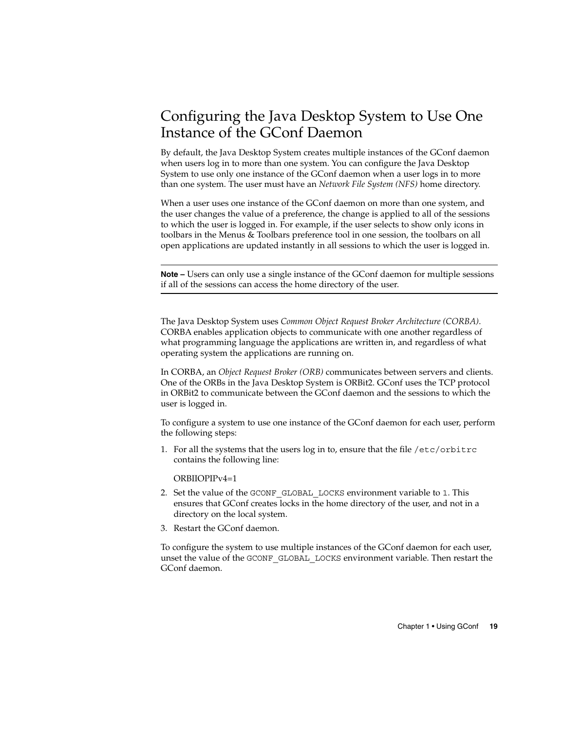## Configuring the Java Desktop System to Use One Instance of the GConf Daemon

By default, the Java Desktop System creates multiple instances of the GConf daemon when users log in to more than one system. You can configure the Java Desktop System to use only one instance of the GConf daemon when a user logs in to more than one system. The user must have an *Network File System (NFS)* home directory.

When a user uses one instance of the GConf daemon on more than one system, and the user changes the value of a preference, the change is applied to all of the sessions to which the user is logged in. For example, if the user selects to show only icons in toolbars in the Menus & Toolbars preference tool in one session, the toolbars on all open applications are updated instantly in all sessions to which the user is logged in.

---

**Note –** Users can only use a single instance of the GConf daemon for multiple sessions if all of the sessions can access the home directory of the user.

---

The Java Desktop System uses *Common Object Request Broker Architecture (CORBA)*. CORBA enables application objects to communicate with one another regardless of what programming language the applications are written in, and regardless of what operating system the applications are running on.

In CORBA, an *Object Request Broker (ORB)* communicates between servers and clients. One of the ORBs in the Java Desktop System is ORBit2. GConf uses the TCP protocol in ORBit2 to communicate between the GConf daemon and the sessions to which the user is logged in.

To configure a system to use one instance of the GConf daemon for each user, perform the following steps:

1. For all the systems that the users log in to, ensure that the file `/etc/orbitrc` contains the following line:

   ORBIIOPIPv4=1

2. Set the value of the `GCONF_GLOBAL_LOCKS` environment variable to `1`. This ensures that GConf creates locks in the home directory of the user, and not in a directory on the local system.
3. Restart the GConf daemon.

To configure the system to use multiple instances of the GConf daemon for each user, unset the value of the `GCONF_GLOBAL_LOCKS` environment variable. Then restart the GConf daemon.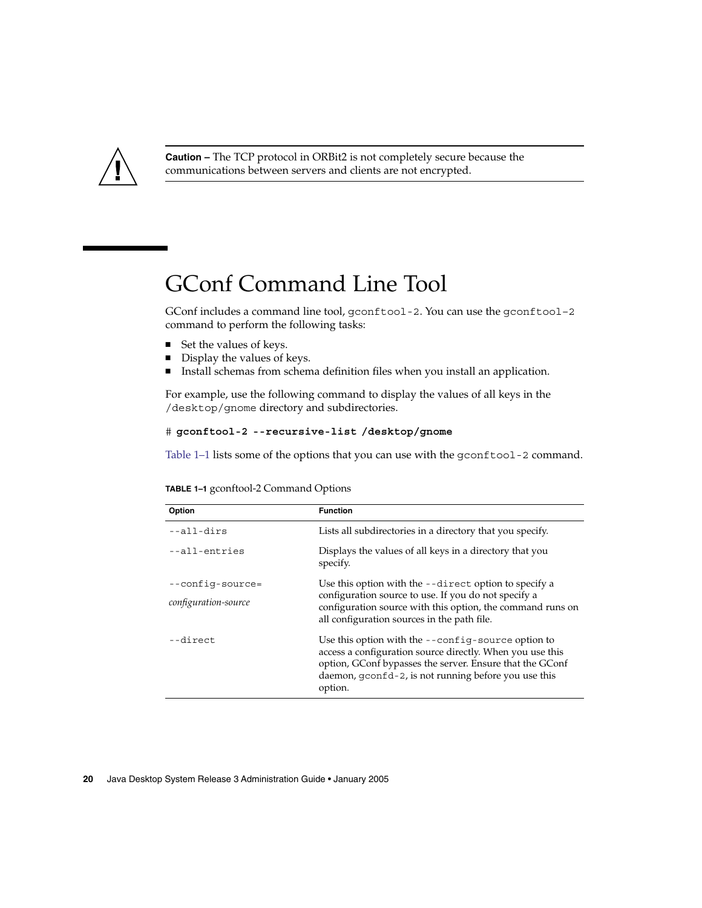**Caution –** The TCP protocol in ORBit2 is not completely secure because the communications between servers and clients are not encrypted.

## GConf Command Line Tool

GConf includes a command line tool, `gconftool-2`. You can use the `gconftool-2` command to perform the following tasks:

- Set the values of keys.
- Display the values of keys.
- Install schemas from schema definition files when you install an application.

For example, use the following command to display the values of all keys in the `/desktop/gnome` directory and subdirectories.

```
# gconftool-2 --recursive-list /desktop/gnome
```

Table 1–1 lists some of the options that you can use with the `gconftool-2` command.

**TABLE 1–1** gconftool-2 Command Options

| Option | Function |
| --- | --- |
| `--all-dirs` | Lists all subdirectories in a directory that you specify. |
| `--all-entries` | Displays the values of all keys in a directory that you specify. |
| `--config-source=`*configuration-source* | Use this option with the `--direct` option to specify a configuration source to use. If you do not specify a configuration source with this option, the command runs on all configuration sources in the path file. |
| `--direct` | Use this option with the `--config-source` option to access a configuration source directly. When you use this option, GConf bypasses the server. Ensure that the GConf daemon, `gconfd-2`, is not running before you use this option. |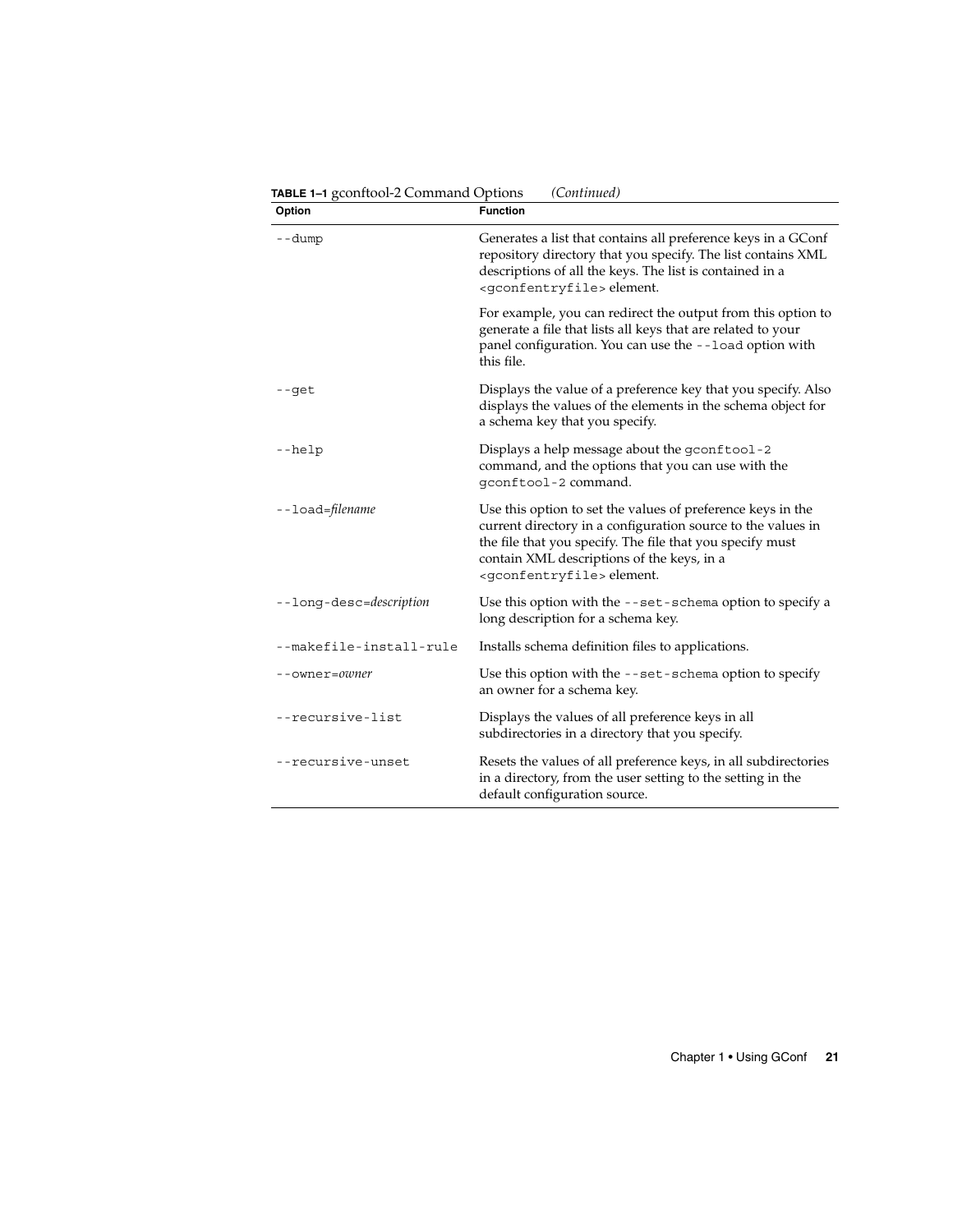**TABLE 1–1** gconftool-2 Command Options *(Continued)*

| Option | Function |
| --- | --- |
| `--dump` | Generates a list that contains all preference keys in a GConf repository directory that you specify. The list contains XML descriptions of all the keys. The list is contained in a `<gconfentryfile>` element.<br><br>For example, you can redirect the output from this option to generate a file that lists all keys that are related to your panel configuration. You can use the `--load` option with this file. |
| `--get` | Displays the value of a preference key that you specify. Also displays the values of the elements in the schema object for a schema key that you specify. |
| `--help` | Displays a help message about the `gconftool-2` command, and the options that you can use with the `gconftool-2` command. |
| `--load=`*filename* | Use this option to set the values of preference keys in the current directory in a configuration source to the values in the file that you specify. The file that you specify must contain XML descriptions of the keys, in a `<gconfentryfile>` element. |
| `--long-desc=`*description* | Use this option with the `--set-schema` option to specify a long description for a schema key. |
| `--makefile-install-rule` | Installs schema definition files to applications. |
| `--owner=`*owner* | Use this option with the `--set-schema` option to specify an owner for a schema key. |
| `--recursive-list` | Displays the values of all preference keys in all subdirectories in a directory that you specify. |
| `--recursive-unset` | Resets the values of all preference keys, in all subdirectories in a directory, from the user setting to the setting in the default configuration source. |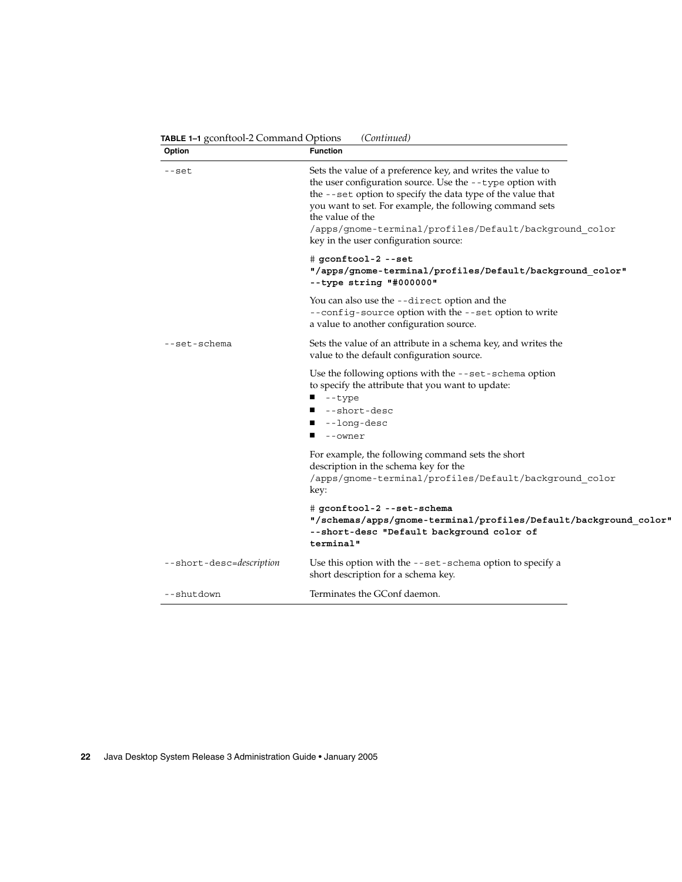**TABLE 1–1** gconftool-2 Command Options *(Continued)*

| Option | Function |
|---|---|
| `--set` | Sets the value of a preference key, and writes the value to the user configuration source. Use the `--type` option with the `--set` option to specify the data type of the value that you want to set. For example, the following command sets the value of the `/apps/gnome-terminal/profiles/Default/background_color` key in the user configuration source:<br><br>`# ` **`gconftool-2 --set "/apps/gnome-terminal/profiles/Default/background_color" --type string "#000000"`**<br><br>You can also use the `--direct` option and the `--config-source` option with the `--set` option to write a value to another configuration source. |
| `--set-schema` | Sets the value of an attribute in a schema key, and writes the value to the default configuration source.<br><br>Use the following options with the `--set-schema` option to specify the attribute that you want to update:<br>■ `--type`<br>■ `--short-desc`<br>■ `--long-desc`<br>■ `--owner`<br><br>For example, the following command sets the short description in the schema key for the `/apps/gnome-terminal/profiles/Default/background_color` key:<br><br>`# ` **`gconftool-2 --set-schema "/schemas/apps/gnome-terminal/profiles/Default/background_color" --short-desc "Default background color of terminal"`** |
| `--short-desc=`*description* | Use this option with the `--set-schema` option to specify a short description for a schema key. |
| `--shutdown` | Terminates the GConf daemon. |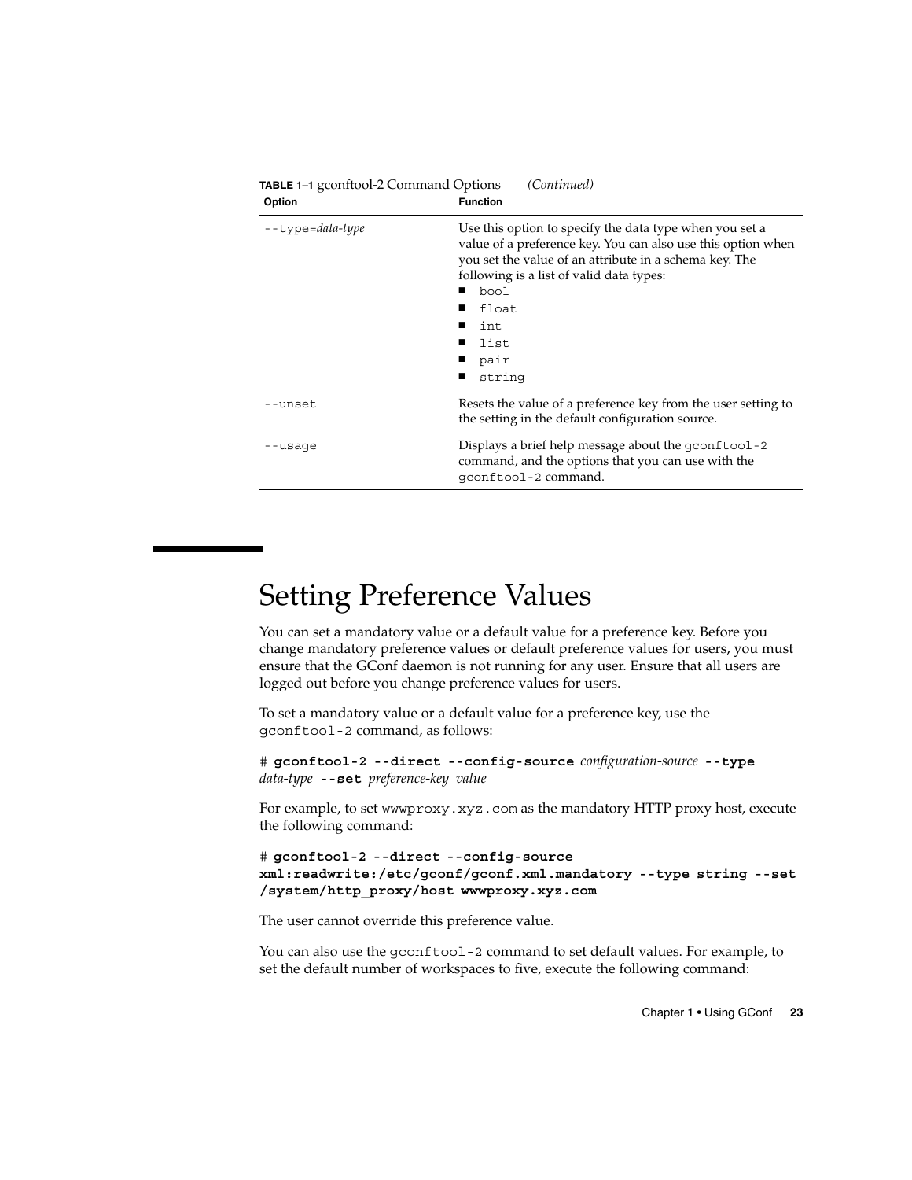**TABLE 1–1** gconftool-2 Command Options *(Continued)*

| Option | Function |
| --- | --- |
| `--type=`*data-type* | Use this option to specify the data type when you set a value of a preference key. You can also use this option when you set the value of an attribute in a schema key. The following is a list of valid data types:<br>■ `bool`<br>■ `float`<br>■ `int`<br>■ `list`<br>■ `pair`<br>■ `string` |
| `--unset` | Resets the value of a preference key from the user setting to the setting in the default configuration source. |
| `--usage` | Displays a brief help message about the `gconftool-2` command, and the options that you can use with the `gconftool-2` command. |

# Setting Preference Values

You can set a mandatory value or a default value for a preference key. Before you change mandatory preference values or default preference values for users, you must ensure that the GConf daemon is not running for any user. Ensure that all users are logged out before you change preference values for users.

To set a mandatory value or a default value for a preference key, use the `gconftool-2` command, as follows:

```
# gconftool-2 --direct --config-source configuration-source --type
data-type --set preference-key value
```

For example, to set `wwwproxy.xyz.com` as the mandatory HTTP proxy host, execute the following command:

```
# gconftool-2 --direct --config-source
xml:readwrite:/etc/gconf/gconf.xml.mandatory --type string --set
/system/http_proxy/host wwwproxy.xyz.com
```

The user cannot override this preference value.

You can also use the `gconftool-2` command to set default values. For example, to set the default number of workspaces to five, execute the following command: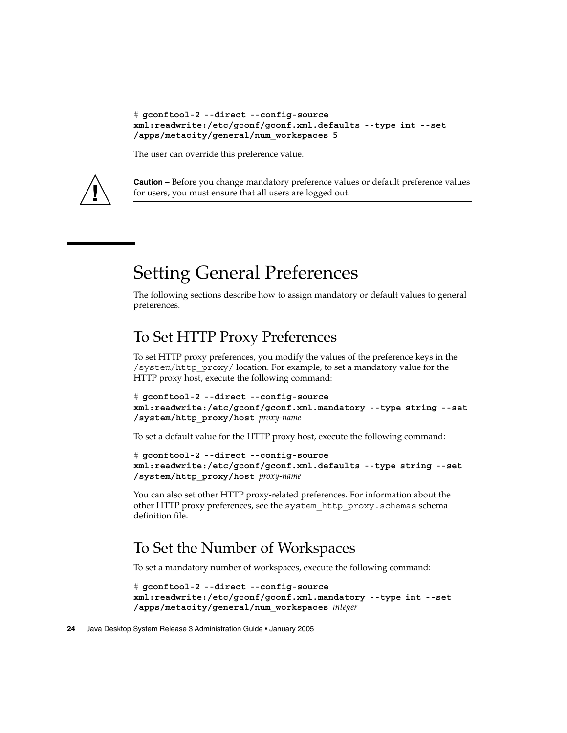```
# gconftool-2 --direct --config-source
xml:readwrite:/etc/gconf/gconf.xml.defaults --type int --set
/apps/metacity/general/num_workspaces 5
```

The user can override this preference value.

> **Caution –** Before you change mandatory preference values or default preference values for users, you must ensure that all users are logged out.

# Setting General Preferences

The following sections describe how to assign mandatory or default values to general preferences.

## To Set HTTP Proxy Preferences

To set HTTP proxy preferences, you modify the values of the preference keys in the `/system/http_proxy/` location. For example, to set a mandatory value for the HTTP proxy host, execute the following command:

```
# gconftool-2 --direct --config-source
xml:readwrite:/etc/gconf/gconf.xml.mandatory --type string --set
/system/http_proxy/host proxy-name
```

To set a default value for the HTTP proxy host, execute the following command:

```
# gconftool-2 --direct --config-source
xml:readwrite:/etc/gconf/gconf.xml.defaults --type string --set
/system/http_proxy/host proxy-name
```

You can also set other HTTP proxy-related preferences. For information about the other HTTP proxy preferences, see the `system_http_proxy.schemas` schema definition file.

## To Set the Number of Workspaces

To set a mandatory number of workspaces, execute the following command:

```
# gconftool-2 --direct --config-source
xml:readwrite:/etc/gconf/gconf.xml.mandatory --type int --set
/apps/metacity/general/num_workspaces integer
```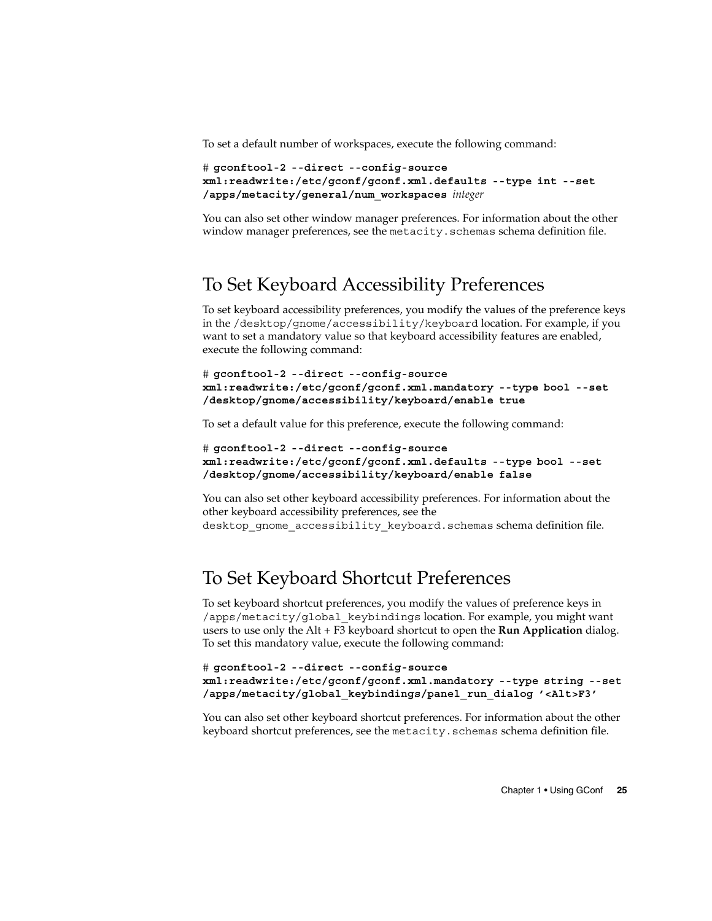To set a default number of workspaces, execute the following command:

```
# gconftool-2 --direct --config-source
xml:readwrite:/etc/gconf/gconf.xml.defaults --type int --set
/apps/metacity/general/num_workspaces integer
```

You can also set other window manager preferences. For information about the other window manager preferences, see the `metacity.schemas` schema definition file.

## To Set Keyboard Accessibility Preferences

To set keyboard accessibility preferences, you modify the values of the preference keys in the `/desktop/gnome/accessibility/keyboard` location. For example, if you want to set a mandatory value so that keyboard accessibility features are enabled, execute the following command:

```
# gconftool-2 --direct --config-source
xml:readwrite:/etc/gconf/gconf.xml.mandatory --type bool --set
/desktop/gnome/accessibility/keyboard/enable true
```

To set a default value for this preference, execute the following command:

```
# gconftool-2 --direct --config-source
xml:readwrite:/etc/gconf/gconf.xml.defaults --type bool --set
/desktop/gnome/accessibility/keyboard/enable false
```

You can also set other keyboard accessibility preferences. For information about the other keyboard accessibility preferences, see the `desktop_gnome_accessibility_keyboard.schemas` schema definition file.

## To Set Keyboard Shortcut Preferences

To set keyboard shortcut preferences, you modify the values of preference keys in `/apps/metacity/global_keybindings` location. For example, you might want users to use only the Alt + F3 keyboard shortcut to open the **Run Application** dialog. To set this mandatory value, execute the following command:

```
# gconftool-2 --direct --config-source
xml:readwrite:/etc/gconf/gconf.xml.mandatory --type string --set
/apps/metacity/global_keybindings/panel_run_dialog '<Alt>F3'
```

You can also set other keyboard shortcut preferences. For information about the other keyboard shortcut preferences, see the `metacity.schemas` schema definition file.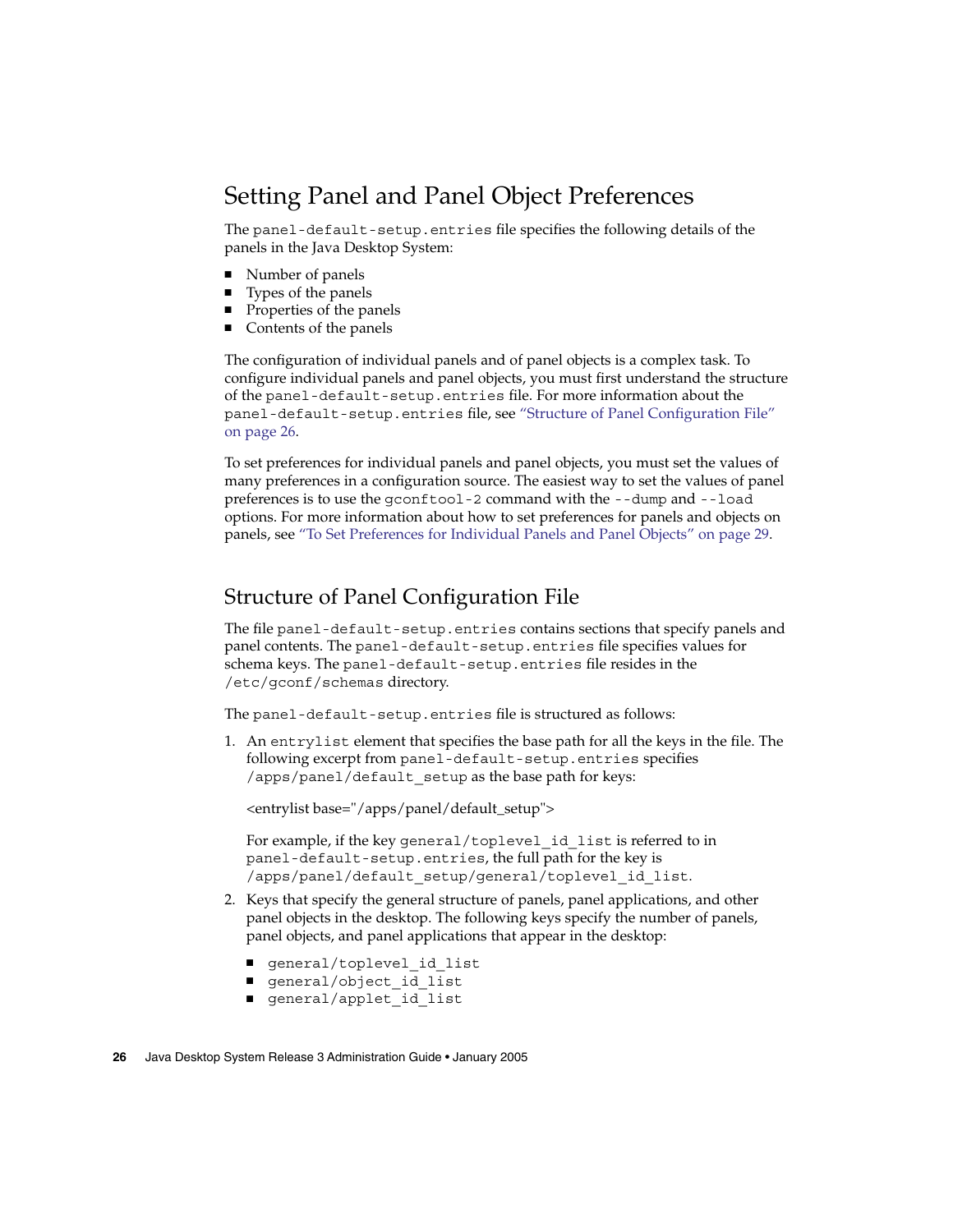## Setting Panel and Panel Object Preferences

The `panel-default-setup.entries` file specifies the following details of the panels in the Java Desktop System:

- Number of panels
- Types of the panels
- Properties of the panels
- Contents of the panels

The configuration of individual panels and of panel objects is a complex task. To configure individual panels and panel objects, you must first understand the structure of the `panel-default-setup.entries` file. For more information about the `panel-default-setup.entries` file, see "Structure of Panel Configuration File" on page 26.

To set preferences for individual panels and panel objects, you must set the values of many preferences in a configuration source. The easiest way to set the values of panel preferences is to use the `gconftool-2` command with the `--dump` and `--load` options. For more information about how to set preferences for panels and objects on panels, see "To Set Preferences for Individual Panels and Panel Objects" on page 29.

## Structure of Panel Configuration File

The file `panel-default-setup.entries` contains sections that specify panels and panel contents. The `panel-default-setup.entries` file specifies values for schema keys. The `panel-default-setup.entries` file resides in the `/etc/gconf/schemas` directory.

The `panel-default-setup.entries` file is structured as follows:

1. An `entrylist` element that specifies the base path for all the keys in the file. The following excerpt from `panel-default-setup.entries` specifies `/apps/panel/default_setup` as the base path for keys:

   <entrylist base="/apps/panel/default_setup">

   For example, if the key `general/toplevel_id_list` is referred to in `panel-default-setup.entries`, the full path for the key is `/apps/panel/default_setup/general/toplevel_id_list`.

2. Keys that specify the general structure of panels, panel applications, and other panel objects in the desktop. The following keys specify the number of panels, panel objects, and panel applications that appear in the desktop:

   - `general/toplevel_id_list`
   - `general/object_id_list`
   - `general/applet_id_list`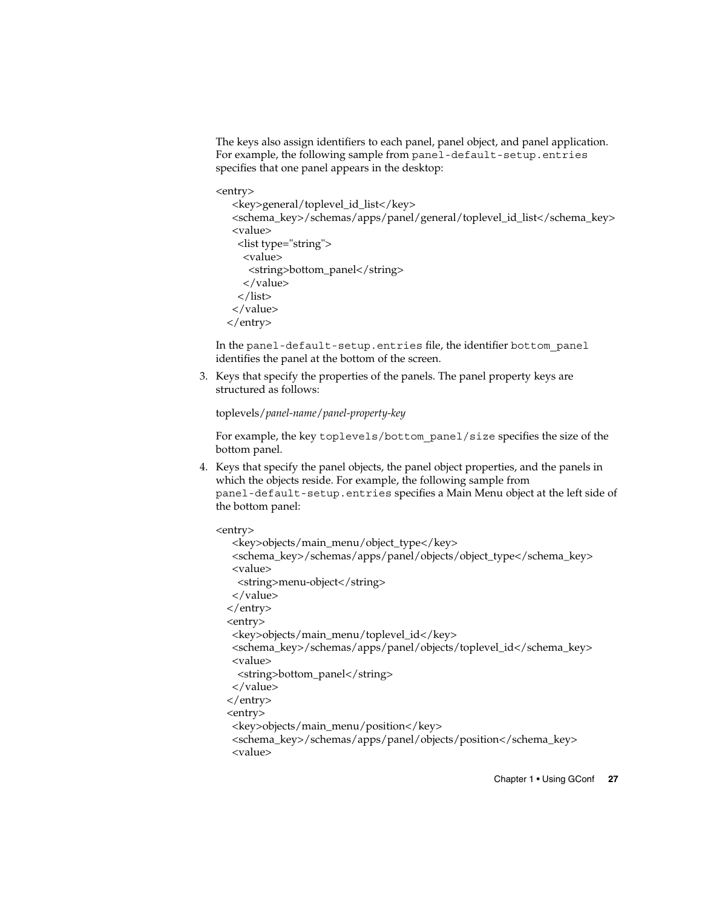The keys also assign identifiers to each panel, panel object, and panel application. For example, the following sample from `panel-default-setup.entries` specifies that one panel appears in the desktop:

```
<entry>
   <key>general/toplevel_id_list</key>
   <schema_key>/schemas/apps/panel/general/toplevel_id_list</schema_key>
   <value>
     <list type="string">
       <value>
         <string>bottom_panel</string>
       </value>
     </list>
   </value>
 </entry>
```

In the `panel-default-setup.entries` file, the identifier `bottom_panel` identifies the panel at the bottom of the screen.

3. Keys that specify the properties of the panels. The panel property keys are structured as follows:

   toplevels/*panel-name*/*panel-property-key*

   For example, the key `toplevels/bottom_panel/size` specifies the size of the bottom panel.

4. Keys that specify the panel objects, the panel object properties, and the panels in which the objects reside. For example, the following sample from `panel-default-setup.entries` specifies a Main Menu object at the left side of the bottom panel:

```
<entry>
   <key>objects/main_menu/object_type</key>
   <schema_key>/schemas/apps/panel/objects/object_type</schema_key>
   <value>
     <string>menu-object</string>
   </value>
 </entry>
 <entry>
   <key>objects/main_menu/toplevel_id</key>
   <schema_key>/schemas/apps/panel/objects/toplevel_id</schema_key>
   <value>
     <string>bottom_panel</string>
   </value>
 </entry>
 <entry>
   <key>objects/main_menu/position</key>
   <schema_key>/schemas/apps/panel/objects/position</schema_key>
   <value>
```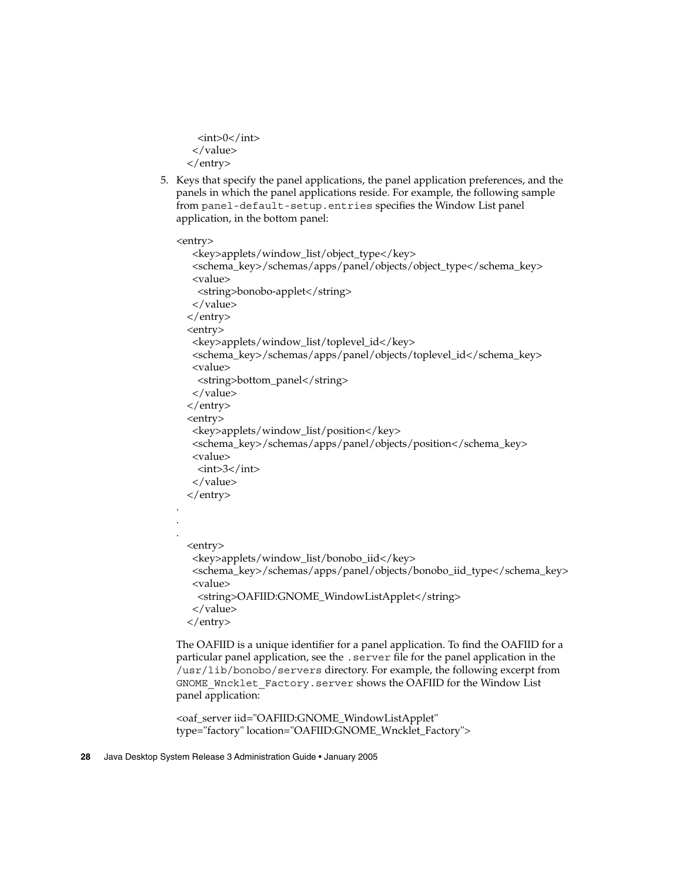```
        <int>0</int>
      </value>
    </entry>
```

5. Keys that specify the panel applications, the panel application preferences, and the panels in which the panel applications reside. For example, the following sample from `panel-default-setup.entries` specifies the Window List panel application, in the bottom panel:

```
<entry>
    <key>applets/window_list/object_type</key>
    <schema_key>/schemas/apps/panel/objects/object_type</schema_key>
    <value>
      <string>bonobo-applet</string>
    </value>
  </entry>
  <entry>
    <key>applets/window_list/toplevel_id</key>
    <schema_key>/schemas/apps/panel/objects/toplevel_id</schema_key>
    <value>
      <string>bottom_panel</string>
    </value>
  </entry>
  <entry>
    <key>applets/window_list/position</key>
    <schema_key>/schemas/apps/panel/objects/position</schema_key>
    <value>
      <int>3</int>
    </value>
  </entry>
.
.
.
  <entry>
    <key>applets/window_list/bonobo_iid</key>
    <schema_key>/schemas/apps/panel/objects/bonobo_iid_type</schema_key>
    <value>
      <string>OAFIID:GNOME_WindowListApplet</string>
    </value>
  </entry>
```

The OAFIID is a unique identifier for a panel application. To find the OAFIID for a particular panel application, see the `.server` file for the panel application in the `/usr/lib/bonobo/servers` directory. For example, the following excerpt from `GNOME_Wncklet_Factory.server` shows the OAFIID for the Window List panel application:

```
<oaf_server iid="OAFIID:GNOME_WindowListApplet"
type="factory" location="OAFIID:GNOME_Wncklet_Factory">
```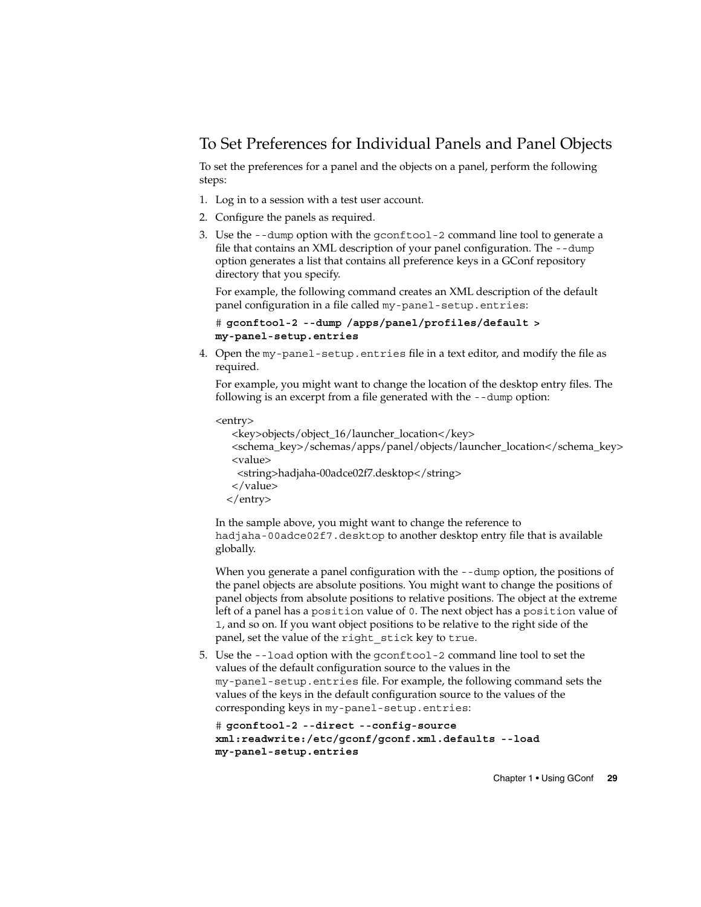## To Set Preferences for Individual Panels and Panel Objects

To set the preferences for a panel and the objects on a panel, perform the following steps:

1. Log in to a session with a test user account.
2. Configure the panels as required.
3. Use the `--dump` option with the `gconftool-2` command line tool to generate a file that contains an XML description of your panel configuration. The `--dump` option generates a list that contains all preference keys in a GConf repository directory that you specify.

   For example, the following command creates an XML description of the default panel configuration in a file called `my-panel-setup.entries`:

   ```
   # gconftool-2 --dump /apps/panel/profiles/default >
   my-panel-setup.entries
   ```

4. Open the `my-panel-setup.entries` file in a text editor, and modify the file as required.

   For example, you might want to change the location of the desktop entry files. The following is an excerpt from a file generated with the `--dump` option:

   ```
   <entry>
     <key>objects/object_16/launcher_location</key>
     <schema_key>/schemas/apps/panel/objects/launcher_location</schema_key>
     <value>
       <string>hadjaha-00adce02f7.desktop</string>
     </value>
   </entry>
   ```

   In the sample above, you might want to change the reference to `hadjaha-00adce02f7.desktop` to another desktop entry file that is available globally.

   When you generate a panel configuration with the `--dump` option, the positions of the panel objects are absolute positions. You might want to change the positions of panel objects from absolute positions to relative positions. The object at the extreme left of a panel has a `position` value of `0`. The next object has a `position` value of `1`, and so on. If you want object positions to be relative to the right side of the panel, set the value of the `right_stick` key to `true`.

5. Use the `--load` option with the `gconftool-2` command line tool to set the values of the default configuration source to the values in the `my-panel-setup.entries` file. For example, the following command sets the values of the keys in the default configuration source to the values of the corresponding keys in `my-panel-setup.entries`:

   ```
   # gconftool-2 --direct --config-source
   xml:readwrite:/etc/gconf/gconf.xml.defaults --load
   my-panel-setup.entries
   ```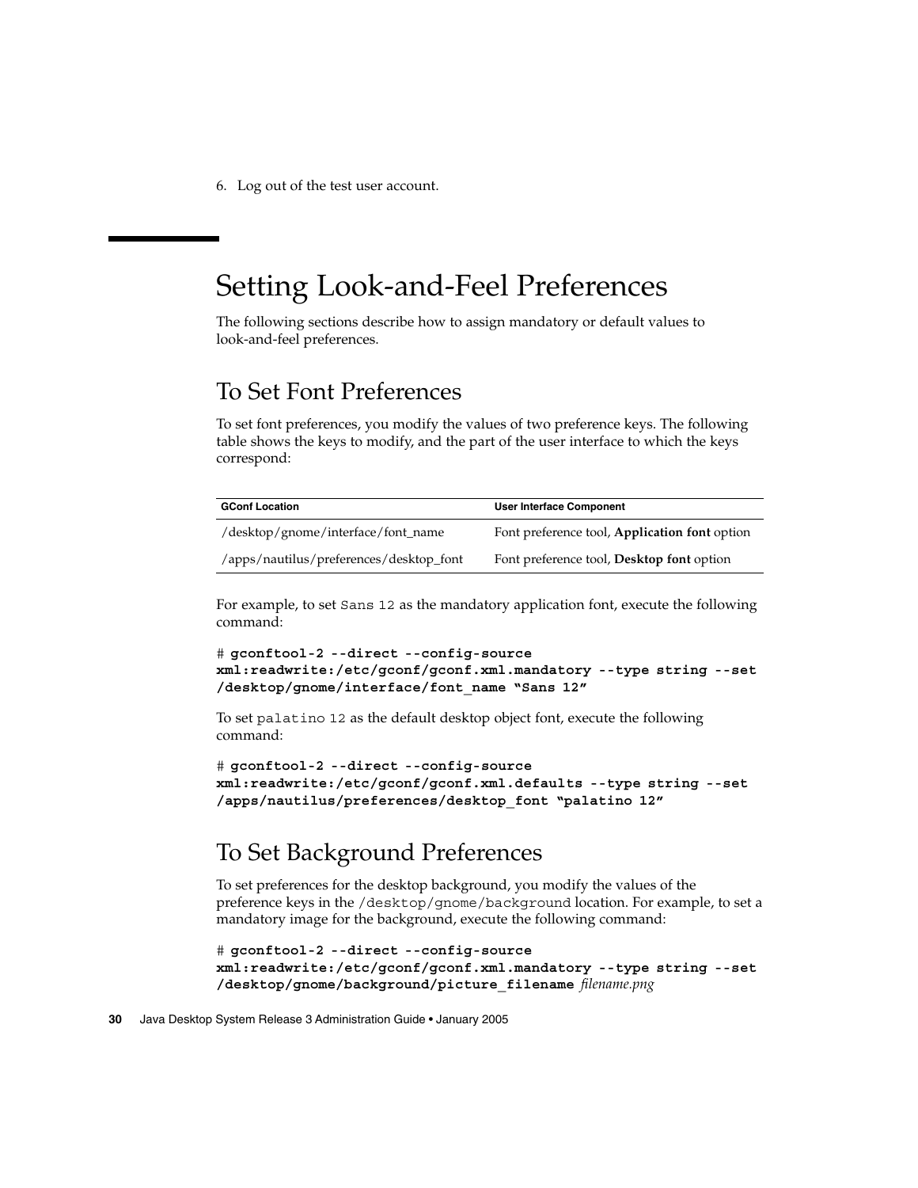6. Log out of the test user account.

# Setting Look-and-Feel Preferences

The following sections describe how to assign mandatory or default values to look-and-feel preferences.

## To Set Font Preferences

To set font preferences, you modify the values of two preference keys. The following table shows the keys to modify, and the part of the user interface to which the keys correspond:

| GConf Location | User Interface Component |
| --- | --- |
| /desktop/gnome/interface/font_name | Font preference tool, **Application font** option |
| /apps/nautilus/preferences/desktop_font | Font preference tool, **Desktop font** option |

For example, to set `Sans 12` as the mandatory application font, execute the following command:

```
# gconftool-2 --direct --config-source
xml:readwrite:/etc/gconf/gconf.xml.mandatory --type string --set
/desktop/gnome/interface/font_name "Sans 12"
```

To set `palatino 12` as the default desktop object font, execute the following command:

```
# gconftool-2 --direct --config-source
xml:readwrite:/etc/gconf/gconf.xml.defaults --type string --set
/apps/nautilus/preferences/desktop_font "palatino 12"
```

## To Set Background Preferences

To set preferences for the desktop background, you modify the values of the preference keys in the `/desktop/gnome/background` location. For example, to set a mandatory image for the background, execute the following command:

```
# gconftool-2 --direct --config-source
xml:readwrite:/etc/gconf/gconf.xml.mandatory --type string --set
/desktop/gnome/background/picture_filename filename.png
```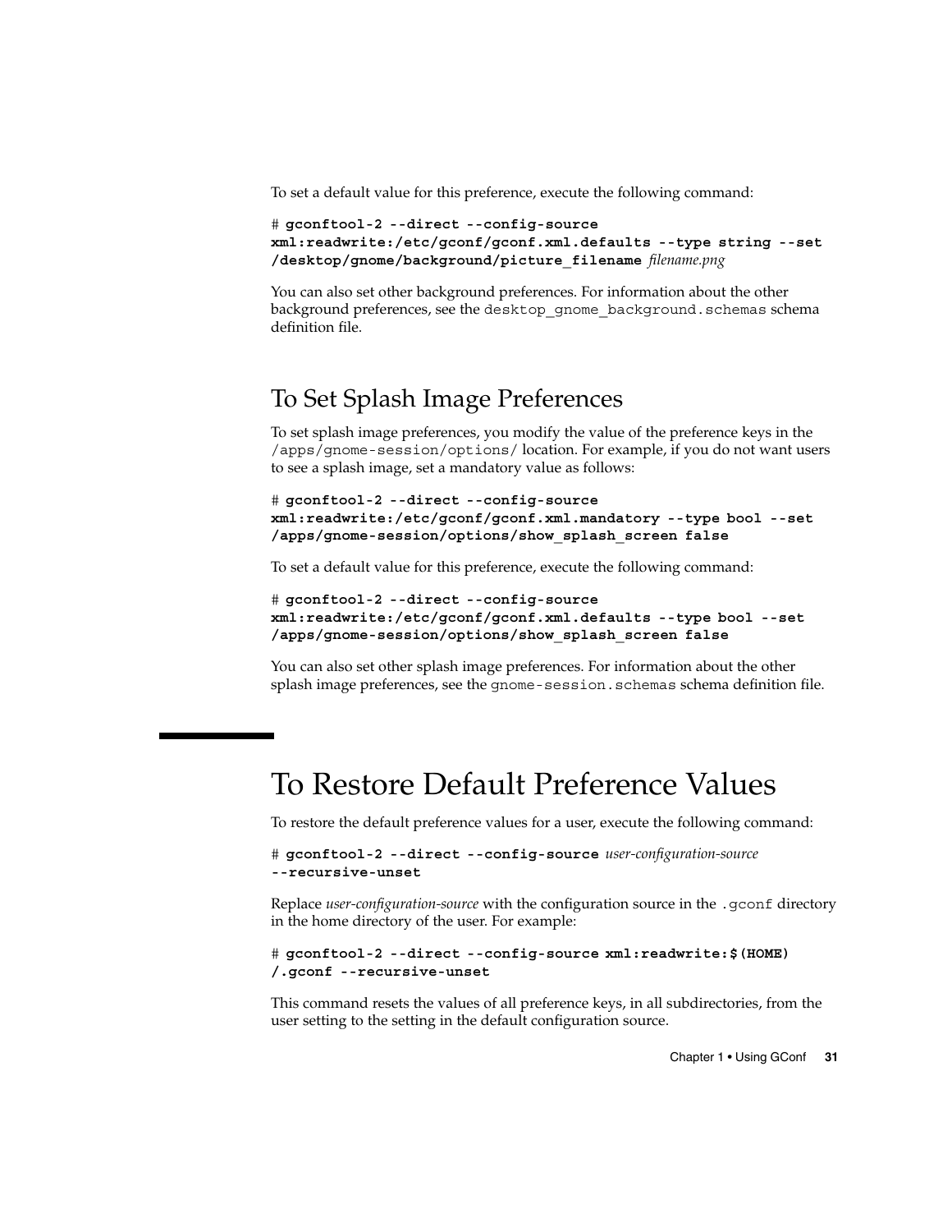To set a default value for this preference, execute the following command:

```
# gconftool-2 --direct --config-source
xml:readwrite:/etc/gconf/gconf.xml.defaults --type string --set
/desktop/gnome/background/picture_filename filename.png
```

You can also set other background preferences. For information about the other background preferences, see the `desktop_gnome_background.schemas` schema definition file.

## To Set Splash Image Preferences

To set splash image preferences, you modify the value of the preference keys in the `/apps/gnome-session/options/` location. For example, if you do not want users to see a splash image, set a mandatory value as follows:

```
# gconftool-2 --direct --config-source
xml:readwrite:/etc/gconf/gconf.xml.mandatory --type bool --set
/apps/gnome-session/options/show_splash_screen false
```

To set a default value for this preference, execute the following command:

```
# gconftool-2 --direct --config-source
xml:readwrite:/etc/gconf/gconf.xml.defaults --type bool --set
/apps/gnome-session/options/show_splash_screen false
```

You can also set other splash image preferences. For information about the other splash image preferences, see the `gnome-session.schemas` schema definition file.

# To Restore Default Preference Values

To restore the default preference values for a user, execute the following command:

```
# gconftool-2 --direct --config-source user-configuration-source
--recursive-unset
```

Replace *user-configuration-source* with the configuration source in the `.gconf` directory in the home directory of the user. For example:

```
# gconftool-2 --direct --config-source xml:readwrite:$(HOME)
/.gconf --recursive-unset
```

This command resets the values of all preference keys, in all subdirectories, from the user setting to the setting in the default configuration source.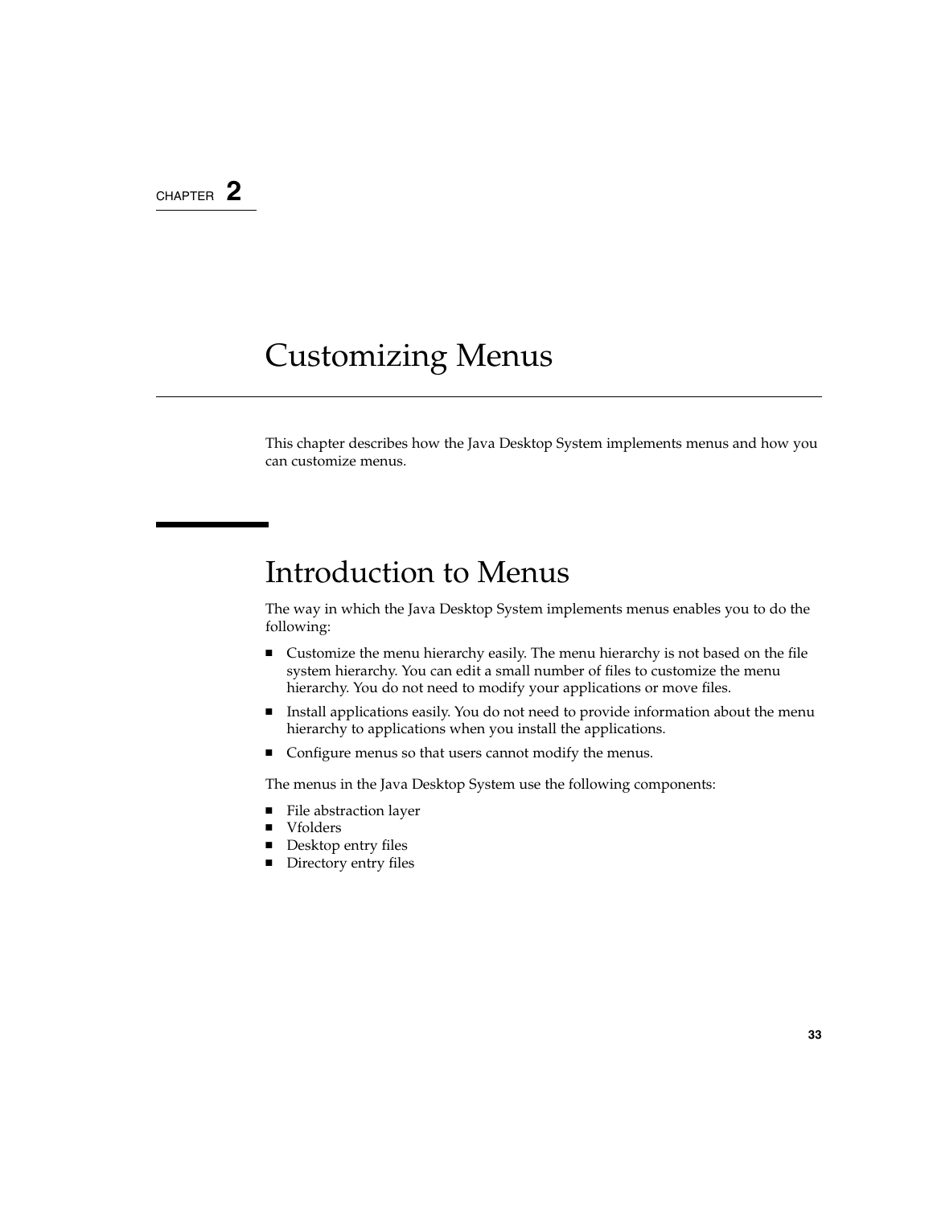CHAPTER 2

# Customizing Menus

This chapter describes how the Java Desktop System implements menus and how you can customize menus.

## Introduction to Menus

The way in which the Java Desktop System implements menus enables you to do the following:

- Customize the menu hierarchy easily. The menu hierarchy is not based on the file system hierarchy. You can edit a small number of files to customize the menu hierarchy. You do not need to modify your applications or move files.
- Install applications easily. You do not need to provide information about the menu hierarchy to applications when you install the applications.
- Configure menus so that users cannot modify the menus.

The menus in the Java Desktop System use the following components:

- File abstraction layer
- Vfolders
- Desktop entry files
- Directory entry files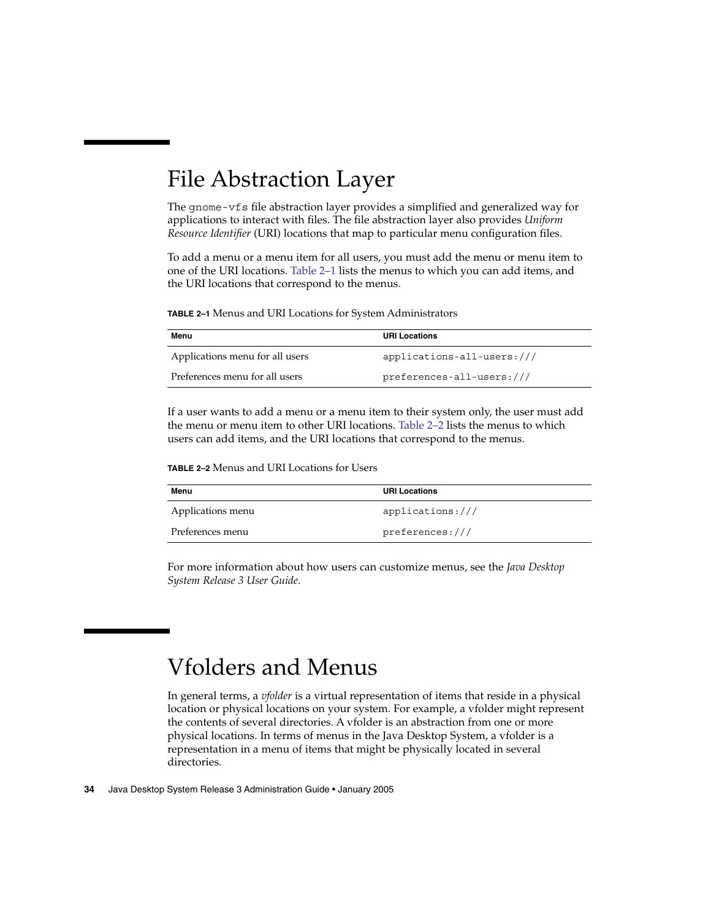# File Abstraction Layer

The `gnome-vfs` file abstraction layer provides a simplified and generalized way for applications to interact with files. The file abstraction layer also provides *Uniform Resource Identifier* (URI) locations that map to particular menu configuration files.

To add a menu or a menu item for all users, you must add the menu or menu item to one of the URI locations. Table 2–1 lists the menus to which you can add items, and the URI locations that correspond to the menus.

**TABLE 2–1** Menus and URI Locations for System Administrators

| Menu | URI Locations |
| --- | --- |
| Applications menu for all users | `applications-all-users:///` |
| Preferences menu for all users | `preferences-all-users:///` |

If a user wants to add a menu or a menu item to their system only, the user must add the menu or menu item to other URI locations. Table 2–2 lists the menus to which users can add items, and the URI locations that correspond to the menus.

**TABLE 2–2** Menus and URI Locations for Users

| Menu | URI Locations |
| --- | --- |
| Applications menu | `applications:///` |
| Preferences menu | `preferences:///` |

For more information about how users can customize menus, see the *Java Desktop System Release 3 User Guide*.

# Vfolders and Menus

In general terms, a *vfolder* is a virtual representation of items that reside in a physical location or physical locations on your system. For example, a vfolder might represent the contents of several directories. A vfolder is an abstraction from one or more physical locations. In terms of menus in the Java Desktop System, a vfolder is a representation in a menu of items that might be physically located in several directories.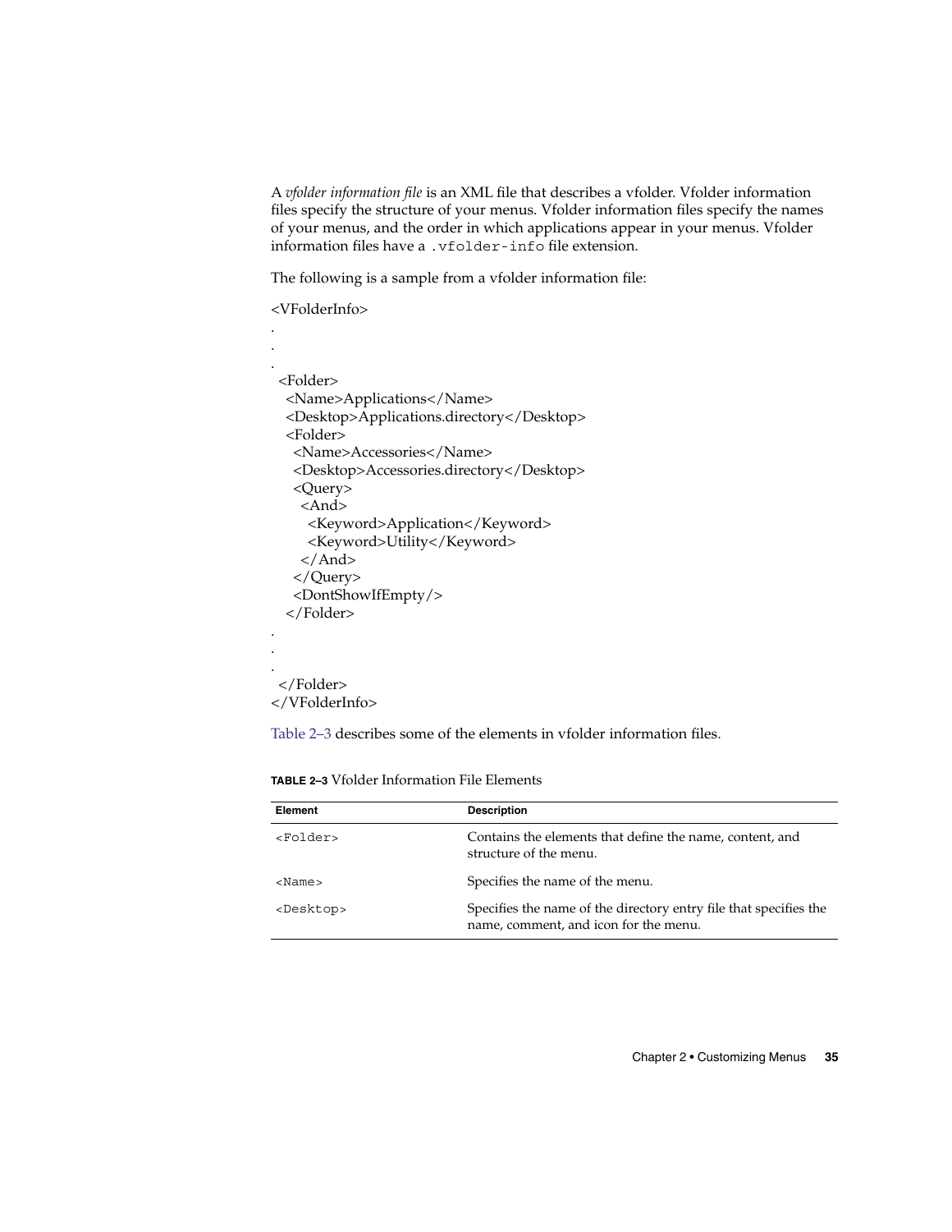A *vfolder information file* is an XML file that describes a vfolder. Vfolder information files specify the structure of your menus. Vfolder information files specify the names of your menus, and the order in which applications appear in your menus. Vfolder information files have a `.vfolder-info` file extension.

The following is a sample from a vfolder information file:

```
<VFolderInfo>
.
.
.
 <Folder>
  <Name>Applications</Name>
  <Desktop>Applications.directory</Desktop>
  <Folder>
   <Name>Accessories</Name>
   <Desktop>Accessories.directory</Desktop>
   <Query>
    <And>
     <Keyword>Application</Keyword>
     <Keyword>Utility</Keyword>
    </And>
   </Query>
   <DontShowIfEmpty/>
  </Folder>
.
.
.
 </Folder>
</VFolderInfo>
```

Table 2–3 describes some of the elements in vfolder information files.

**TABLE 2–3** Vfolder Information File Elements

| Element | Description |
| --- | --- |
| `<Folder>` | Contains the elements that define the name, content, and structure of the menu. |
| `<Name>` | Specifies the name of the menu. |
| `<Desktop>` | Specifies the name of the directory entry file that specifies the name, comment, and icon for the menu. |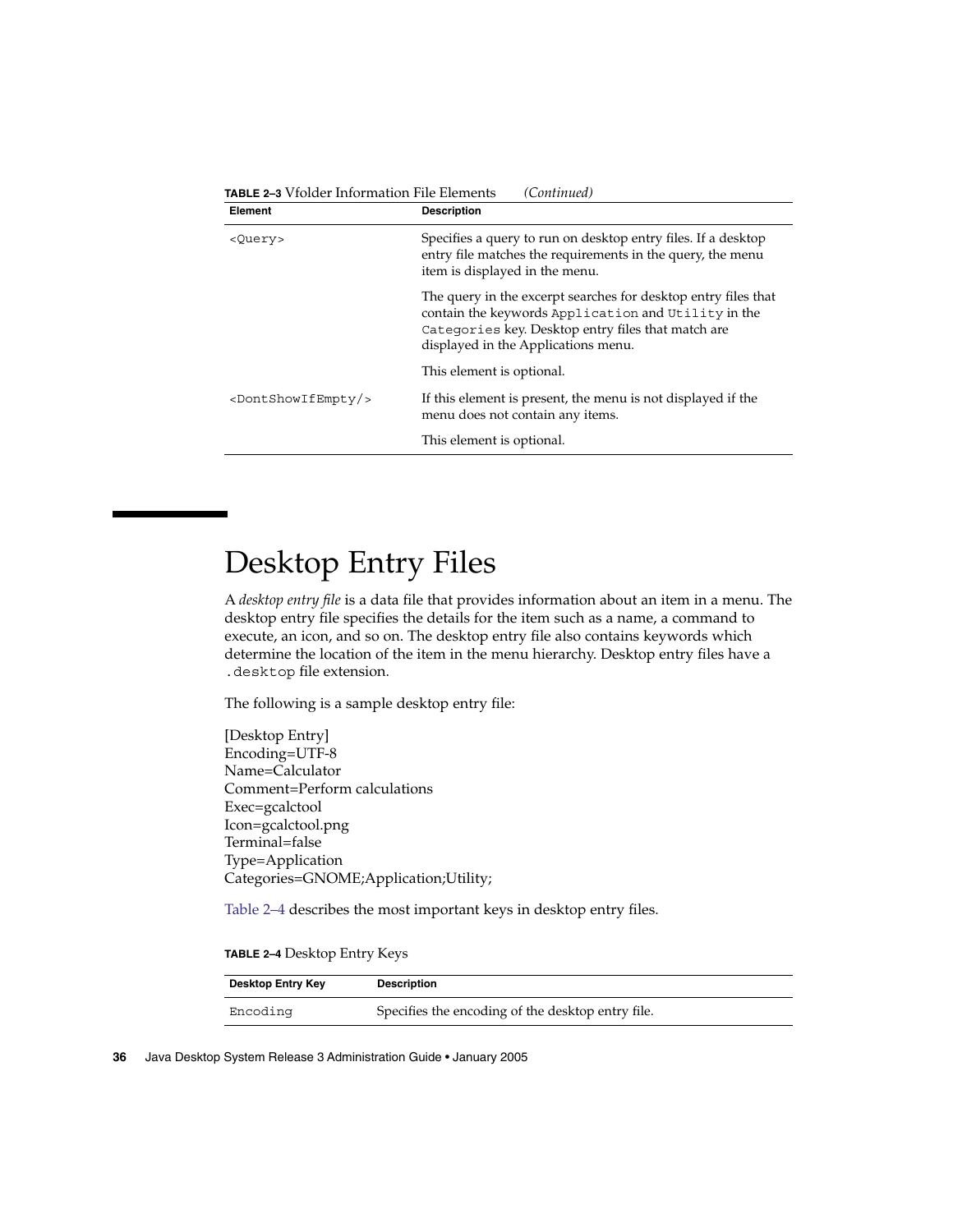**TABLE 2–3** Vfolder Information File Elements *(Continued)*

| Element | Description |
| --- | --- |
| `<Query>` | Specifies a query to run on desktop entry files. If a desktop entry file matches the requirements in the query, the menu item is displayed in the menu.<br><br>The query in the excerpt searches for desktop entry files that contain the keywords `Application` and `Utility` in the `Categories` key. Desktop entry files that match are displayed in the Applications menu.<br><br>This element is optional. |
| `<DontShowIfEmpty/>` | If this element is present, the menu is not displayed if the menu does not contain any items.<br><br>This element is optional. |

# Desktop Entry Files

A *desktop entry file* is a data file that provides information about an item in a menu. The desktop entry file specifies the details for the item such as a name, a command to execute, an icon, and so on. The desktop entry file also contains keywords which determine the location of the item in the menu hierarchy. Desktop entry files have a `.desktop` file extension.

The following is a sample desktop entry file:

```
[Desktop Entry]
Encoding=UTF-8
Name=Calculator
Comment=Perform calculations
Exec=gcalctool
Icon=gcalctool.png
Terminal=false
Type=Application
Categories=GNOME;Application;Utility;
```

Table 2–4 describes the most important keys in desktop entry files.

**TABLE 2–4** Desktop Entry Keys

| Desktop Entry Key | Description |
| --- | --- |
| `Encoding` | Specifies the encoding of the desktop entry file. |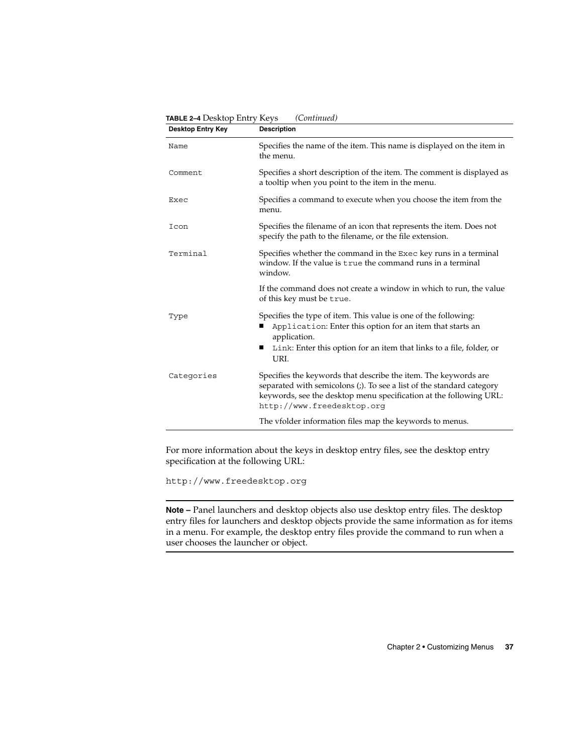**TABLE 2–4** Desktop Entry Keys *(Continued)*

| Desktop Entry Key | Description |
| --- | --- |
| `Name` | Specifies the name of the item. This name is displayed on the item in the menu. |
| `Comment` | Specifies a short description of the item. The comment is displayed as a tooltip when you point to the item in the menu. |
| `Exec` | Specifies a command to execute when you choose the item from the menu. |
| `Icon` | Specifies the filename of an icon that represents the item. Does not specify the path to the filename, or the file extension. |
| `Terminal` | Specifies whether the command in the `Exec` key runs in a terminal window. If the value is `true` the command runs in a terminal window.<br><br>If the command does not create a window in which to run, the value of this key must be `true`. |
| `Type` | Specifies the type of item. This value is one of the following:<br>■ `Application`: Enter this option for an item that starts an application.<br>■ `Link`: Enter this option for an item that links to a file, folder, or URI. |
| `Categories` | Specifies the keywords that describe the item. The keywords are separated with semicolons (;). To see a list of the standard category keywords, see the desktop menu specification at the following URL: `http://www.freedesktop.org`<br><br>The vfolder information files map the keywords to menus. |

For more information about the keys in desktop entry files, see the desktop entry specification at the following URL:

`http://www.freedesktop.org`

---

**Note –** Panel launchers and desktop objects also use desktop entry files. The desktop entry files for launchers and desktop objects provide the same information as for items in a menu. For example, the desktop entry files provide the command to run when a user chooses the launcher or object.

---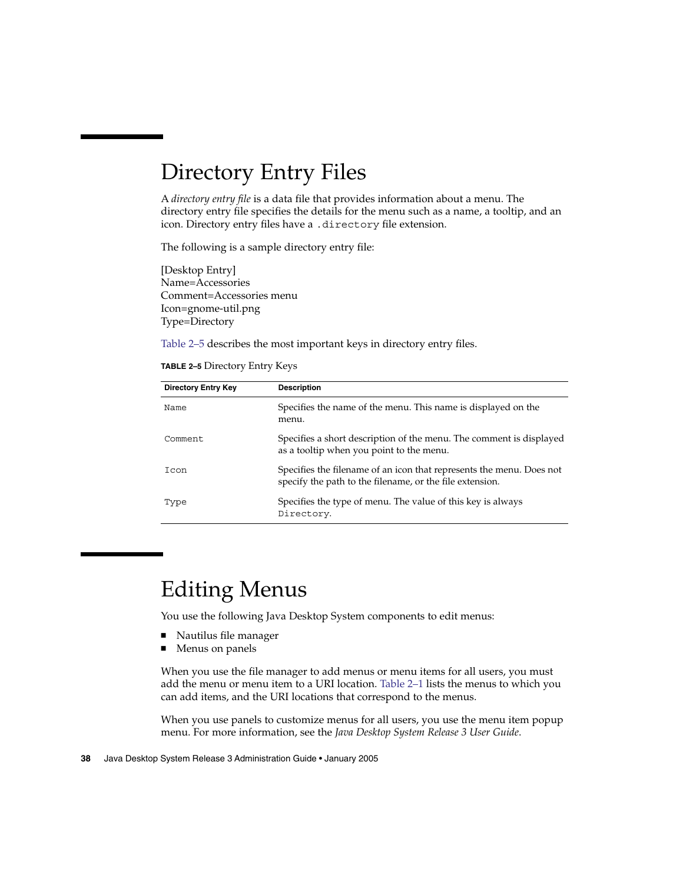# Directory Entry Files

A *directory entry file* is a data file that provides information about a menu. The directory entry file specifies the details for the menu such as a name, a tooltip, and an icon. Directory entry files have a `.directory` file extension.

The following is a sample directory entry file:

[Desktop Entry]
Name=Accessories
Comment=Accessories menu
Icon=gnome-util.png
Type=Directory

Table 2–5 describes the most important keys in directory entry files.

**TABLE 2–5** Directory Entry Keys

| Directory Entry Key | Description |
| --- | --- |
| `Name` | Specifies the name of the menu. This name is displayed on the menu. |
| `Comment` | Specifies a short description of the menu. The comment is displayed as a tooltip when you point to the menu. |
| `Icon` | Specifies the filename of an icon that represents the menu. Does not specify the path to the filename, or the file extension. |
| `Type` | Specifies the type of menu. The value of this key is always `Directory`. |

# Editing Menus

You use the following Java Desktop System components to edit menus:

- Nautilus file manager
- Menus on panels

When you use the file manager to add menus or menu items for all users, you must add the menu or menu item to a URI location. Table 2–1 lists the menus to which you can add items, and the URI locations that correspond to the menus.

When you use panels to customize menus for all users, you use the menu item popup menu. For more information, see the *Java Desktop System Release 3 User Guide*.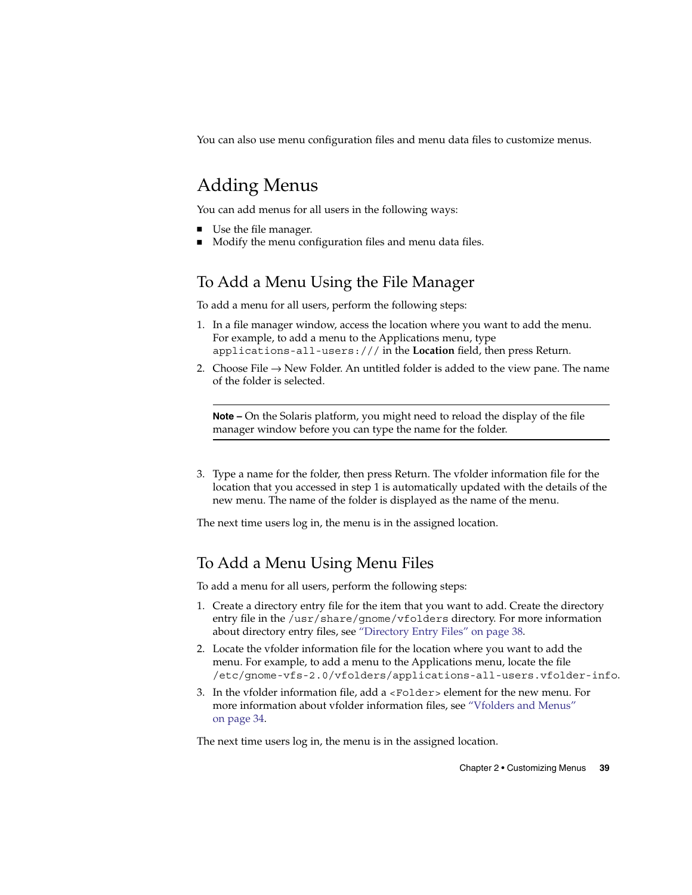You can also use menu configuration files and menu data files to customize menus.

## Adding Menus

You can add menus for all users in the following ways:

- Use the file manager.
- Modify the menu configuration files and menu data files.

### To Add a Menu Using the File Manager

To add a menu for all users, perform the following steps:

1. In a file manager window, access the location where you want to add the menu. For example, to add a menu to the Applications menu, type `applications-all-users:///` in the **Location** field, then press Return.
2. Choose File → New Folder. An untitled folder is added to the view pane. The name of the folder is selected.

   ---

   **Note –** On the Solaris platform, you might need to reload the display of the file manager window before you can type the name for the folder.

   ---

3. Type a name for the folder, then press Return. The vfolder information file for the location that you accessed in step 1 is automatically updated with the details of the new menu. The name of the folder is displayed as the name of the menu.

The next time users log in, the menu is in the assigned location.

### To Add a Menu Using Menu Files

To add a menu for all users, perform the following steps:

1. Create a directory entry file for the item that you want to add. Create the directory entry file in the `/usr/share/gnome/vfolders` directory. For more information about directory entry files, see "Directory Entry Files" on page 38.
2. Locate the vfolder information file for the location where you want to add the menu. For example, to add a menu to the Applications menu, locate the file `/etc/gnome-vfs-2.0/vfolders/applications-all-users.vfolder-info`.
3. In the vfolder information file, add a `<Folder>` element for the new menu. For more information about vfolder information files, see "Vfolders and Menus" on page 34.

The next time users log in, the menu is in the assigned location.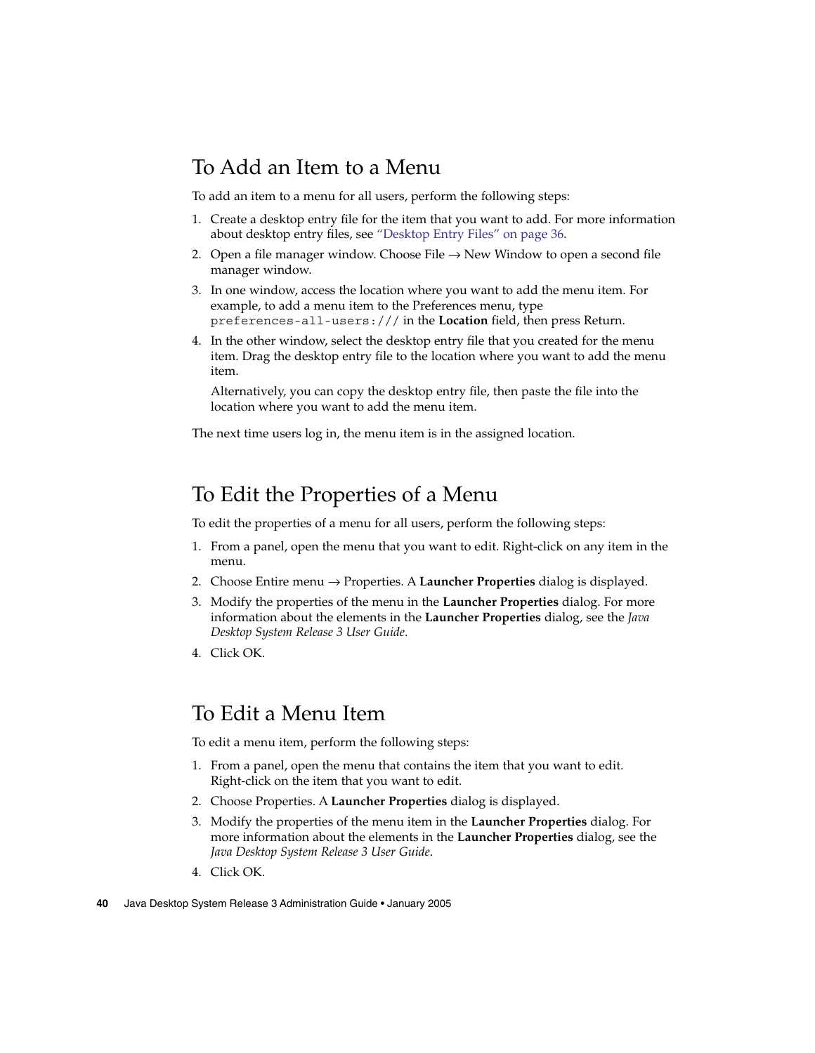## To Add an Item to a Menu

To add an item to a menu for all users, perform the following steps:

1. Create a desktop entry file for the item that you want to add. For more information about desktop entry files, see "Desktop Entry Files" on page 36.
2. Open a file manager window. Choose File → New Window to open a second file manager window.
3. In one window, access the location where you want to add the menu item. For example, to add a menu item to the Preferences menu, type `preferences-all-users:///` in the **Location** field, then press Return.
4. In the other window, select the desktop entry file that you created for the menu item. Drag the desktop entry file to the location where you want to add the menu item.

   Alternatively, you can copy the desktop entry file, then paste the file into the location where you want to add the menu item.

The next time users log in, the menu item is in the assigned location.

## To Edit the Properties of a Menu

To edit the properties of a menu for all users, perform the following steps:

1. From a panel, open the menu that you want to edit. Right-click on any item in the menu.
2. Choose Entire menu → Properties. A **Launcher Properties** dialog is displayed.
3. Modify the properties of the menu in the **Launcher Properties** dialog. For more information about the elements in the **Launcher Properties** dialog, see the *Java Desktop System Release 3 User Guide*.
4. Click OK.

## To Edit a Menu Item

To edit a menu item, perform the following steps:

1. From a panel, open the menu that contains the item that you want to edit. Right-click on the item that you want to edit.
2. Choose Properties. A **Launcher Properties** dialog is displayed.
3. Modify the properties of the menu item in the **Launcher Properties** dialog. For more information about the elements in the **Launcher Properties** dialog, see the *Java Desktop System Release 3 User Guide*.
4. Click OK.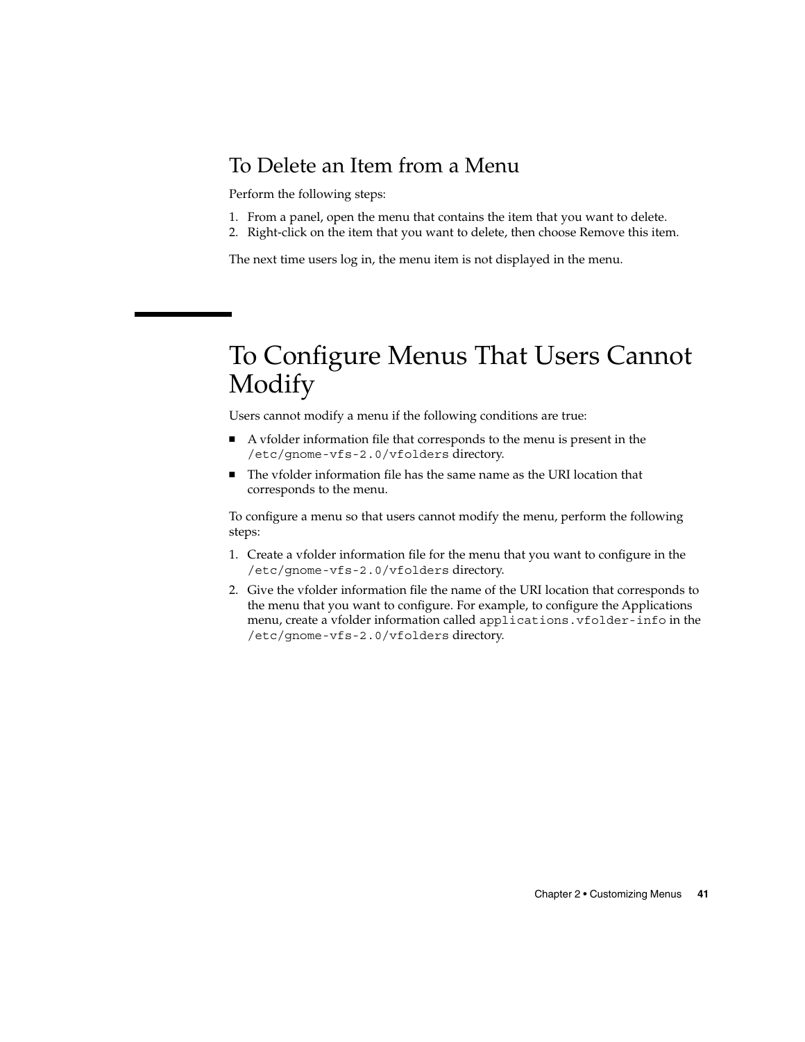### To Delete an Item from a Menu

Perform the following steps:

1. From a panel, open the menu that contains the item that you want to delete.
2. Right-click on the item that you want to delete, then choose Remove this item.

The next time users log in, the menu item is not displayed in the menu.

## To Configure Menus That Users Cannot Modify

Users cannot modify a menu if the following conditions are true:

- A vfolder information file that corresponds to the menu is present in the `/etc/gnome-vfs-2.0/vfolders` directory.
- The vfolder information file has the same name as the URI location that corresponds to the menu.

To configure a menu so that users cannot modify the menu, perform the following steps:

1. Create a vfolder information file for the menu that you want to configure in the `/etc/gnome-vfs-2.0/vfolders` directory.
2. Give the vfolder information file the name of the URI location that corresponds to the menu that you want to configure. For example, to configure the Applications menu, create a vfolder information called `applications.vfolder-info` in the `/etc/gnome-vfs-2.0/vfolders` directory.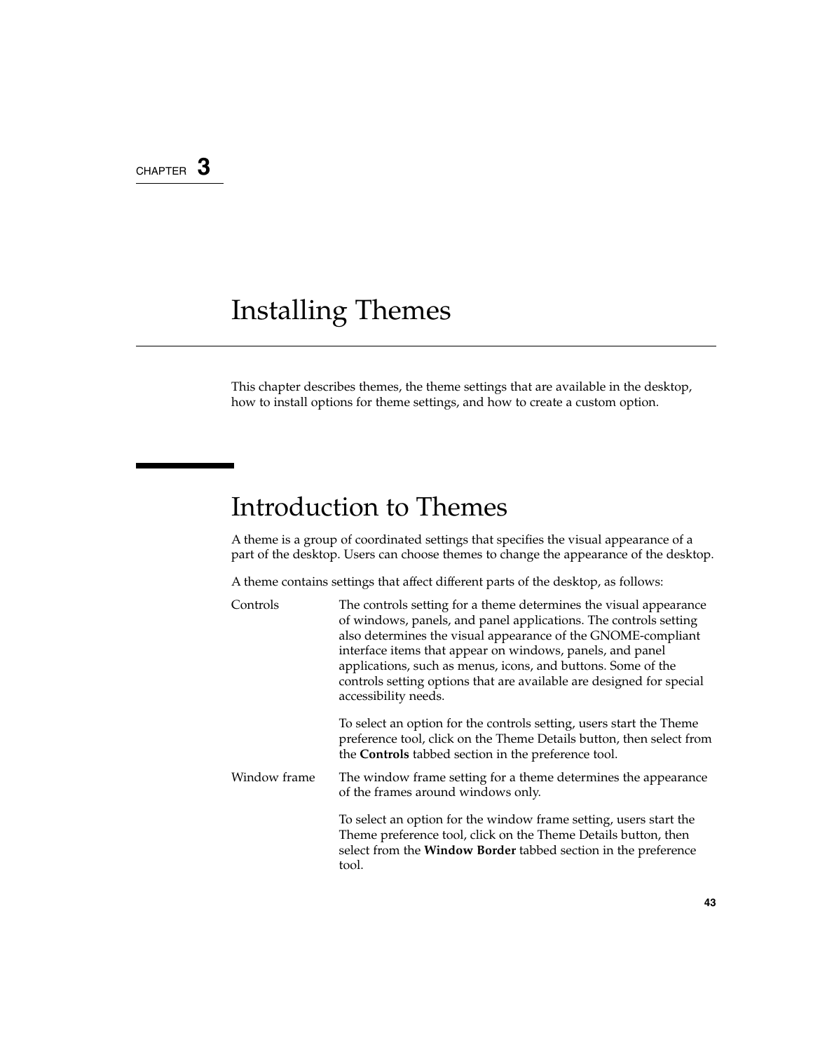CHAPTER 3

# Installing Themes

This chapter describes themes, the theme settings that are available in the desktop, how to install options for theme settings, and how to create a custom option.

## Introduction to Themes

A theme is a group of coordinated settings that specifies the visual appearance of a part of the desktop. Users can choose themes to change the appearance of the desktop.

A theme contains settings that affect different parts of the desktop, as follows:

Controls

The controls setting for a theme determines the visual appearance of windows, panels, and panel applications. The controls setting also determines the visual appearance of the GNOME-compliant interface items that appear on windows, panels, and panel applications, such as menus, icons, and buttons. Some of the controls setting options that are available are designed for special accessibility needs.

To select an option for the controls setting, users start the Theme preference tool, click on the Theme Details button, then select from the **Controls** tabbed section in the preference tool.

Window frame

The window frame setting for a theme determines the appearance of the frames around windows only.

To select an option for the window frame setting, users start the Theme preference tool, click on the Theme Details button, then select from the **Window Border** tabbed section in the preference tool.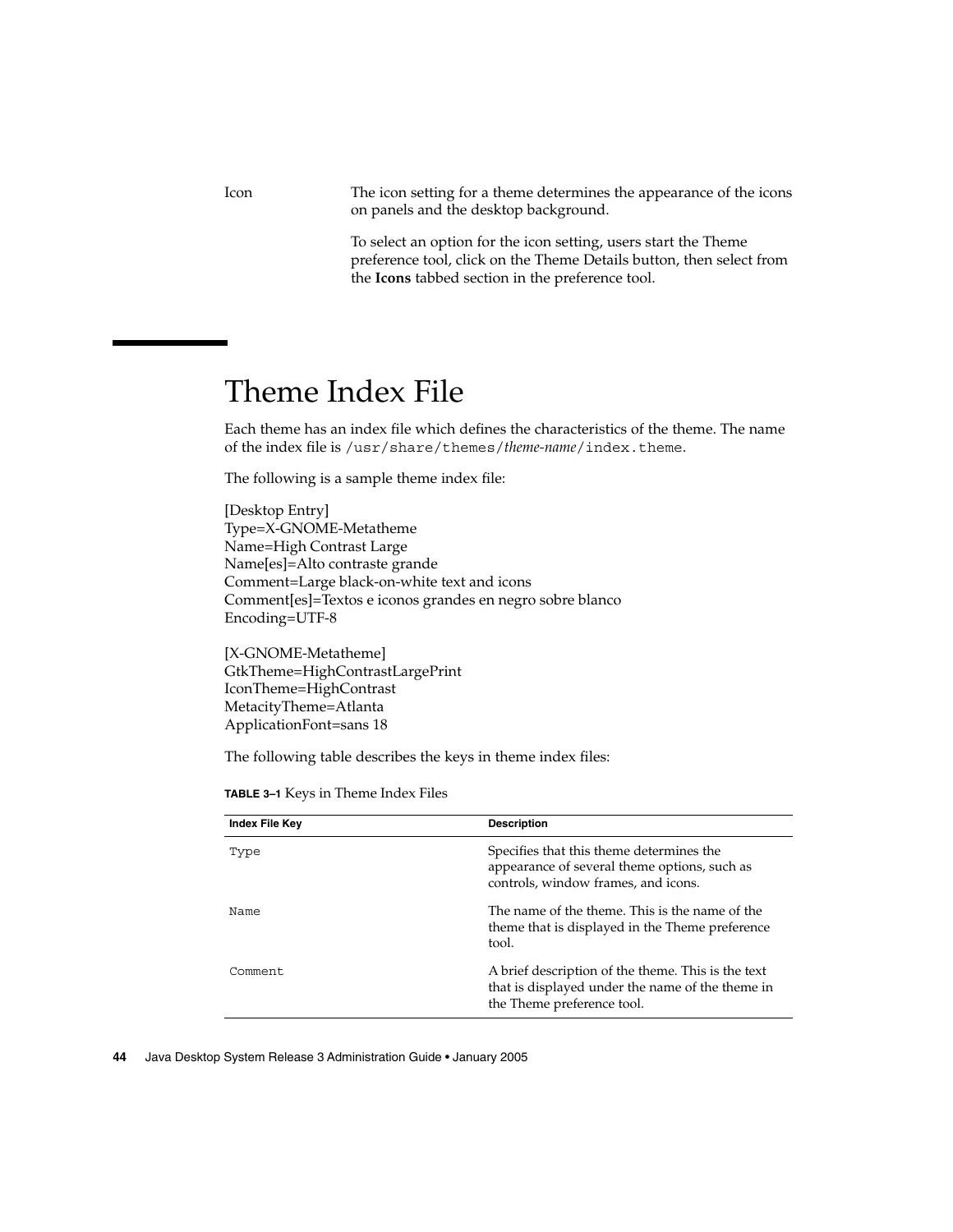| | |
|---|---|
| Icon | The icon setting for a theme determines the appearance of the icons on panels and the desktop background.<br><br>To select an option for the icon setting, users start the Theme preference tool, click on the Theme Details button, then select from the **Icons** tabbed section in the preference tool. |

# Theme Index File

Each theme has an index file which defines the characteristics of the theme. The name of the index file is `/usr/share/themes/`*theme-name*`/index.theme`.

The following is a sample theme index file:

```
[Desktop Entry]
Type=X-GNOME-Metatheme
Name=High Contrast Large
Name[es]=Alto contraste grande
Comment=Large black-on-white text and icons
Comment[es]=Textos e iconos grandes en negro sobre blanco
Encoding=UTF-8

[X-GNOME-Metatheme]
GtkTheme=HighContrastLargePrint
IconTheme=HighContrast
MetacityTheme=Atlanta
ApplicationFont=sans 18
```

The following table describes the keys in theme index files:

**TABLE 3–1** Keys in Theme Index Files

| Index File Key | Description |
|---|---|
| `Type` | Specifies that this theme determines the appearance of several theme options, such as controls, window frames, and icons. |
| `Name` | The name of the theme. This is the name of the theme that is displayed in the Theme preference tool. |
| `Comment` | A brief description of the theme. This is the text that is displayed under the name of the theme in the Theme preference tool. |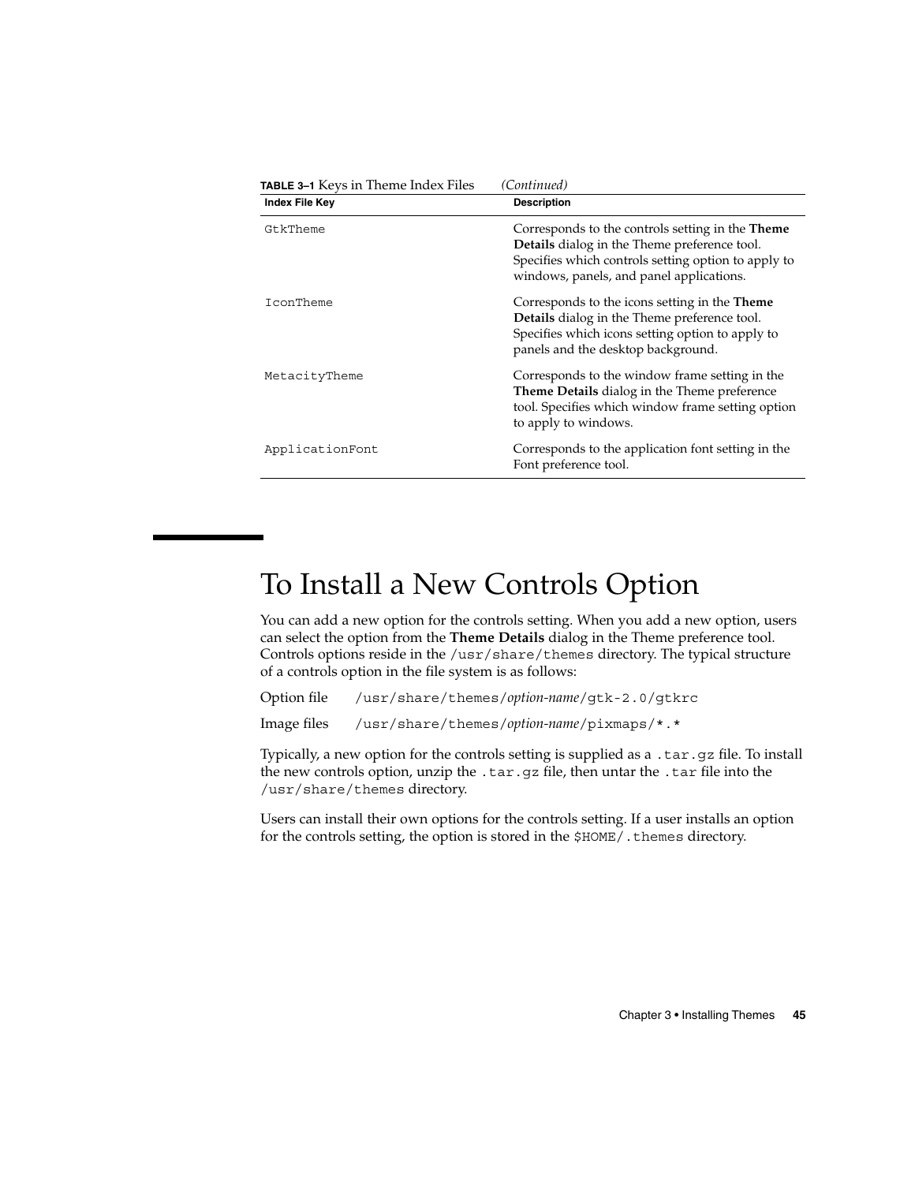**TABLE 3–1** Keys in Theme Index Files *(Continued)*

| Index File Key | Description |
| --- | --- |
| `GtkTheme` | Corresponds to the controls setting in the **Theme Details** dialog in the Theme preference tool. Specifies which controls setting option to apply to windows, panels, and panel applications. |
| `IconTheme` | Corresponds to the icons setting in the **Theme Details** dialog in the Theme preference tool. Specifies which icons setting option to apply to panels and the desktop background. |
| `MetacityTheme` | Corresponds to the window frame setting in the **Theme Details** dialog in the Theme preference tool. Specifies which window frame setting option to apply to windows. |
| `ApplicationFont` | Corresponds to the application font setting in the Font preference tool. |

# To Install a New Controls Option

You can add a new option for the controls setting. When you add a new option, users can select the option from the **Theme Details** dialog in the Theme preference tool. Controls options reside in the `/usr/share/themes` directory. The typical structure of a controls option in the file system is as follows:

Option file `/usr/share/themes/`*option-name*`/gtk-2.0/gtkrc`

Image files `/usr/share/themes/`*option-name*`/pixmaps/*.*`

Typically, a new option for the controls setting is supplied as a `.tar.gz` file. To install the new controls option, unzip the `.tar.gz` file, then untar the `.tar` file into the `/usr/share/themes` directory.

Users can install their own options for the controls setting. If a user installs an option for the controls setting, the option is stored in the `$HOME/.themes` directory.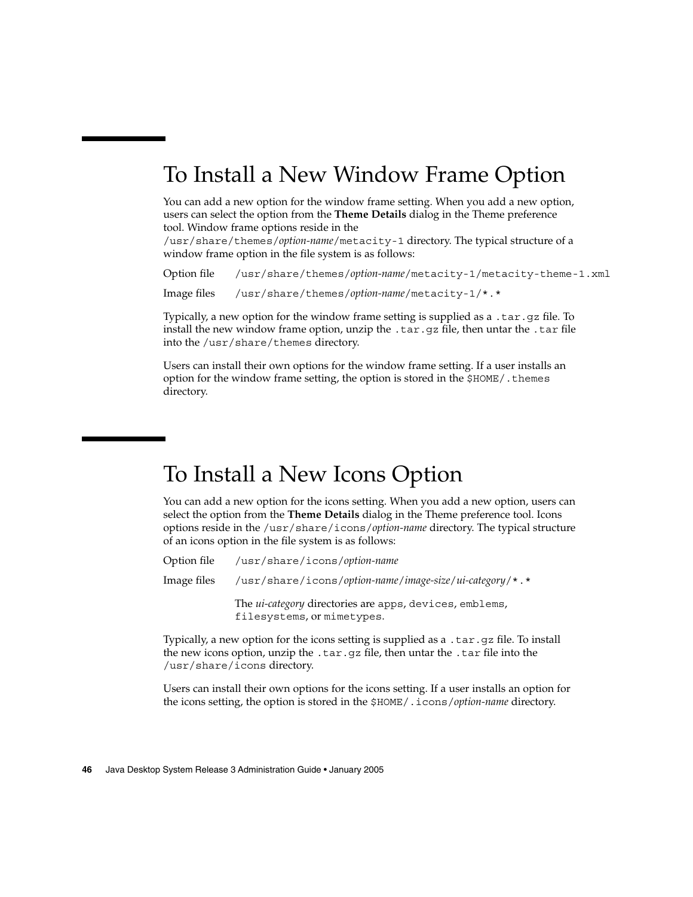## To Install a New Window Frame Option

You can add a new option for the window frame setting. When you add a new option, users can select the option from the **Theme Details** dialog in the Theme preference tool. Window frame options reside in the `/usr/share/themes/`*option-name*`/metacity-1` directory. The typical structure of a window frame option in the file system is as follows:

| | |
|---|---|
| Option file | `/usr/share/themes/`*option-name*`/metacity-1/metacity-theme-1.xml` |
| Image files | `/usr/share/themes/`*option-name*`/metacity-1/*.*` |

Typically, a new option for the window frame setting is supplied as a `.tar.gz` file. To install the new window frame option, unzip the `.tar.gz` file, then untar the `.tar` file into the `/usr/share/themes` directory.

Users can install their own options for the window frame setting. If a user installs an option for the window frame setting, the option is stored in the `$HOME/.themes` directory.

## To Install a New Icons Option

You can add a new option for the icons setting. When you add a new option, users can select the option from the **Theme Details** dialog in the Theme preference tool. Icons options reside in the `/usr/share/icons/`*option-name* directory. The typical structure of an icons option in the file system is as follows:

| | |
|---|---|
| Option file | `/usr/share/icons/`*option-name* |
| Image files | `/usr/share/icons/`*option-name*`/`*image-size*`/`*ui-category*`/*.*`<br><br>The *ui-category* directories are `apps`, `devices`, `emblems`, `filesystems`, or `mimetypes`. |

Typically, a new option for the icons setting is supplied as a `.tar.gz` file. To install the new icons option, unzip the `.tar.gz` file, then untar the `.tar` file into the `/usr/share/icons` directory.

Users can install their own options for the icons setting. If a user installs an option for the icons setting, the option is stored in the `$HOME/.icons/`*option-name* directory.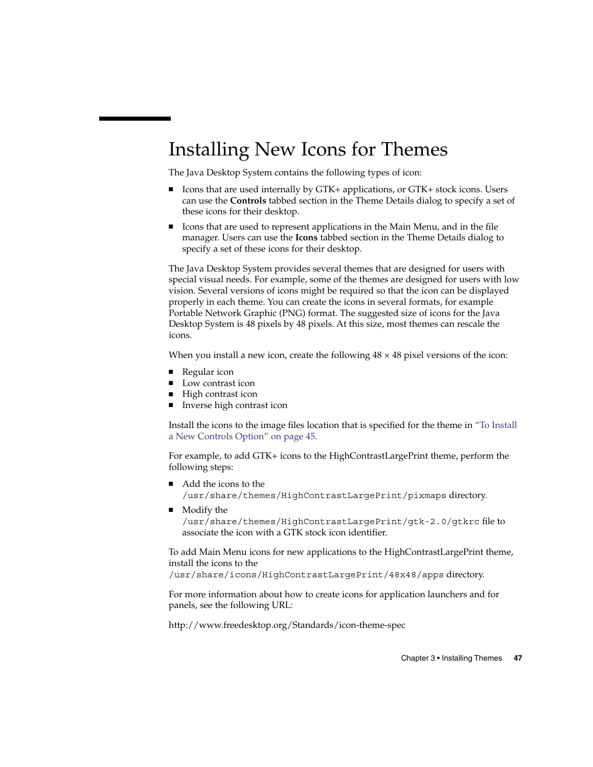# Installing New Icons for Themes

The Java Desktop System contains the following types of icon:

- Icons that are used internally by GTK+ applications, or GTK+ stock icons. Users can use the **Controls** tabbed section in the Theme Details dialog to specify a set of these icons for their desktop.
- Icons that are used to represent applications in the Main Menu, and in the file manager. Users can use the **Icons** tabbed section in the Theme Details dialog to specify a set of these icons for their desktop.

The Java Desktop System provides several themes that are designed for users with special visual needs. For example, some of the themes are designed for users with low vision. Several versions of icons might be required so that the icon can be displayed properly in each theme. You can create the icons in several formats, for example Portable Network Graphic (PNG) format. The suggested size of icons for the Java Desktop System is 48 pixels by 48 pixels. At this size, most themes can rescale the icons.

When you install a new icon, create the following 48 × 48 pixel versions of the icon:

- Regular icon
- Low contrast icon
- High contrast icon
- Inverse high contrast icon

Install the icons to the image files location that is specified for the theme in "To Install a New Controls Option" on page 45.

For example, to add GTK+ icons to the HighContrastLargePrint theme, perform the following steps:

- Add the icons to the `/usr/share/themes/HighContrastLargePrint/pixmaps` directory.
- Modify the `/usr/share/themes/HighContrastLargePrint/gtk-2.0/gtkrc` file to associate the icon with a GTK stock icon identifier.

To add Main Menu icons for new applications to the HighContrastLargePrint theme, install the icons to the `/usr/share/icons/HighContrastLargePrint/48x48/apps` directory.

For more information about how to create icons for application launchers and for panels, see the following URL:

http://www.freedesktop.org/Standards/icon-theme-spec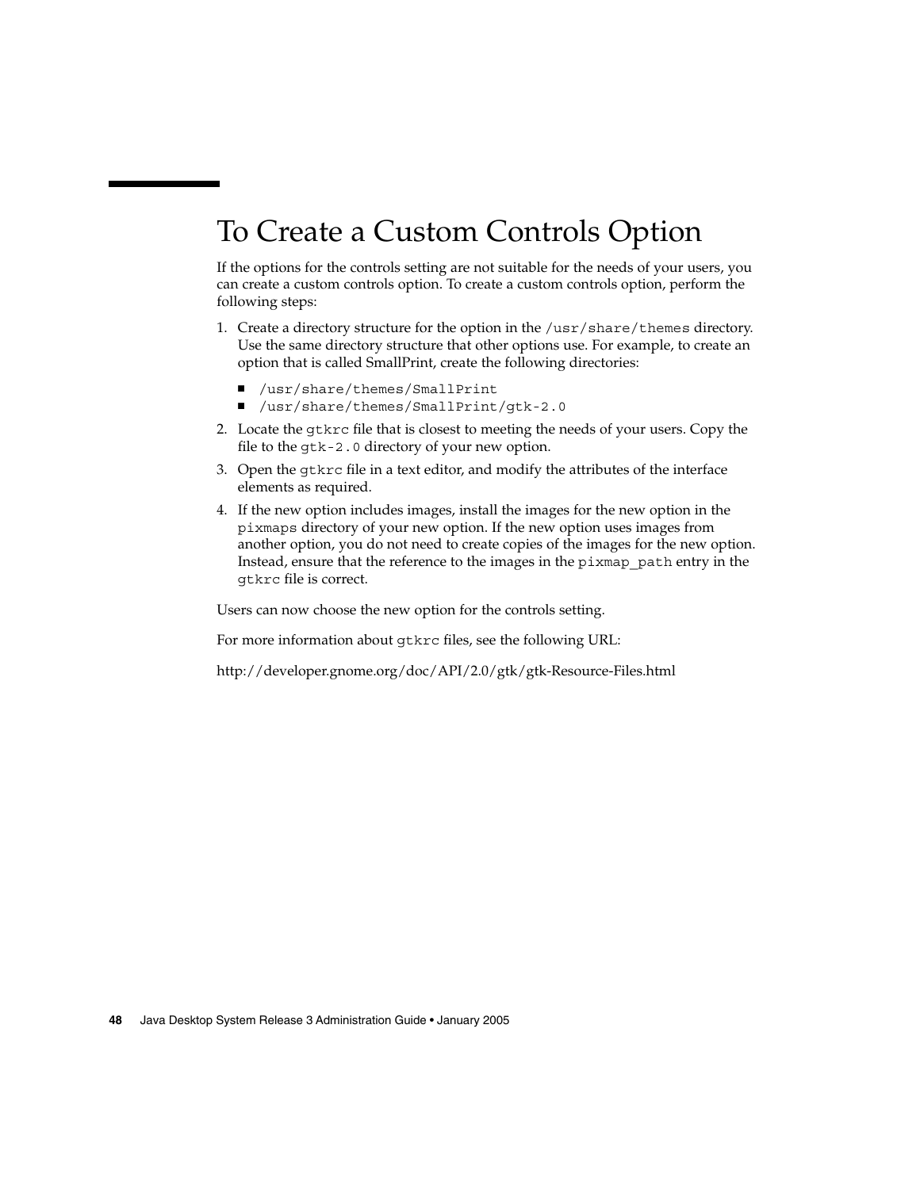# To Create a Custom Controls Option

If the options for the controls setting are not suitable for the needs of your users, you can create a custom controls option. To create a custom controls option, perform the following steps:

1. Create a directory structure for the option in the `/usr/share/themes` directory. Use the same directory structure that other options use. For example, to create an option that is called SmallPrint, create the following directories:
   - `/usr/share/themes/SmallPrint`
   - `/usr/share/themes/SmallPrint/gtk-2.0`
2. Locate the `gtkrc` file that is closest to meeting the needs of your users. Copy the file to the `gtk-2.0` directory of your new option.
3. Open the `gtkrc` file in a text editor, and modify the attributes of the interface elements as required.
4. If the new option includes images, install the images for the new option in the `pixmaps` directory of your new option. If the new option uses images from another option, you do not need to create copies of the images for the new option. Instead, ensure that the reference to the images in the `pixmap_path` entry in the `gtkrc` file is correct.

Users can now choose the new option for the controls setting.

For more information about `gtkrc` files, see the following URL:

http://developer.gnome.org/doc/API/2.0/gtk/gtk-Resource-Files.html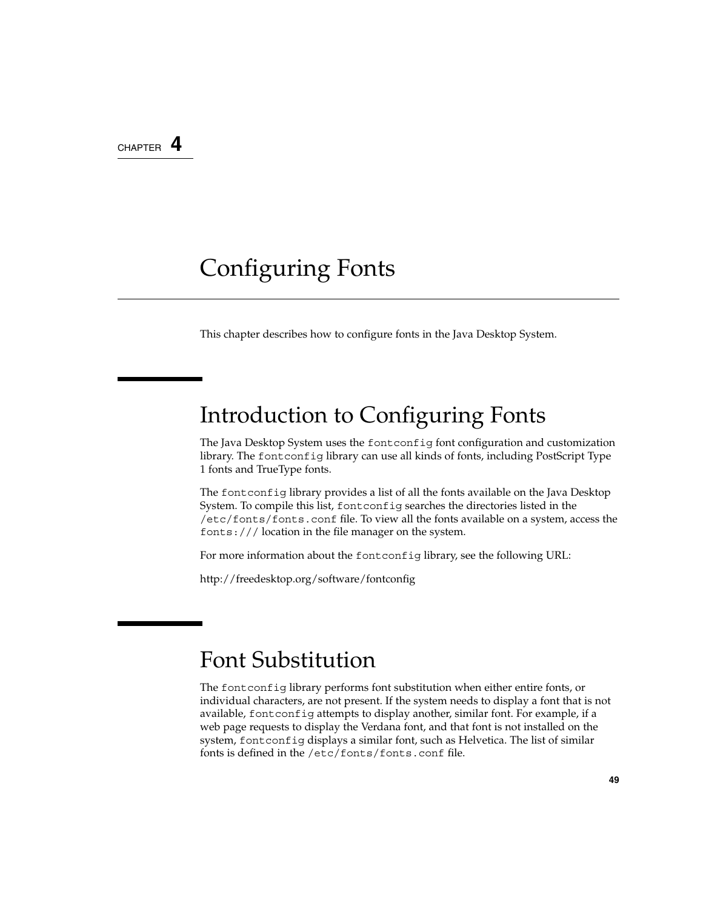CHAPTER **4**

# Configuring Fonts

This chapter describes how to configure fonts in the Java Desktop System.

## Introduction to Configuring Fonts

The Java Desktop System uses the `fontconfig` font configuration and customization library. The `fontconfig` library can use all kinds of fonts, including PostScript Type 1 fonts and TrueType fonts.

The `fontconfig` library provides a list of all the fonts available on the Java Desktop System. To compile this list, `fontconfig` searches the directories listed in the `/etc/fonts/fonts.conf` file. To view all the fonts available on a system, access the `fonts:///` location in the file manager on the system.

For more information about the `fontconfig` library, see the following URL:

http://freedesktop.org/software/fontconfig

## Font Substitution

The `fontconfig` library performs font substitution when either entire fonts, or individual characters, are not present. If the system needs to display a font that is not available, `fontconfig` attempts to display another, similar font. For example, if a web page requests to display the Verdana font, and that font is not installed on the system, `fontconfig` displays a similar font, such as Helvetica. The list of similar fonts is defined in the `/etc/fonts/fonts.conf` file.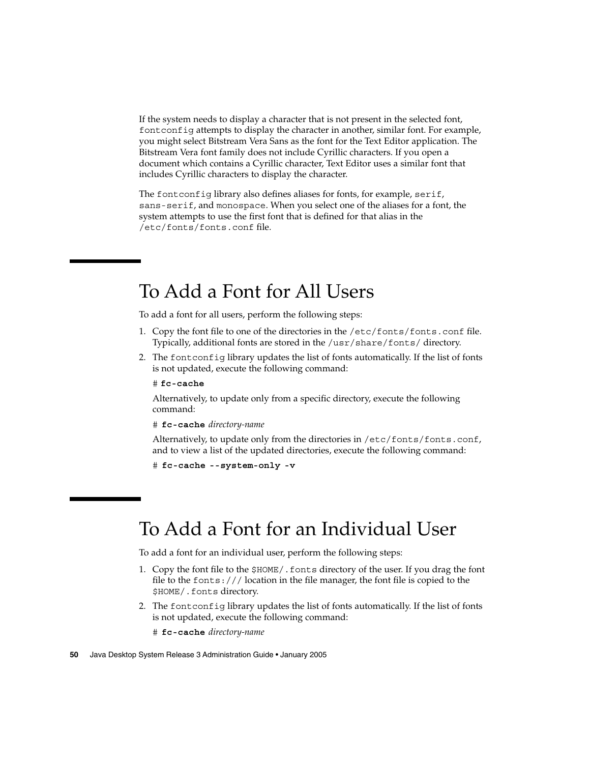If the system needs to display a character that is not present in the selected font, `fontconfig` attempts to display the character in another, similar font. For example, you might select Bitstream Vera Sans as the font for the Text Editor application. The Bitstream Vera font family does not include Cyrillic characters. If you open a document which contains a Cyrillic character, Text Editor uses a similar font that includes Cyrillic characters to display the character.

The `fontconfig` library also defines aliases for fonts, for example, `serif`, `sans-serif`, and `monospace`. When you select one of the aliases for a font, the system attempts to use the first font that is defined for that alias in the `/etc/fonts/fonts.conf` file.

# To Add a Font for All Users

To add a font for all users, perform the following steps:

1. Copy the font file to one of the directories in the `/etc/fonts/fonts.conf` file. Typically, additional fonts are stored in the `/usr/share/fonts/` directory.
2. The `fontconfig` library updates the list of fonts automatically. If the list of fonts is not updated, execute the following command:

   ```
   # fc-cache
   ```

   Alternatively, to update only from a specific directory, execute the following command:

   ```
   # fc-cache directory-name
   ```

   Alternatively, to update only from the directories in `/etc/fonts/fonts.conf`, and to view a list of the updated directories, execute the following command:

   ```
   # fc-cache --system-only -v
   ```

# To Add a Font for an Individual User

To add a font for an individual user, perform the following steps:

1. Copy the font file to the `$HOME/.fonts` directory of the user. If you drag the font file to the `fonts:///` location in the file manager, the font file is copied to the `$HOME/.fonts` directory.
2. The `fontconfig` library updates the list of fonts automatically. If the list of fonts is not updated, execute the following command:

   ```
   # fc-cache directory-name
   ```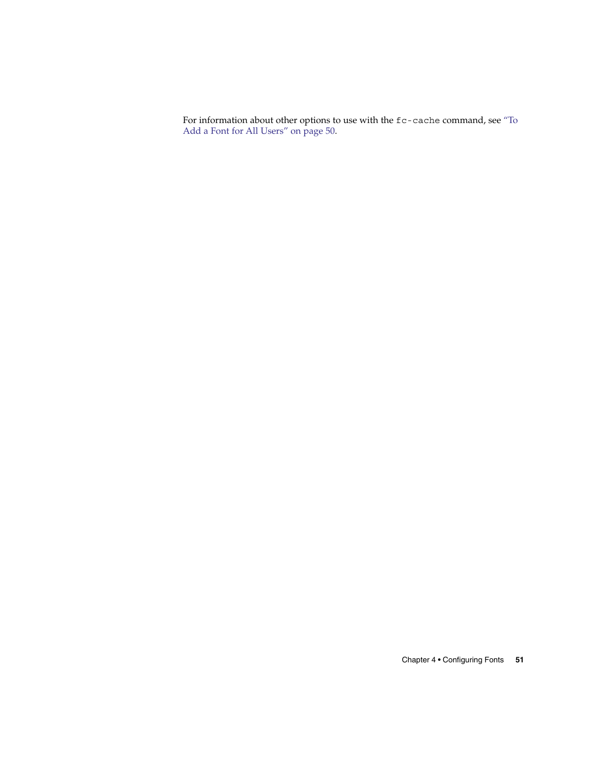For information about other options to use with the `fc-cache` command, see "To Add a Font for All Users" on page 50.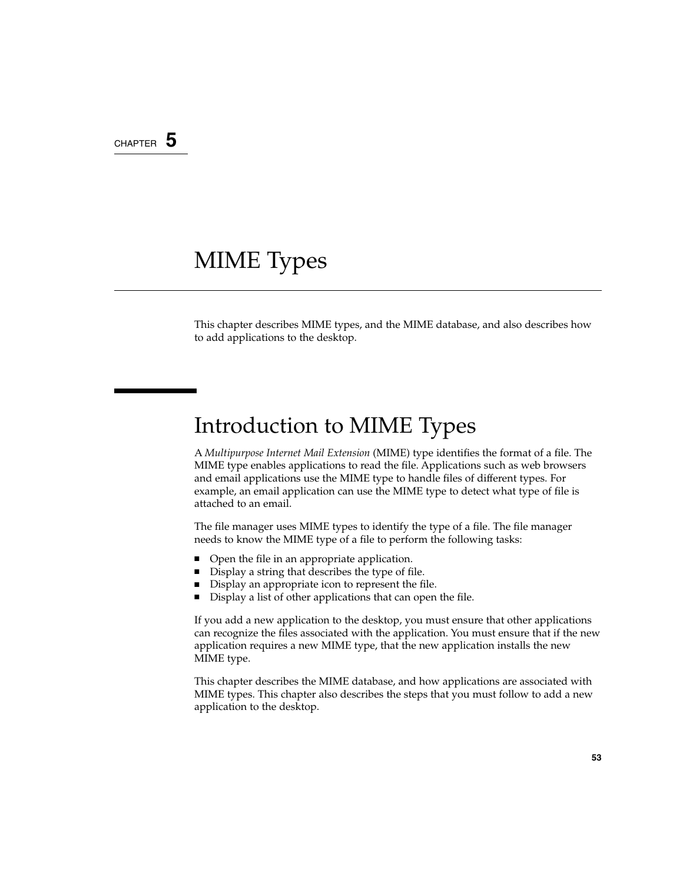CHAPTER 5

# MIME Types

This chapter describes MIME types, and the MIME database, and also describes how to add applications to the desktop.

## Introduction to MIME Types

A *Multipurpose Internet Mail Extension* (MIME) type identifies the format of a file. The MIME type enables applications to read the file. Applications such as web browsers and email applications use the MIME type to handle files of different types. For example, an email application can use the MIME type to detect what type of file is attached to an email.

The file manager uses MIME types to identify the type of a file. The file manager needs to know the MIME type of a file to perform the following tasks:

- Open the file in an appropriate application.
- Display a string that describes the type of file.
- Display an appropriate icon to represent the file.
- Display a list of other applications that can open the file.

If you add a new application to the desktop, you must ensure that other applications can recognize the files associated with the application. You must ensure that if the new application requires a new MIME type, that the new application installs the new MIME type.

This chapter describes the MIME database, and how applications are associated with MIME types. This chapter also describes the steps that you must follow to add a new application to the desktop.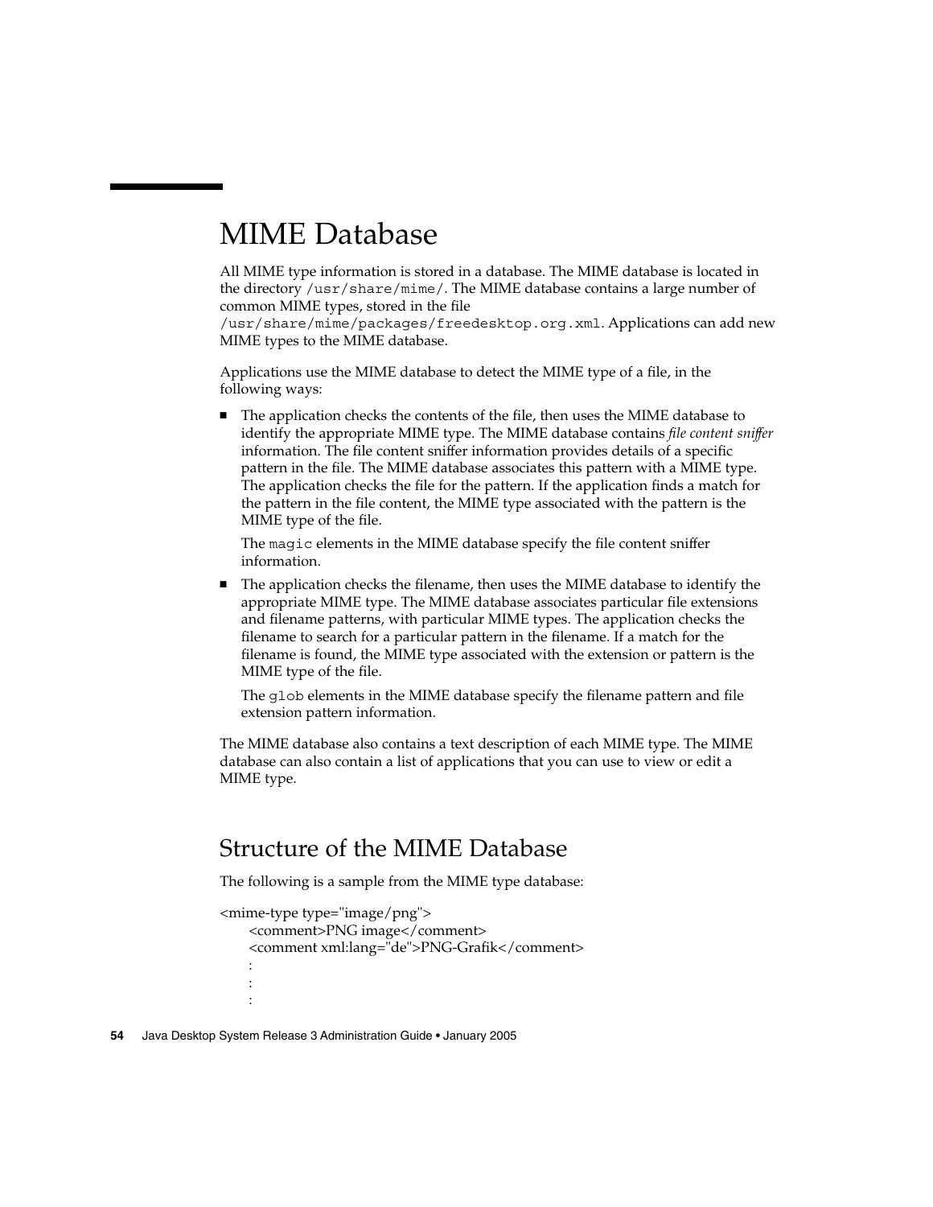# MIME Database

All MIME type information is stored in a database. The MIME database is located in the directory `/usr/share/mime/`. The MIME database contains a large number of common MIME types, stored in the file `/usr/share/mime/packages/freedesktop.org.xml`. Applications can add new MIME types to the MIME database.

Applications use the MIME database to detect the MIME type of a file, in the following ways:

- The application checks the contents of the file, then uses the MIME database to identify the appropriate MIME type. The MIME database contains *file content sniffer* information. The file content sniffer information provides details of a specific pattern in the file. The MIME database associates this pattern with a MIME type. The application checks the file for the pattern. If the application finds a match for the pattern in the file content, the MIME type associated with the pattern is the MIME type of the file.

  The `magic` elements in the MIME database specify the file content sniffer information.

- The application checks the filename, then uses the MIME database to identify the appropriate MIME type. The MIME database associates particular file extensions and filename patterns, with particular MIME types. The application checks the filename to search for a particular pattern in the filename. If a match for the filename is found, the MIME type associated with the extension or pattern is the MIME type of the file.

  The `glob` elements in the MIME database specify the filename pattern and file extension pattern information.

The MIME database also contains a text description of each MIME type. The MIME database can also contain a list of applications that you can use to view or edit a MIME type.

## Structure of the MIME Database

The following is a sample from the MIME type database:

```
<mime-type type="image/png">
    <comment>PNG image</comment>
    <comment xml:lang="de">PNG-Grafik</comment>
    :
    :
    :
```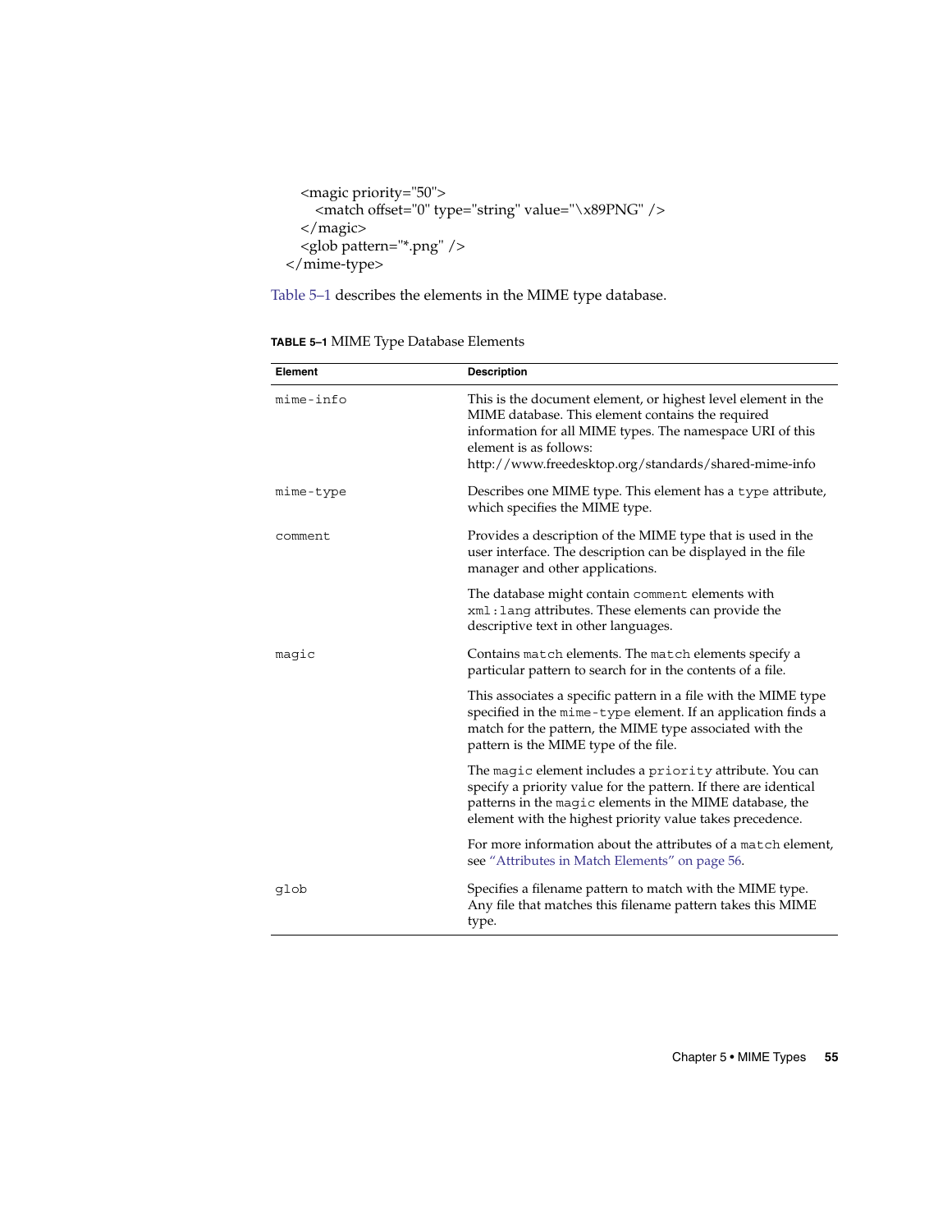```
    <magic priority="50">
      <match offset="0" type="string" value="\x89PNG" />
    </magic>
    <glob pattern="*.png" />
  </mime-type>
```

Table 5–1 describes the elements in the MIME type database.

**TABLE 5–1** MIME Type Database Elements

| Element | Description |
| --- | --- |
| `mime-info` | This is the document element, or highest level element in the MIME database. This element contains the required information for all MIME types. The namespace URI of this element is as follows: http://www.freedesktop.org/standards/shared-mime-info |
| `mime-type` | Describes one MIME type. This element has a `type` attribute, which specifies the MIME type. |
| `comment` | Provides a description of the MIME type that is used in the user interface. The description can be displayed in the file manager and other applications.<br><br>The database might contain `comment` elements with `xml:lang` attributes. These elements can provide the descriptive text in other languages. |
| `magic` | Contains `match` elements. The `match` elements specify a particular pattern to search for in the contents of a file.<br><br>This associates a specific pattern in a file with the MIME type specified in the `mime-type` element. If an application finds a match for the pattern, the MIME type associated with the pattern is the MIME type of the file.<br><br>The `magic` element includes a `priority` attribute. You can specify a priority value for the pattern. If there are identical patterns in the `magic` elements in the MIME database, the element with the highest priority value takes precedence.<br><br>For more information about the attributes of a `match` element, see "Attributes in Match Elements" on page 56. |
| `glob` | Specifies a filename pattern to match with the MIME type. Any file that matches this filename pattern takes this MIME type. |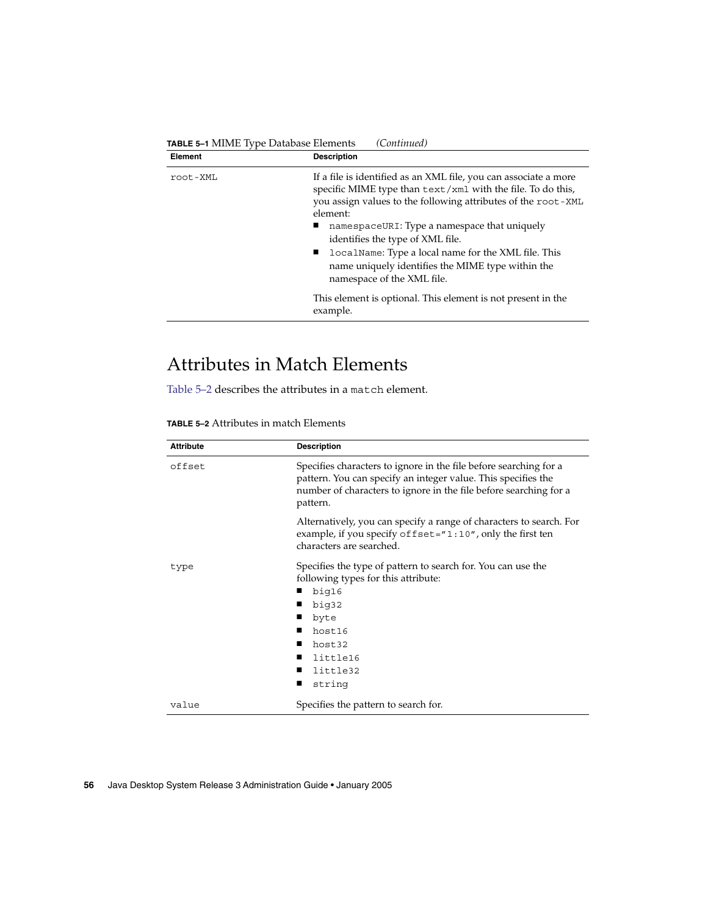**TABLE 5–1** MIME Type Database Elements *(Continued)*

| Element | Description |
| --- | --- |
| `root-XML` | If a file is identified as an XML file, you can associate a more specific MIME type than `text/xml` with the file. To do this, you assign values to the following attributes of the `root-XML` element:<br>■ `namespaceURI`: Type a namespace that uniquely identifies the type of XML file.<br>■ `localName`: Type a local name for the XML file. This name uniquely identifies the MIME type within the namespace of the XML file.<br><br>This element is optional. This element is not present in the example. |

## Attributes in Match Elements

Table 5–2 describes the attributes in a `match` element.

**TABLE 5–2** Attributes in match Elements

| Attribute | Description |
| --- | --- |
| `offset` | Specifies characters to ignore in the file before searching for a pattern. You can specify an integer value. This specifies the number of characters to ignore in the file before searching for a pattern.<br><br>Alternatively, you can specify a range of characters to search. For example, if you specify `offset="1:10"`, only the first ten characters are searched. |
| `type` | Specifies the type of pattern to search for. You can use the following types for this attribute:<br>■ `big16`<br>■ `big32`<br>■ `byte`<br>■ `host16`<br>■ `host32`<br>■ `little16`<br>■ `little32`<br>■ `string` |
| `value` | Specifies the pattern to search for. |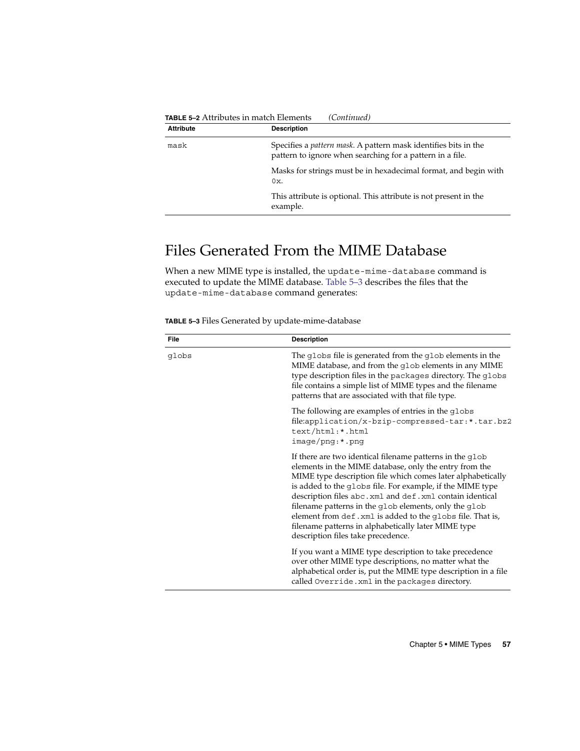**TABLE 5–2** Attributes in match Elements *(Continued)*

| Attribute | Description |
| --- | --- |
| mask | Specifies a *pattern mask*. A pattern mask identifies bits in the pattern to ignore when searching for a pattern in a file.<br><br>Masks for strings must be in hexadecimal format, and begin with 0x.<br><br>This attribute is optional. This attribute is not present in the example. |

## Files Generated From the MIME Database

When a new MIME type is installed, the `update-mime-database` command is executed to update the MIME database. Table 5–3 describes the files that the `update-mime-database` command generates:

**TABLE 5–3** Files Generated by update-mime-database

| File | Description |
| --- | --- |
| globs | The `globs` file is generated from the `glob` elements in the MIME database, and from the `glob` elements in any MIME type description files in the `packages` directory. The `globs` file contains a simple list of MIME types and the filename patterns that are associated with that file type.<br><br>The following are examples of entries in the `globs` file:`application/x-bzip-compressed-tar:*.tar.bz2`<br>`text/html:*.html`<br>`image/png:*.png`<br><br>If there are two identical filename patterns in the `glob` elements in the MIME database, only the entry from the MIME type description file which comes later alphabetically is added to the `globs` file. For example, if the MIME type description files `abc.xml` and `def.xml` contain identical filename patterns in the `glob` elements, only the `glob` element from `def.xml` is added to the `globs` file. That is, filename patterns in alphabetically later MIME type description files take precedence.<br><br>If you want a MIME type description to take precedence over other MIME type descriptions, no matter what the alphabetical order is, put the MIME type description in a file called `Override.xml` in the `packages` directory. |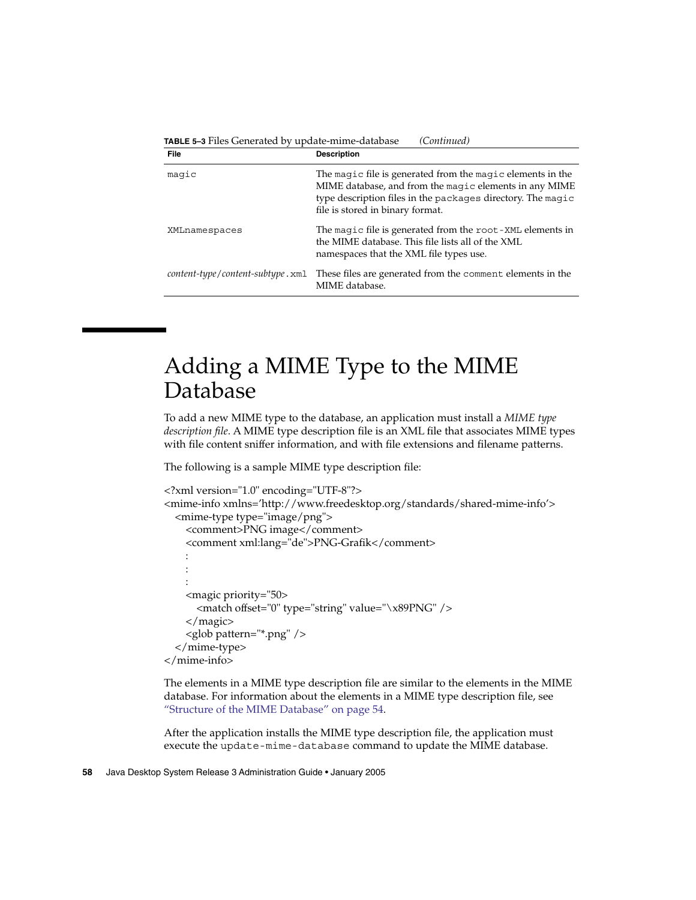**TABLE 5–3** Files Generated by update-mime-database *(Continued)*

| File | Description |
| --- | --- |
| `magic` | The `magic` file is generated from the `magic` elements in the MIME database, and from the `magic` elements in any MIME type description files in the `packages` directory. The `magic` file is stored in binary format. |
| `XMLnamespaces` | The `magic` file is generated from the `root-XML` elements in the MIME database. This file lists all of the XML namespaces that the XML file types use. |
| *content-type*/*content-subtype*`.xml` | These files are generated from the `comment` elements in the MIME database. |

# Adding a MIME Type to the MIME Database

To add a new MIME type to the database, an application must install a *MIME type description file*. A MIME type description file is an XML file that associates MIME types with file content sniffer information, and with file extensions and filename patterns.

The following is a sample MIME type description file:

```
<?xml version="1.0" encoding="UTF-8"?>
<mime-info xmlns='http://www.freedesktop.org/standards/shared-mime-info'>
  <mime-type type="image/png">
    <comment>PNG image</comment>
    <comment xml:lang="de">PNG-Grafik</comment>
    :
    :
    :
    <magic priority="50>
      <match offset="0" type="string" value="\x89PNG" />
    </magic>
    <glob pattern="*.png" />
  </mime-type>
</mime-info>
```

The elements in a MIME type description file are similar to the elements in the MIME database. For information about the elements in a MIME type description file, see "Structure of the MIME Database" on page 54.

After the application installs the MIME type description file, the application must execute the `update-mime-database` command to update the MIME database.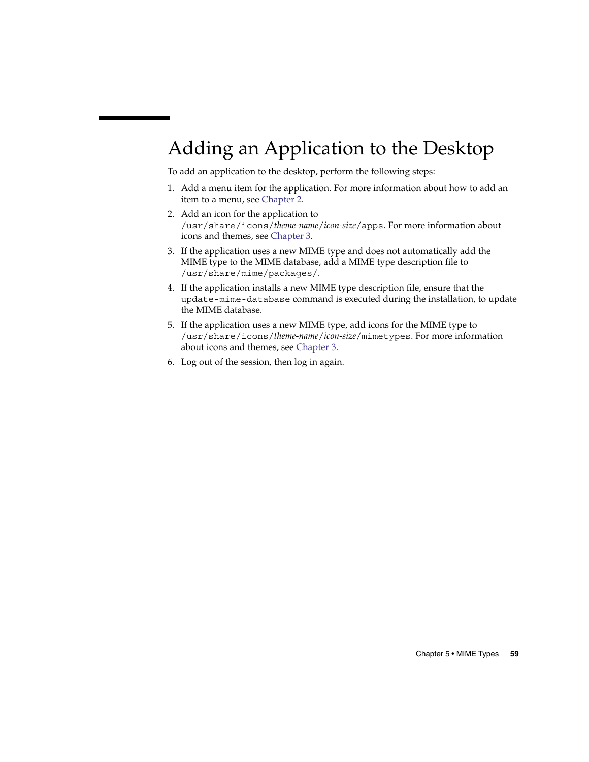## Adding an Application to the Desktop

To add an application to the desktop, perform the following steps:

1. Add a menu item for the application. For more information about how to add an item to a menu, see Chapter 2.
2. Add an icon for the application to `/usr/share/icons/`*theme-name*`/`*icon-size*`/apps`. For more information about icons and themes, see Chapter 3.
3. If the application uses a new MIME type and does not automatically add the MIME type to the MIME database, add a MIME type description file to `/usr/share/mime/packages/`.
4. If the application installs a new MIME type description file, ensure that the `update-mime-database` command is executed during the installation, to update the MIME database.
5. If the application uses a new MIME type, add icons for the MIME type to `/usr/share/icons/`*theme-name*`/`*icon-size*`/mimetypes`. For more information about icons and themes, see Chapter 3.
6. Log out of the session, then log in again.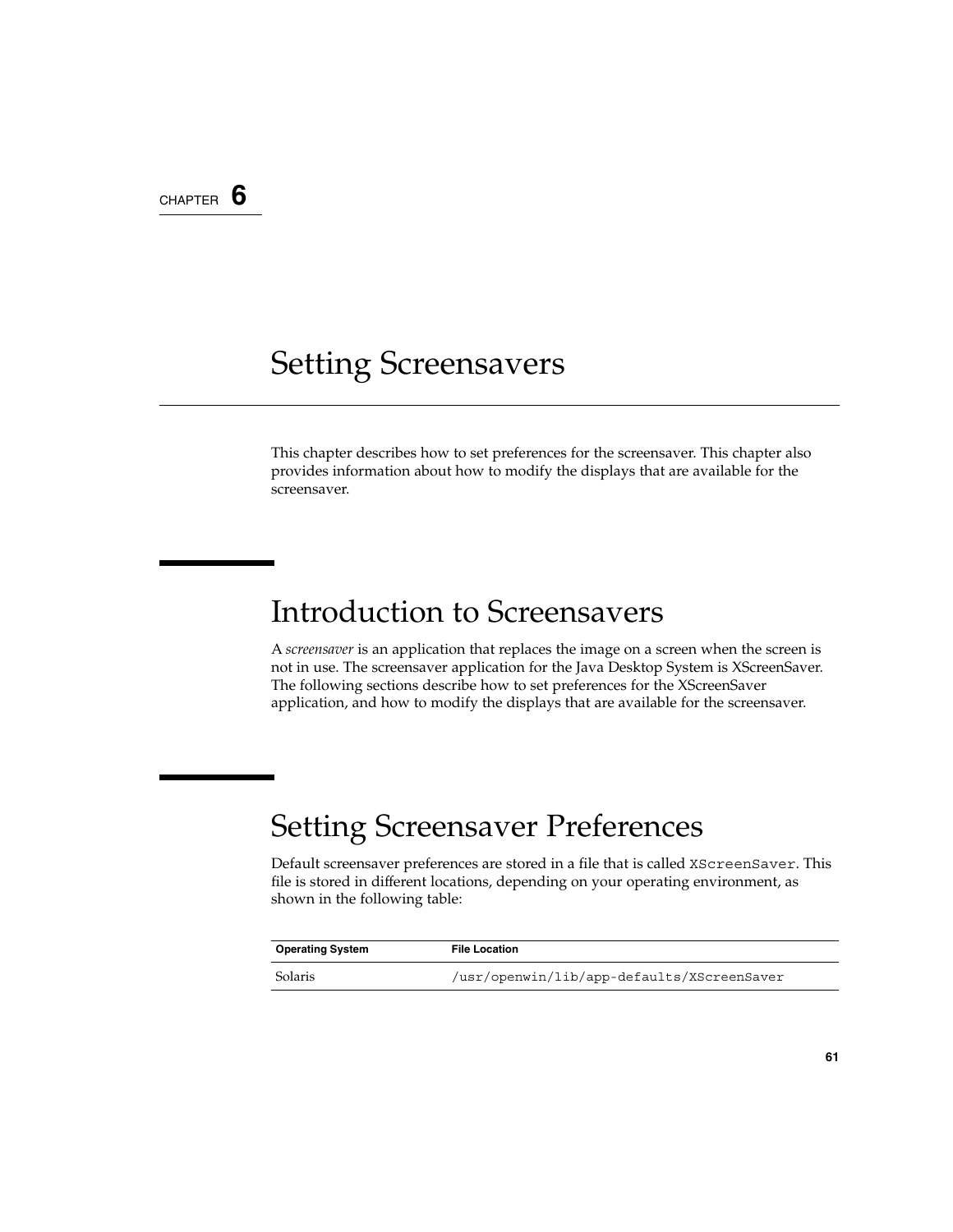CHAPTER 6

# Setting Screensavers

This chapter describes how to set preferences for the screensaver. This chapter also provides information about how to modify the displays that are available for the screensaver.

## Introduction to Screensavers

A *screensaver* is an application that replaces the image on a screen when the screen is not in use. The screensaver application for the Java Desktop System is XScreenSaver. The following sections describe how to set preferences for the XScreenSaver application, and how to modify the displays that are available for the screensaver.

## Setting Screensaver Preferences

Default screensaver preferences are stored in a file that is called `XScreenSaver`. This file is stored in different locations, depending on your operating environment, as shown in the following table:

| Operating System | File Location |
| --- | --- |
| Solaris | `/usr/openwin/lib/app-defaults/XScreenSaver` |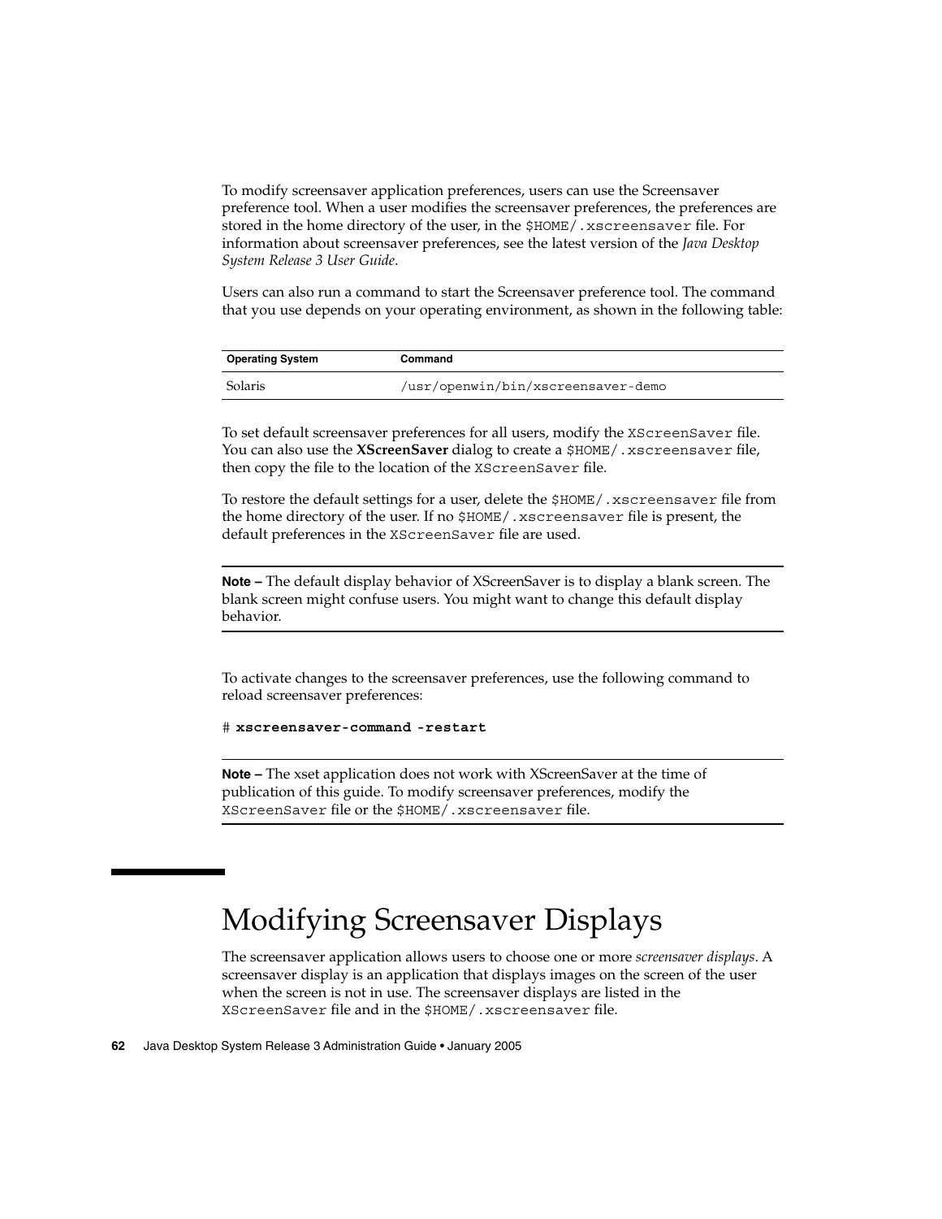To modify screensaver application preferences, users can use the Screensaver preference tool. When a user modifies the screensaver preferences, the preferences are stored in the home directory of the user, in the `$HOME/.xscreensaver` file. For information about screensaver preferences, see the latest version of the *Java Desktop System Release 3 User Guide*.

Users can also run a command to start the Screensaver preference tool. The command that you use depends on your operating environment, as shown in the following table:

| Operating System | Command |
| --- | --- |
| Solaris | `/usr/openwin/bin/xscreensaver-demo` |

To set default screensaver preferences for all users, modify the `XScreenSaver` file. You can also use the **XScreenSaver** dialog to create a `$HOME/.xscreensaver` file, then copy the file to the location of the `XScreenSaver` file.

To restore the default settings for a user, delete the `$HOME/.xscreensaver` file from the home directory of the user. If no `$HOME/.xscreensaver` file is present, the default preferences in the `XScreenSaver` file are used.

---

**Note –** The default display behavior of XScreenSaver is to display a blank screen. The blank screen might confuse users. You might want to change this default display behavior.

---

To activate changes to the screensaver preferences, use the following command to reload screensaver preferences:

```
# xscreensaver-command -restart
```

---

**Note –** The xset application does not work with XScreenSaver at the time of publication of this guide. To modify screensaver preferences, modify the `XScreenSaver` file or the `$HOME/.xscreensaver` file.

---

## Modifying Screensaver Displays

The screensaver application allows users to choose one or more *screensaver displays*. A screensaver display is an application that displays images on the screen of the user when the screen is not in use. The screensaver displays are listed in the `XScreenSaver` file and in the `$HOME/.xscreensaver` file.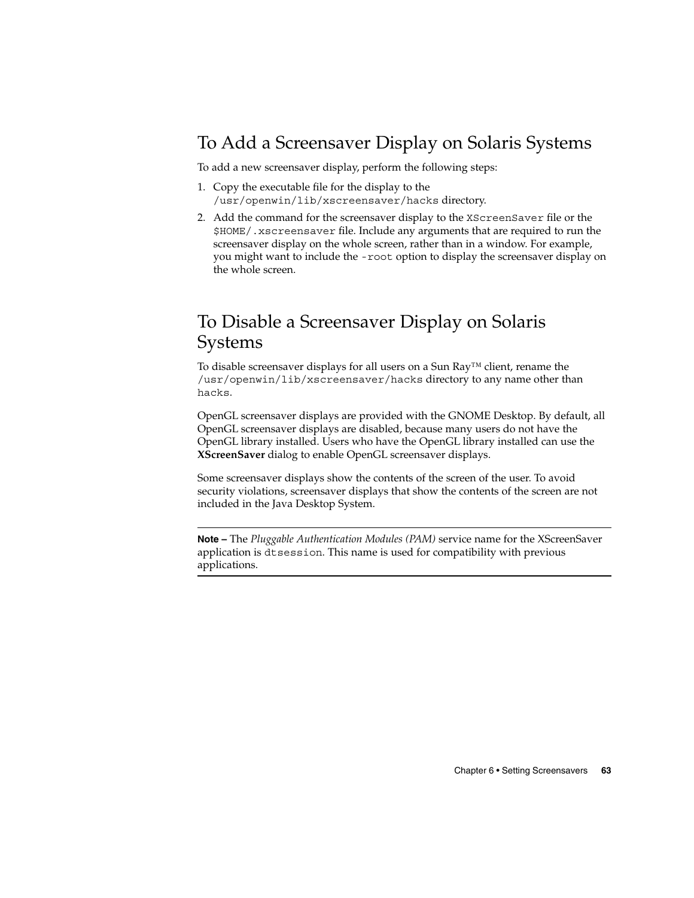## To Add a Screensaver Display on Solaris Systems

To add a new screensaver display, perform the following steps:

1. Copy the executable file for the display to the `/usr/openwin/lib/xscreensaver/hacks` directory.
2. Add the command for the screensaver display to the `XScreenSaver` file or the `$HOME/.xscreensaver` file. Include any arguments that are required to run the screensaver display on the whole screen, rather than in a window. For example, you might want to include the `-root` option to display the screensaver display on the whole screen.

## To Disable a Screensaver Display on Solaris Systems

To disable screensaver displays for all users on a Sun Ray™ client, rename the `/usr/openwin/lib/xscreensaver/hacks` directory to any name other than `hacks`.

OpenGL screensaver displays are provided with the GNOME Desktop. By default, all OpenGL screensaver displays are disabled, because many users do not have the OpenGL library installed. Users who have the OpenGL library installed can use the **XScreenSaver** dialog to enable OpenGL screensaver displays.

Some screensaver displays show the contents of the screen of the user. To avoid security violations, screensaver displays that show the contents of the screen are not included in the Java Desktop System.

---

**Note –** The *Pluggable Authentication Modules (PAM)* service name for the XScreenSaver application is `dtsession`. This name is used for compatibility with previous applications.

---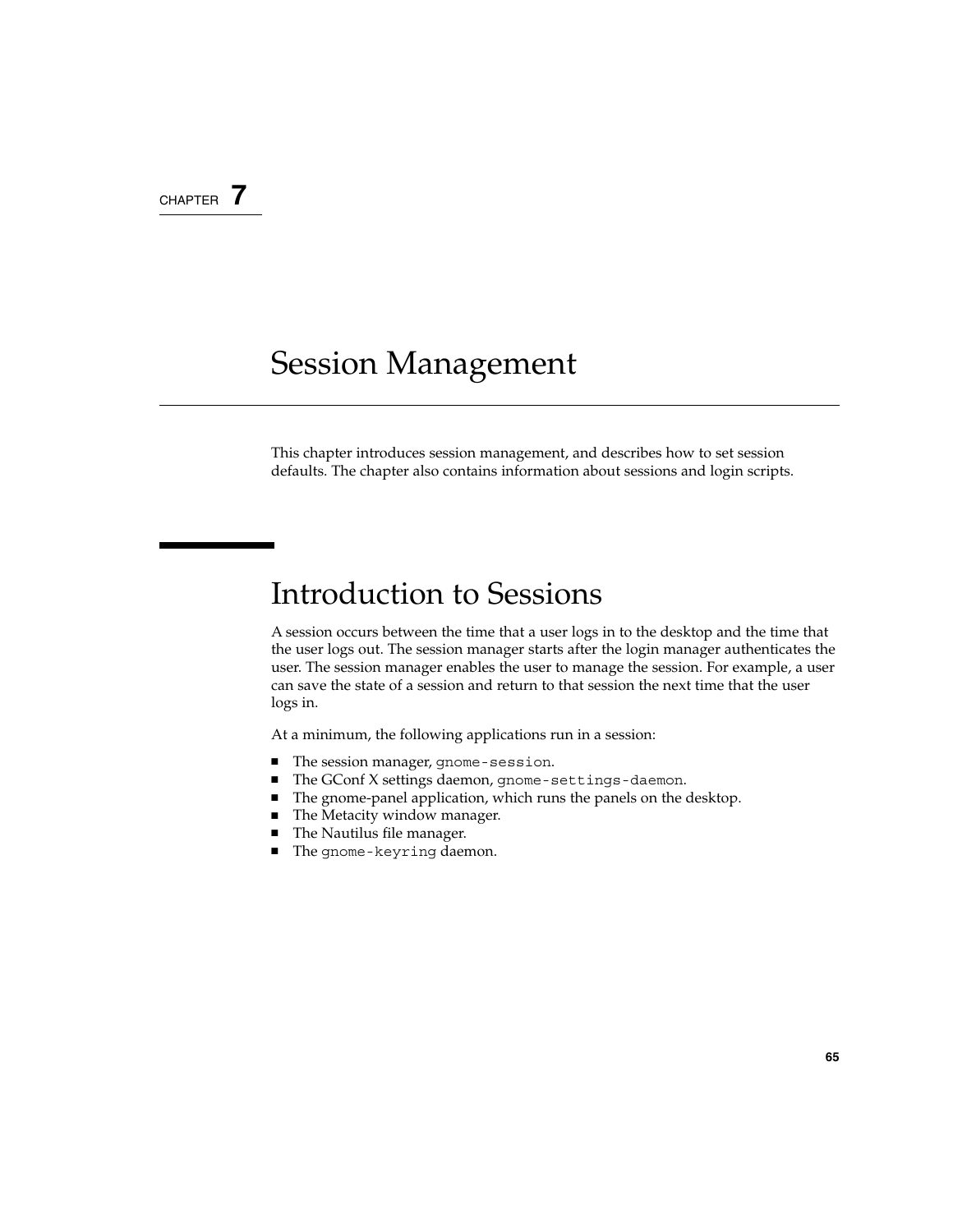CHAPTER 7

# Session Management

This chapter introduces session management, and describes how to set session defaults. The chapter also contains information about sessions and login scripts.

## Introduction to Sessions

A session occurs between the time that a user logs in to the desktop and the time that the user logs out. The session manager starts after the login manager authenticates the user. The session manager enables the user to manage the session. For example, a user can save the state of a session and return to that session the next time that the user logs in.

At a minimum, the following applications run in a session:

- The session manager, `gnome-session`.
- The GConf X settings daemon, `gnome-settings-daemon`.
- The gnome-panel application, which runs the panels on the desktop.
- The Metacity window manager.
- The Nautilus file manager.
- The `gnome-keyring` daemon.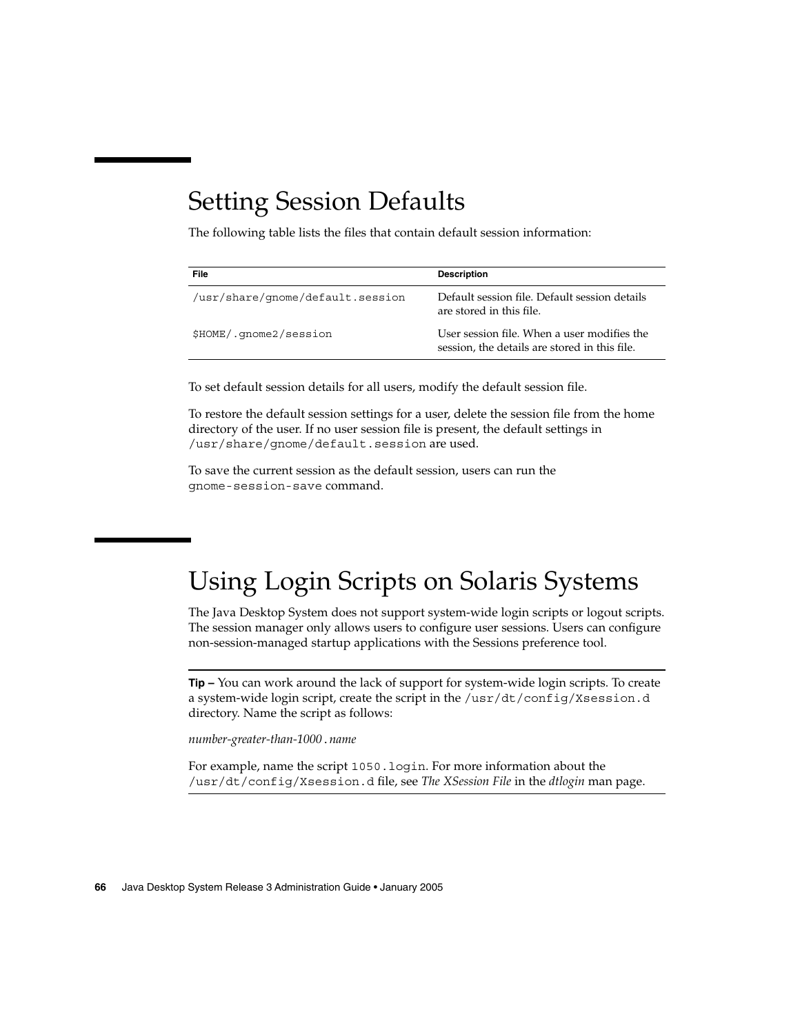# Setting Session Defaults

The following table lists the files that contain default session information:

| File | Description |
| --- | --- |
| `/usr/share/gnome/default.session` | Default session file. Default session details are stored in this file. |
| `$HOME/.gnome2/session` | User session file. When a user modifies the session, the details are stored in this file. |

To set default session details for all users, modify the default session file.

To restore the default session settings for a user, delete the session file from the home directory of the user. If no user session file is present, the default settings in `/usr/share/gnome/default.session` are used.

To save the current session as the default session, users can run the `gnome-session-save` command.

# Using Login Scripts on Solaris Systems

The Java Desktop System does not support system-wide login scripts or logout scripts. The session manager only allows users to configure user sessions. Users can configure non-session-managed startup applications with the Sessions preference tool.

---

**Tip –** You can work around the lack of support for system-wide login scripts. To create a system-wide login script, create the script in the `/usr/dt/config/Xsession.d` directory. Name the script as follows:

*number-greater-than-1000 . name*

For example, name the script `1050.login`. For more information about the `/usr/dt/config/Xsession.d` file, see *The XSession File* in the *dtlogin* man page.

---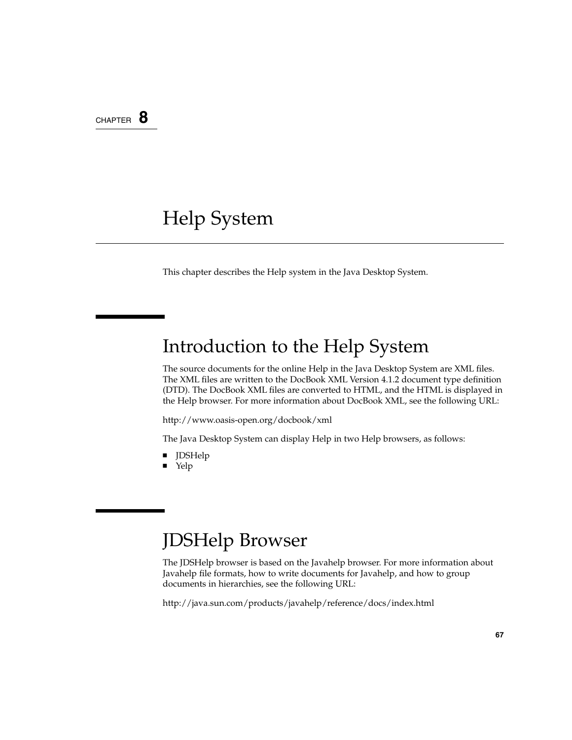CHAPTER **8**

# Help System

This chapter describes the Help system in the Java Desktop System.

## Introduction to the Help System

The source documents for the online Help in the Java Desktop System are XML files. The XML files are written to the DocBook XML Version 4.1.2 document type definition (DTD). The DocBook XML files are converted to HTML, and the HTML is displayed in the Help browser. For more information about DocBook XML, see the following URL:

http://www.oasis-open.org/docbook/xml

The Java Desktop System can display Help in two Help browsers, as follows:

- JDSHelp
- Yelp

## JDSHelp Browser

The JDSHelp browser is based on the Javahelp browser. For more information about Javahelp file formats, how to write documents for Javahelp, and how to group documents in hierarchies, see the following URL:

http://java.sun.com/products/javahelp/reference/docs/index.html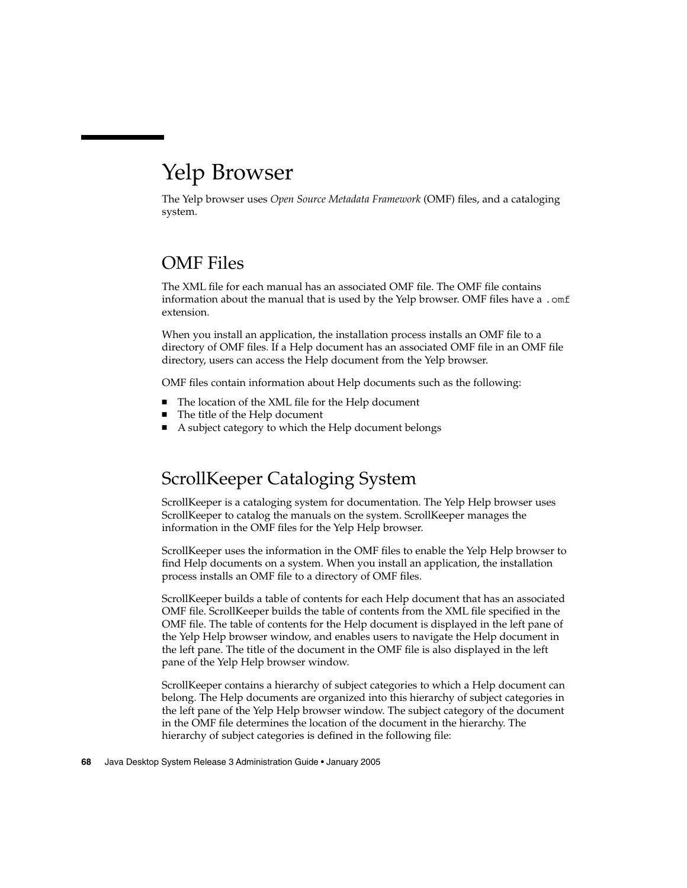# Yelp Browser

The Yelp browser uses *Open Source Metadata Framework* (OMF) files, and a cataloging system.

## OMF Files

The XML file for each manual has an associated OMF file. The OMF file contains information about the manual that is used by the Yelp browser. OMF files have a `.omf` extension.

When you install an application, the installation process installs an OMF file to a directory of OMF files. If a Help document has an associated OMF file in an OMF file directory, users can access the Help document from the Yelp browser.

OMF files contain information about Help documents such as the following:

- The location of the XML file for the Help document
- The title of the Help document
- A subject category to which the Help document belongs

## ScrollKeeper Cataloging System

ScrollKeeper is a cataloging system for documentation. The Yelp Help browser uses ScrollKeeper to catalog the manuals on the system. ScrollKeeper manages the information in the OMF files for the Yelp Help browser.

ScrollKeeper uses the information in the OMF files to enable the Yelp Help browser to find Help documents on a system. When you install an application, the installation process installs an OMF file to a directory of OMF files.

ScrollKeeper builds a table of contents for each Help document that has an associated OMF file. ScrollKeeper builds the table of contents from the XML file specified in the OMF file. The table of contents for the Help document is displayed in the left pane of the Yelp Help browser window, and enables users to navigate the Help document in the left pane. The title of the document in the OMF file is also displayed in the left pane of the Yelp Help browser window.

ScrollKeeper contains a hierarchy of subject categories to which a Help document can belong. The Help documents are organized into this hierarchy of subject categories in the left pane of the Yelp Help browser window. The subject category of the document in the OMF file determines the location of the document in the hierarchy. The hierarchy of subject categories is defined in the following file: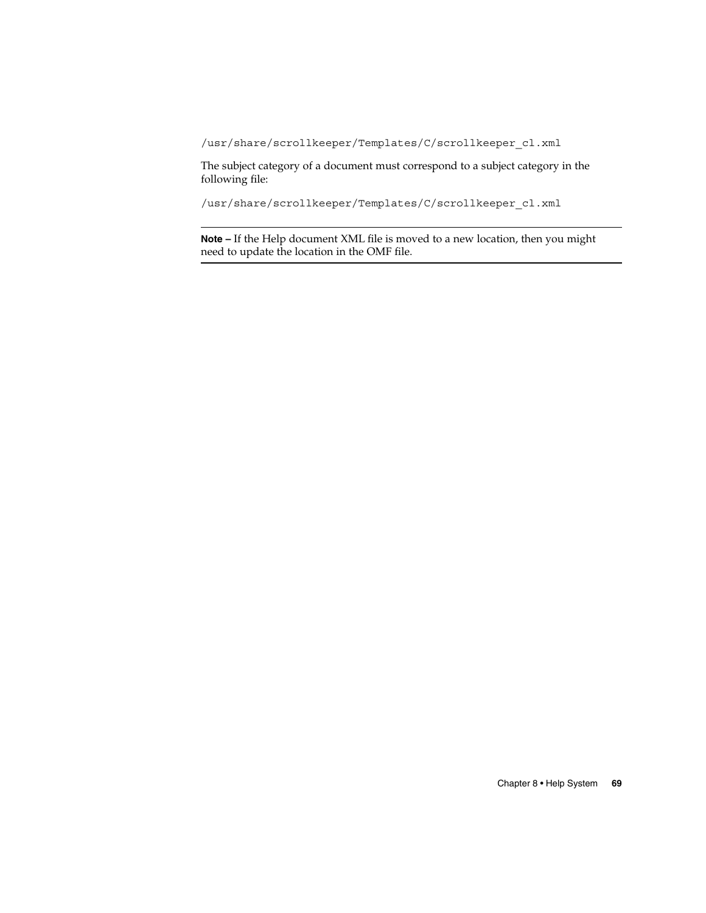```
/usr/share/scrollkeeper/Templates/C/scrollkeeper_cl.xml
```

The subject category of a document must correspond to a subject category in the following file:

```
/usr/share/scrollkeeper/Templates/C/scrollkeeper_cl.xml
```

---

**Note –** If the Help document XML file is moved to a new location, then you might need to update the location in the OMF file.

---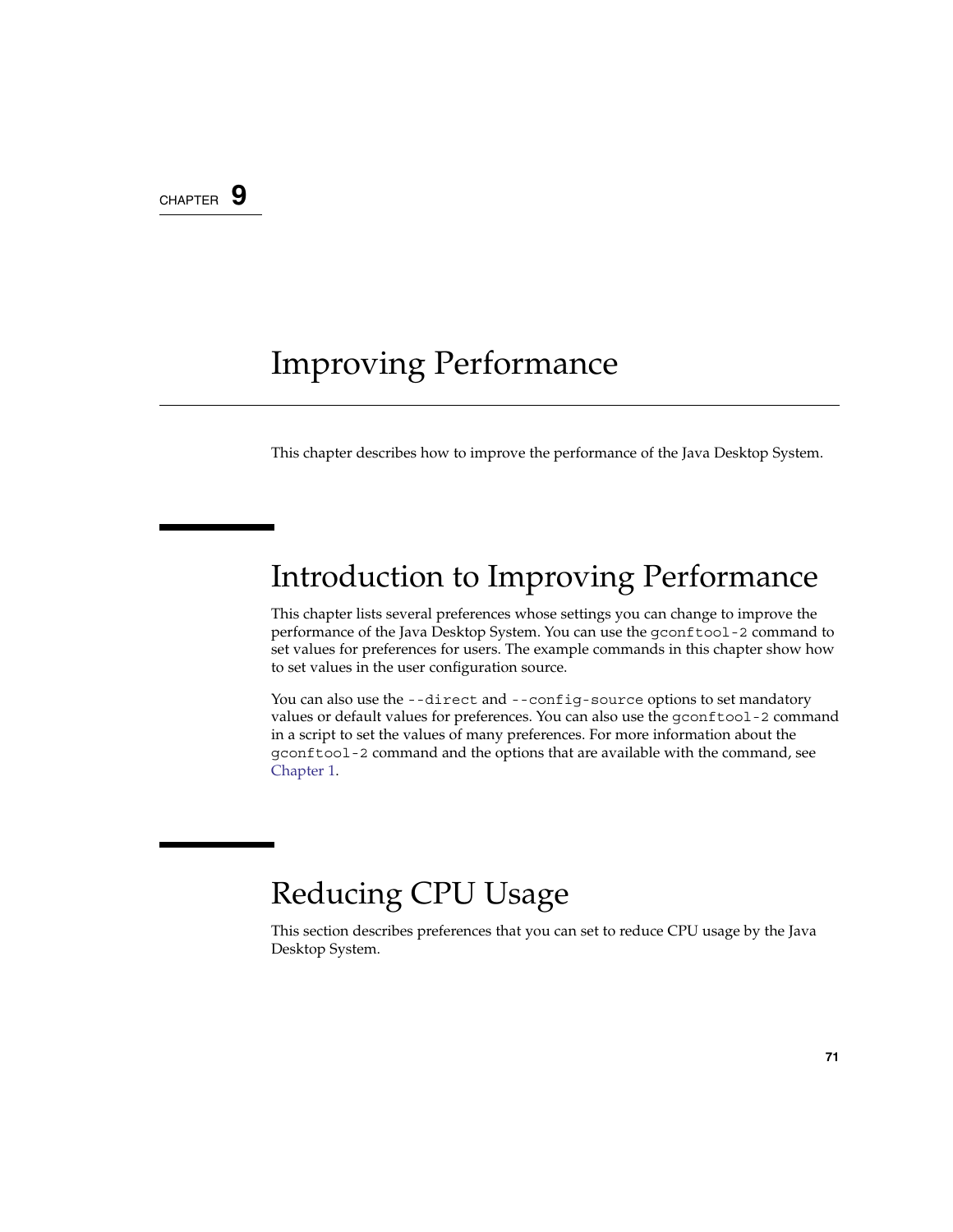CHAPTER **9**

# Improving Performance

This chapter describes how to improve the performance of the Java Desktop System.

## Introduction to Improving Performance

This chapter lists several preferences whose settings you can change to improve the performance of the Java Desktop System. You can use the `gconftool-2` command to set values for preferences for users. The example commands in this chapter show how to set values in the user configuration source.

You can also use the `--direct` and `--config-source` options to set mandatory values or default values for preferences. You can also use the `gconftool-2` command in a script to set the values of many preferences. For more information about the `gconftool-2` command and the options that are available with the command, see Chapter 1.

## Reducing CPU Usage

This section describes preferences that you can set to reduce CPU usage by the Java Desktop System.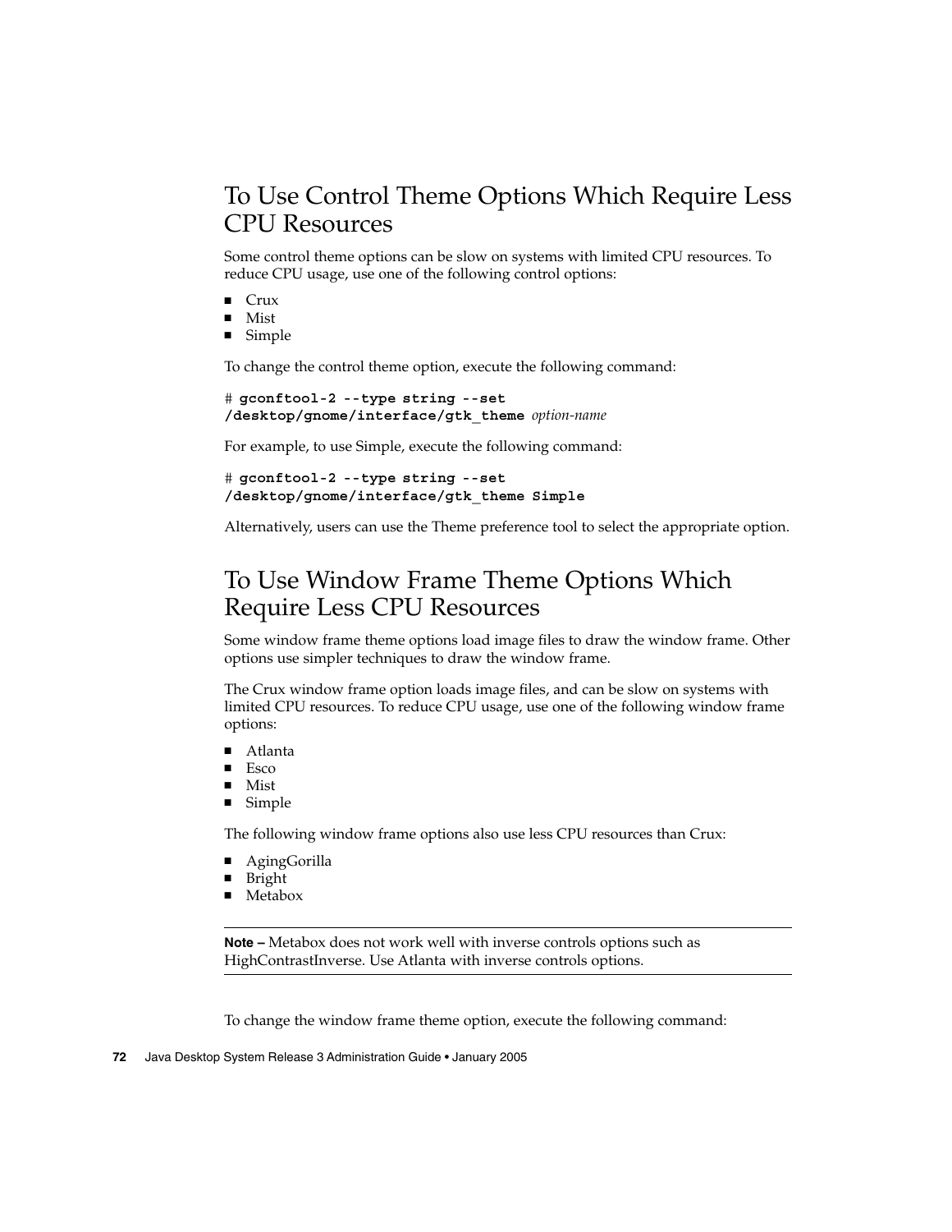## To Use Control Theme Options Which Require Less CPU Resources

Some control theme options can be slow on systems with limited CPU resources. To reduce CPU usage, use one of the following control options:

- Crux
- Mist
- Simple

To change the control theme option, execute the following command:

```
# gconftool-2 --type string --set
/desktop/gnome/interface/gtk_theme option-name
```

For example, to use Simple, execute the following command:

```
# gconftool-2 --type string --set
/desktop/gnome/interface/gtk_theme Simple
```

Alternatively, users can use the Theme preference tool to select the appropriate option.

## To Use Window Frame Theme Options Which Require Less CPU Resources

Some window frame theme options load image files to draw the window frame. Other options use simpler techniques to draw the window frame.

The Crux window frame option loads image files, and can be slow on systems with limited CPU resources. To reduce CPU usage, use one of the following window frame options:

- Atlanta
- Esco
- Mist
- Simple

The following window frame options also use less CPU resources than Crux:

- AgingGorilla
- Bright
- Metabox

---

**Note –** Metabox does not work well with inverse controls options such as HighContrastInverse. Use Atlanta with inverse controls options.

---

To change the window frame theme option, execute the following command: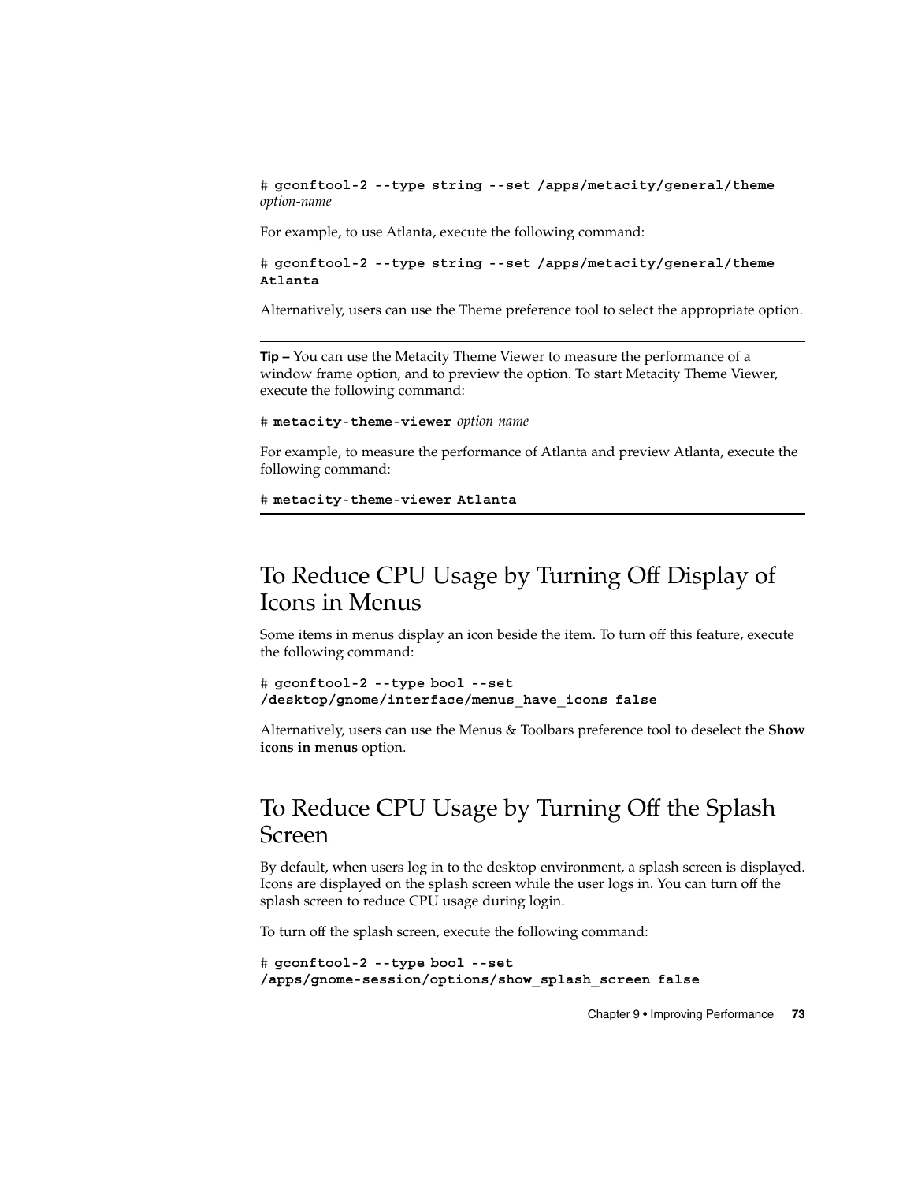```
# gconftool-2 --type string --set /apps/metacity/general/theme
option-name
```

For example, to use Atlanta, execute the following command:

```
# gconftool-2 --type string --set /apps/metacity/general/theme
Atlanta
```

Alternatively, users can use the Theme preference tool to select the appropriate option.

---

**Tip –** You can use the Metacity Theme Viewer to measure the performance of a window frame option, and to preview the option. To start Metacity Theme Viewer, execute the following command:

```
# metacity-theme-viewer option-name
```

For example, to measure the performance of Atlanta and preview Atlanta, execute the following command:

```
# metacity-theme-viewer Atlanta
```

---

## To Reduce CPU Usage by Turning Off Display of Icons in Menus

Some items in menus display an icon beside the item. To turn off this feature, execute the following command:

```
# gconftool-2 --type bool --set
/desktop/gnome/interface/menus_have_icons false
```

Alternatively, users can use the Menus & Toolbars preference tool to deselect the **Show icons in menus** option.

## To Reduce CPU Usage by Turning Off the Splash Screen

By default, when users log in to the desktop environment, a splash screen is displayed. Icons are displayed on the splash screen while the user logs in. You can turn off the splash screen to reduce CPU usage during login.

To turn off the splash screen, execute the following command:

```
# gconftool-2 --type bool --set
/apps/gnome-session/options/show_splash_screen false
```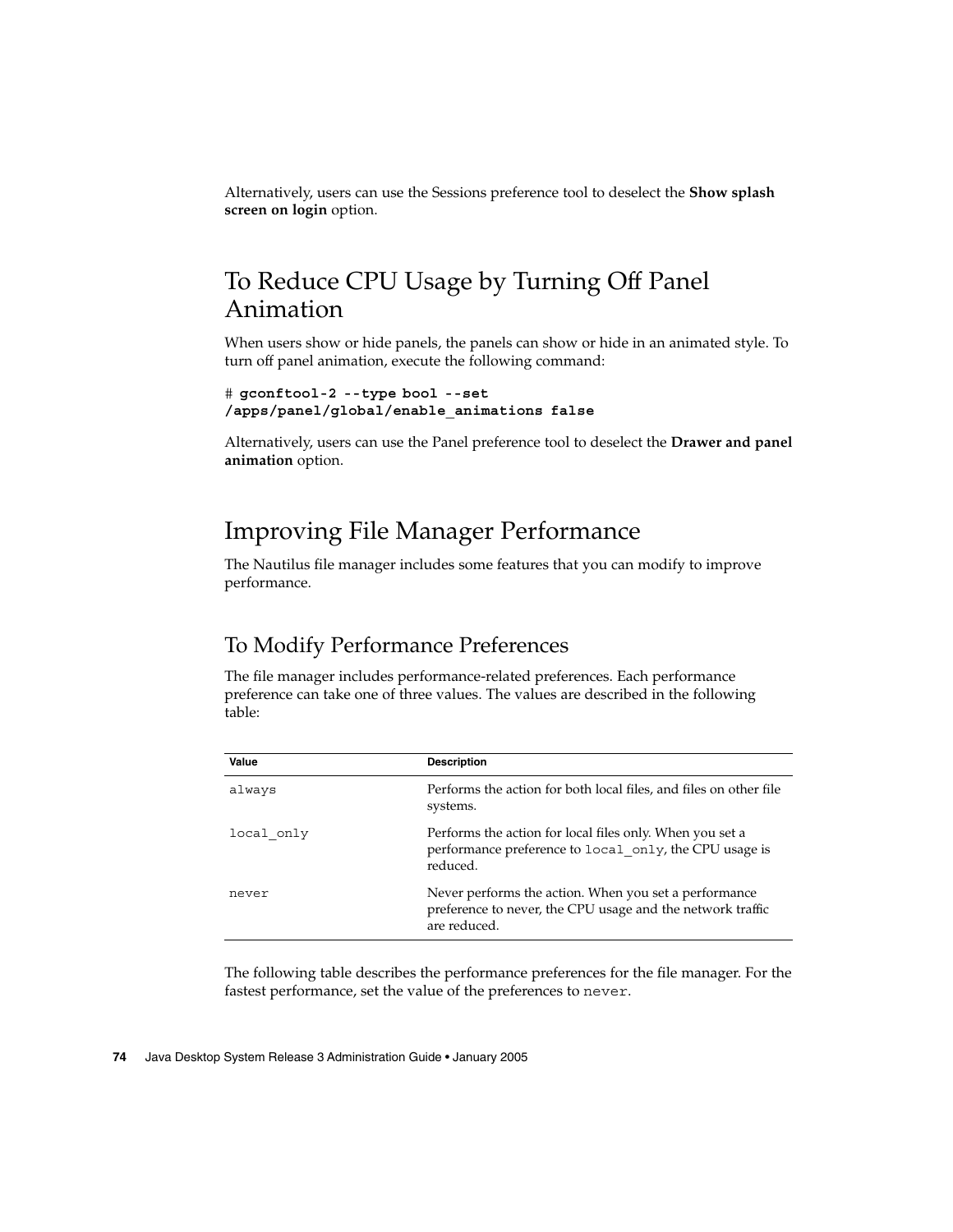Alternatively, users can use the Sessions preference tool to deselect the **Show splash screen on login** option.

## To Reduce CPU Usage by Turning Off Panel Animation

When users show or hide panels, the panels can show or hide in an animated style. To turn off panel animation, execute the following command:

```
# gconftool-2 --type bool --set
/apps/panel/global/enable_animations false
```

Alternatively, users can use the Panel preference tool to deselect the **Drawer and panel animation** option.

# Improving File Manager Performance

The Nautilus file manager includes some features that you can modify to improve performance.

## To Modify Performance Preferences

The file manager includes performance-related preferences. Each performance preference can take one of three values. The values are described in the following table:

| Value | Description |
| --- | --- |
| `always` | Performs the action for both local files, and files on other file systems. |
| `local_only` | Performs the action for local files only. When you set a performance preference to `local_only`, the CPU usage is reduced. |
| `never` | Never performs the action. When you set a performance preference to never, the CPU usage and the network traffic are reduced. |

The following table describes the performance preferences for the file manager. For the fastest performance, set the value of the preferences to `never`.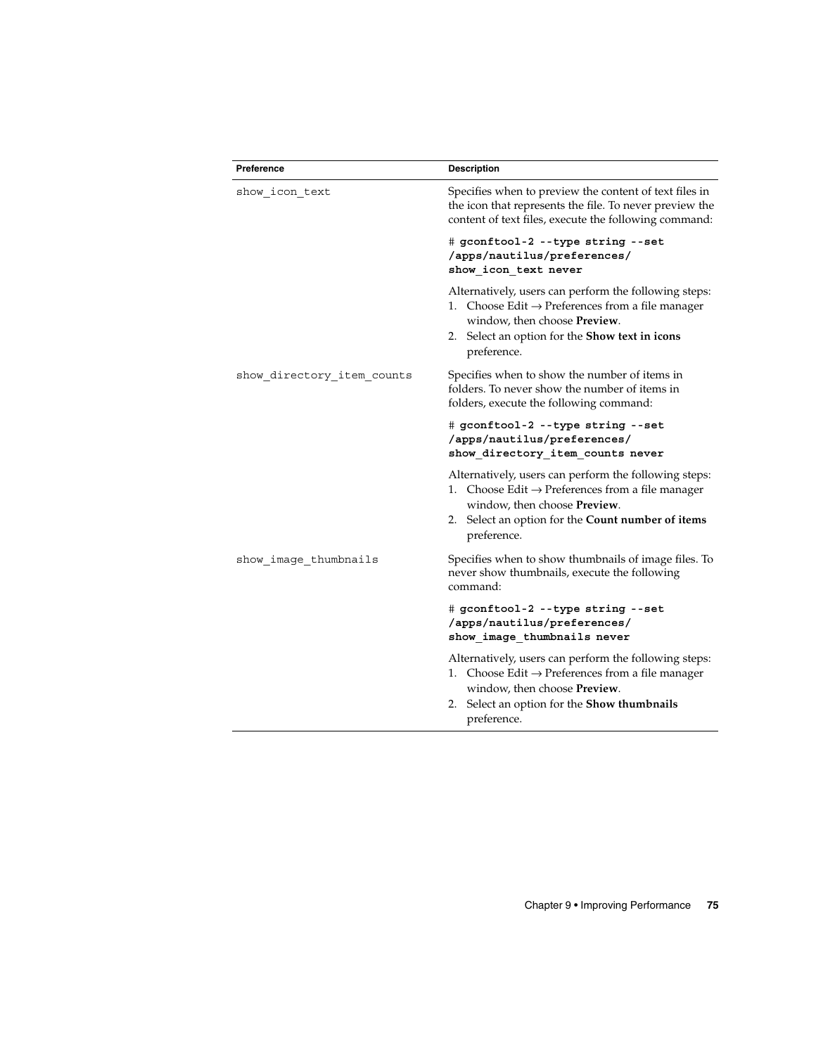| Preference | Description |
| --- | --- |
| show_icon_text | Specifies when to preview the content of text files in the icon that represents the file. To never preview the content of text files, execute the following command:<br><br># **gconftool-2 --type string --set /apps/nautilus/preferences/ show_icon_text never**<br><br>Alternatively, users can perform the following steps:<br>1. Choose Edit → Preferences from a file manager window, then choose **Preview**.<br>2. Select an option for the **Show text in icons** preference. |
| show_directory_item_counts | Specifies when to show the number of items in folders. To never show the number of items in folders, execute the following command:<br><br># **gconftool-2 --type string --set /apps/nautilus/preferences/ show_directory_item_counts never**<br><br>Alternatively, users can perform the following steps:<br>1. Choose Edit → Preferences from a file manager window, then choose **Preview**.<br>2. Select an option for the **Count number of items** preference. |
| show_image_thumbnails | Specifies when to show thumbnails of image files. To never show thumbnails, execute the following command:<br><br># **gconftool-2 --type string --set /apps/nautilus/preferences/ show_image_thumbnails never**<br><br>Alternatively, users can perform the following steps:<br>1. Choose Edit → Preferences from a file manager window, then choose **Preview**.<br>2. Select an option for the **Show thumbnails** preference. |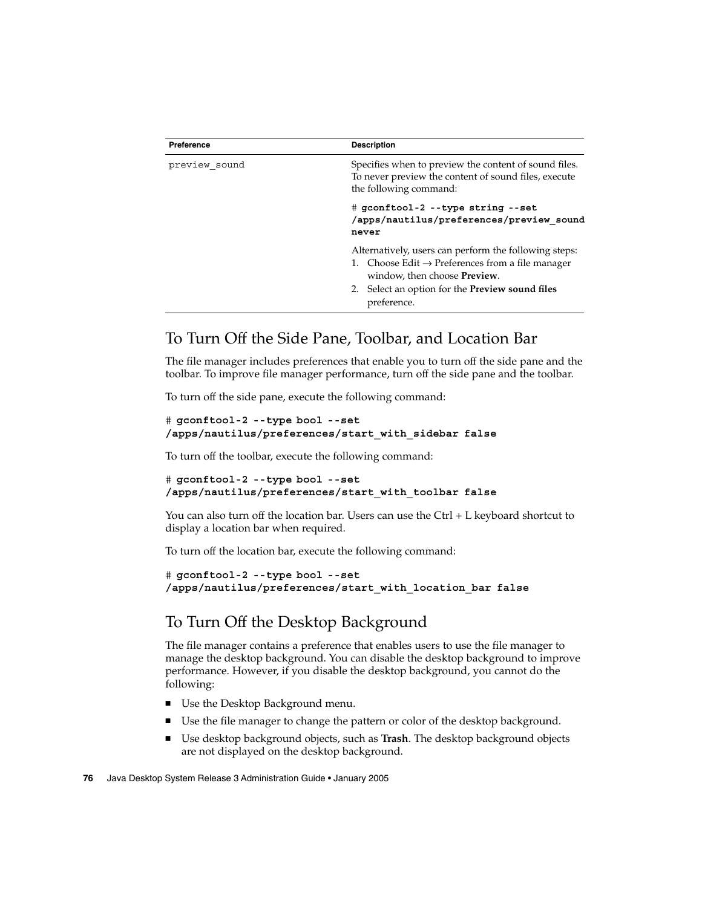| Preference | Description |
| --- | --- |
| `preview_sound` | Specifies when to preview the content of sound files. To never preview the content of sound files, execute the following command:<br><br>`# gconftool-2 --type string --set /apps/nautilus/preferences/preview_sound never`<br><br>Alternatively, users can perform the following steps:<br>1. Choose Edit → Preferences from a file manager window, then choose **Preview**.<br>2. Select an option for the **Preview sound files** preference. |

## To Turn Off the Side Pane, Toolbar, and Location Bar

The file manager includes preferences that enable you to turn off the side pane and the toolbar. To improve file manager performance, turn off the side pane and the toolbar.

To turn off the side pane, execute the following command:

```
# gconftool-2 --type bool --set
/apps/nautilus/preferences/start_with_sidebar false
```

To turn off the toolbar, execute the following command:

```
# gconftool-2 --type bool --set
/apps/nautilus/preferences/start_with_toolbar false
```

You can also turn off the location bar. Users can use the Ctrl + L keyboard shortcut to display a location bar when required.

To turn off the location bar, execute the following command:

```
# gconftool-2 --type bool --set
/apps/nautilus/preferences/start_with_location_bar false
```

## To Turn Off the Desktop Background

The file manager contains a preference that enables users to use the file manager to manage the desktop background. You can disable the desktop background to improve performance. However, if you disable the desktop background, you cannot do the following:

- Use the Desktop Background menu.
- Use the file manager to change the pattern or color of the desktop background.
- Use desktop background objects, such as **Trash**. The desktop background objects are not displayed on the desktop background.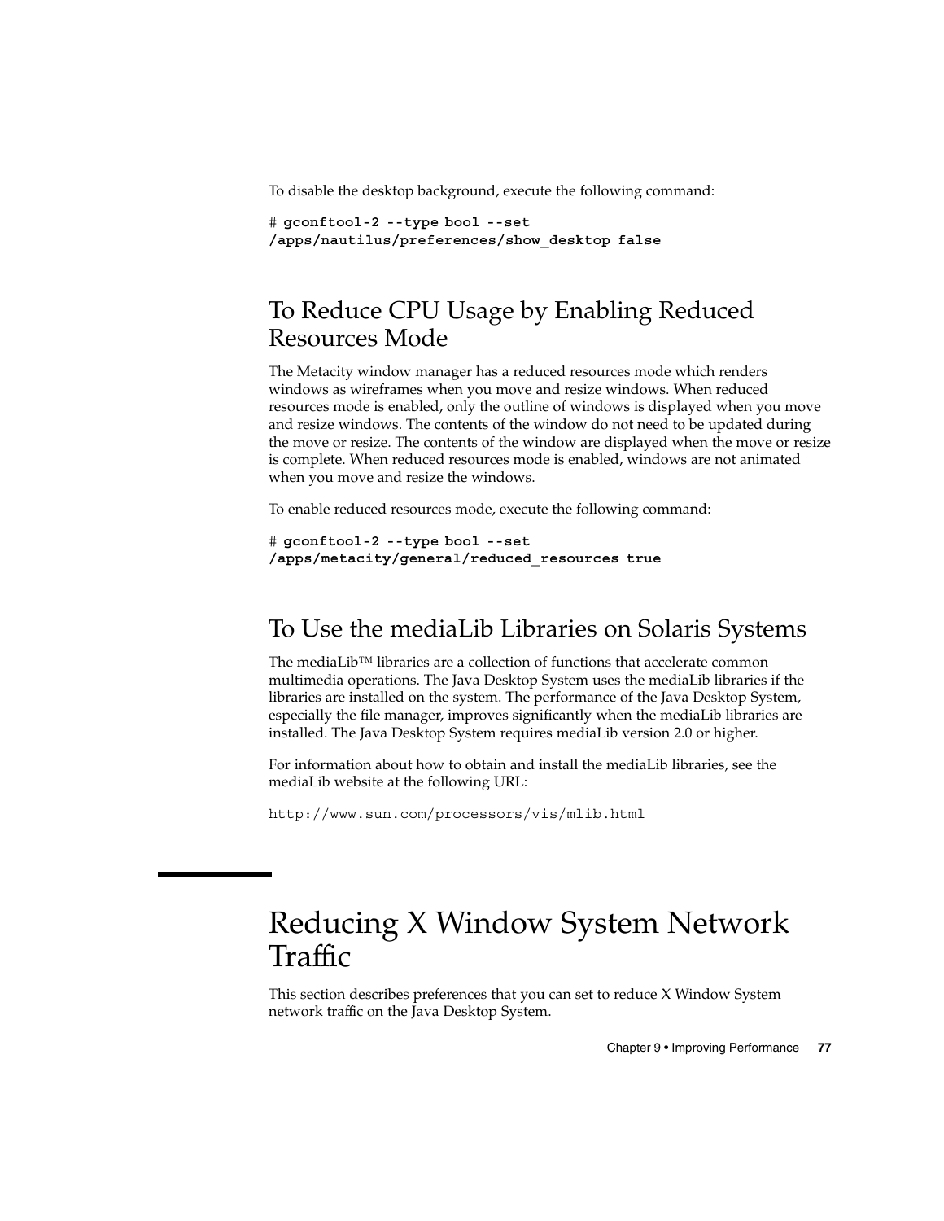To disable the desktop background, execute the following command:

```
# gconftool-2 --type bool --set
/apps/nautilus/preferences/show_desktop false
```

### To Reduce CPU Usage by Enabling Reduced Resources Mode

The Metacity window manager has a reduced resources mode which renders windows as wireframes when you move and resize windows. When reduced resources mode is enabled, only the outline of windows is displayed when you move and resize windows. The contents of the window do not need to be updated during the move or resize. The contents of the window are displayed when the move or resize is complete. When reduced resources mode is enabled, windows are not animated when you move and resize the windows.

To enable reduced resources mode, execute the following command:

```
# gconftool-2 --type bool --set
/apps/metacity/general/reduced_resources true
```

### To Use the mediaLib Libraries on Solaris Systems

The mediaLib™ libraries are a collection of functions that accelerate common multimedia operations. The Java Desktop System uses the mediaLib libraries if the libraries are installed on the system. The performance of the Java Desktop System, especially the file manager, improves significantly when the mediaLib libraries are installed. The Java Desktop System requires mediaLib version 2.0 or higher.

For information about how to obtain and install the mediaLib libraries, see the mediaLib website at the following URL:

http://www.sun.com/processors/vis/mlib.html

## Reducing X Window System Network Traffic

This section describes preferences that you can set to reduce X Window System network traffic on the Java Desktop System.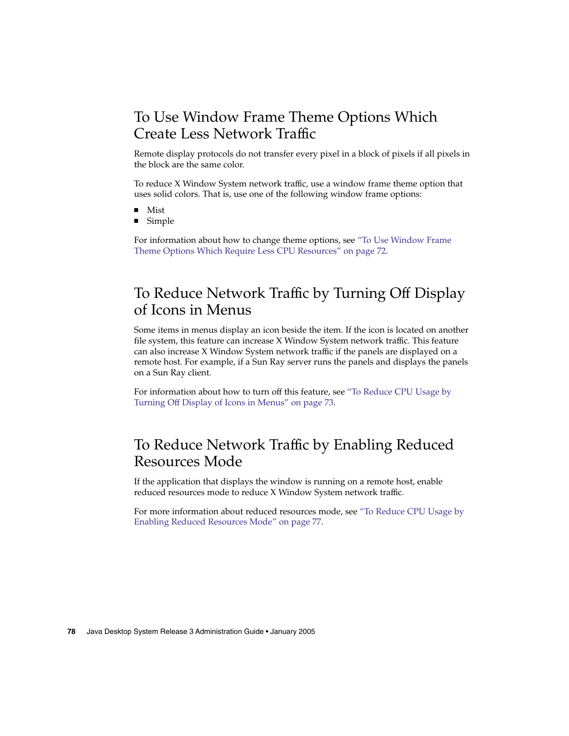## To Use Window Frame Theme Options Which Create Less Network Traffic

Remote display protocols do not transfer every pixel in a block of pixels if all pixels in the block are the same color.

To reduce X Window System network traffic, use a window frame theme option that uses solid colors. That is, use one of the following window frame options:

- Mist
- Simple

For information about how to change theme options, see "To Use Window Frame Theme Options Which Require Less CPU Resources" on page 72.

## To Reduce Network Traffic by Turning Off Display of Icons in Menus

Some items in menus display an icon beside the item. If the icon is located on another file system, this feature can increase X Window System network traffic. This feature can also increase X Window System network traffic if the panels are displayed on a remote host. For example, if a Sun Ray server runs the panels and displays the panels on a Sun Ray client.

For information about how to turn off this feature, see "To Reduce CPU Usage by Turning Off Display of Icons in Menus" on page 73.

## To Reduce Network Traffic by Enabling Reduced Resources Mode

If the application that displays the window is running on a remote host, enable reduced resources mode to reduce X Window System network traffic.

For more information about reduced resources mode, see "To Reduce CPU Usage by Enabling Reduced Resources Mode" on page 77.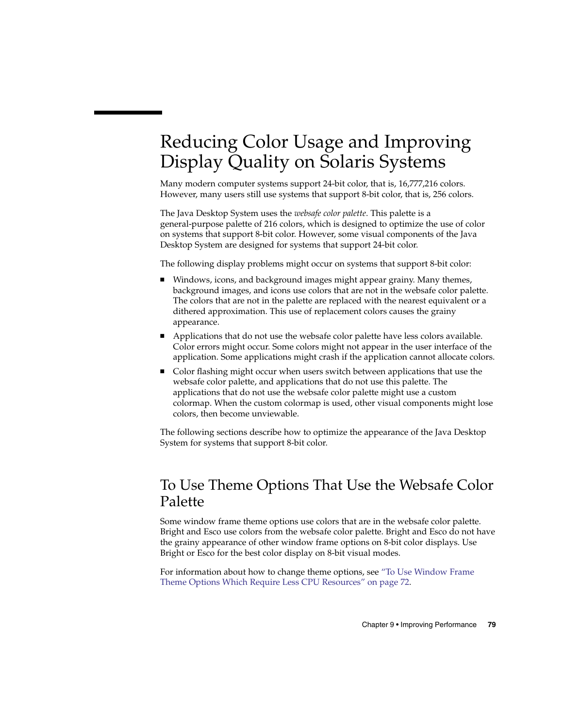# Reducing Color Usage and Improving Display Quality on Solaris Systems

Many modern computer systems support 24-bit color, that is, 16,777,216 colors. However, many users still use systems that support 8-bit color, that is, 256 colors.

The Java Desktop System uses the *websafe color palette*. This palette is a general-purpose palette of 216 colors, which is designed to optimize the use of color on systems that support 8-bit color. However, some visual components of the Java Desktop System are designed for systems that support 24-bit color.

The following display problems might occur on systems that support 8-bit color:

- Windows, icons, and background images might appear grainy. Many themes, background images, and icons use colors that are not in the websafe color palette. The colors that are not in the palette are replaced with the nearest equivalent or a dithered approximation. This use of replacement colors causes the grainy appearance.
- Applications that do not use the websafe color palette have less colors available. Color errors might occur. Some colors might not appear in the user interface of the application. Some applications might crash if the application cannot allocate colors.
- Color flashing might occur when users switch between applications that use the websafe color palette, and applications that do not use this palette. The applications that do not use the websafe color palette might use a custom colormap. When the custom colormap is used, other visual components might lose colors, then become unviewable.

The following sections describe how to optimize the appearance of the Java Desktop System for systems that support 8-bit color.

## To Use Theme Options That Use the Websafe Color Palette

Some window frame theme options use colors that are in the websafe color palette. Bright and Esco use colors from the websafe color palette. Bright and Esco do not have the grainy appearance of other window frame options on 8-bit color displays. Use Bright or Esco for the best color display on 8-bit visual modes.

For information about how to change theme options, see "To Use Window Frame Theme Options Which Require Less CPU Resources" on page 72.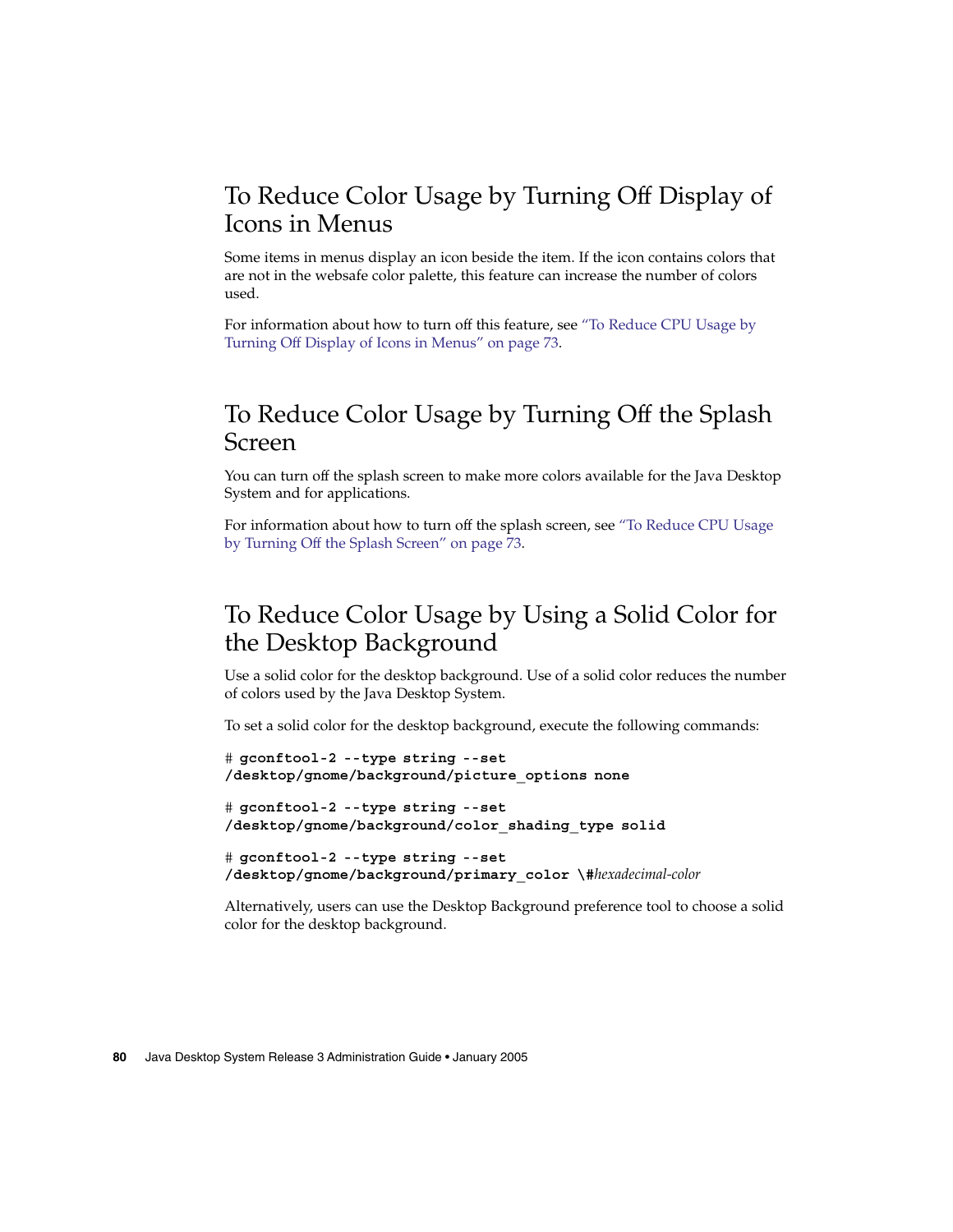## To Reduce Color Usage by Turning Off Display of Icons in Menus

Some items in menus display an icon beside the item. If the icon contains colors that are not in the websafe color palette, this feature can increase the number of colors used.

For information about how to turn off this feature, see "To Reduce CPU Usage by Turning Off Display of Icons in Menus" on page 73.

## To Reduce Color Usage by Turning Off the Splash Screen

You can turn off the splash screen to make more colors available for the Java Desktop System and for applications.

For information about how to turn off the splash screen, see "To Reduce CPU Usage by Turning Off the Splash Screen" on page 73.

## To Reduce Color Usage by Using a Solid Color for the Desktop Background

Use a solid color for the desktop background. Use of a solid color reduces the number of colors used by the Java Desktop System.

To set a solid color for the desktop background, execute the following commands:

```
# gconftool-2 --type string --set
/desktop/gnome/background/picture_options none

# gconftool-2 --type string --set
/desktop/gnome/background/color_shading_type solid

# gconftool-2 --type string --set
/desktop/gnome/background/primary_color \#hexadecimal-color
```

Alternatively, users can use the Desktop Background preference tool to choose a solid color for the desktop background.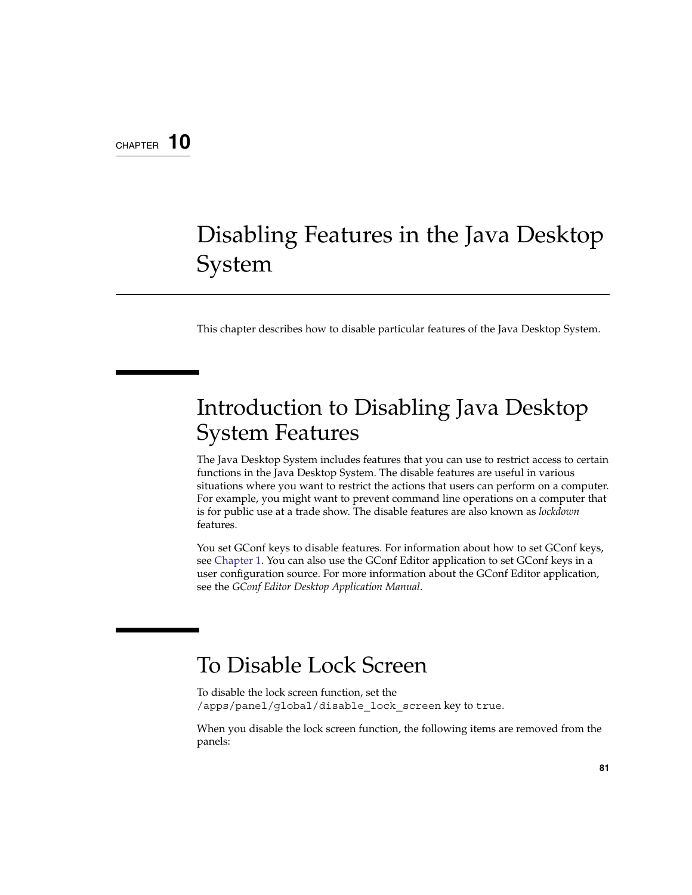CHAPTER 10

# Disabling Features in the Java Desktop System

This chapter describes how to disable particular features of the Java Desktop System.

## Introduction to Disabling Java Desktop System Features

The Java Desktop System includes features that you can use to restrict access to certain functions in the Java Desktop System. The disable features are useful in various situations where you want to restrict the actions that users can perform on a computer. For example, you might want to prevent command line operations on a computer that is for public use at a trade show. The disable features are also known as *lockdown* features.

You set GConf keys to disable features. For information about how to set GConf keys, see Chapter 1. You can also use the GConf Editor application to set GConf keys in a user configuration source. For more information about the GConf Editor application, see the *GConf Editor Desktop Application Manual*.

## To Disable Lock Screen

To disable the lock screen function, set the `/apps/panel/global/disable_lock_screen` key to `true`.

When you disable the lock screen function, the following items are removed from the panels: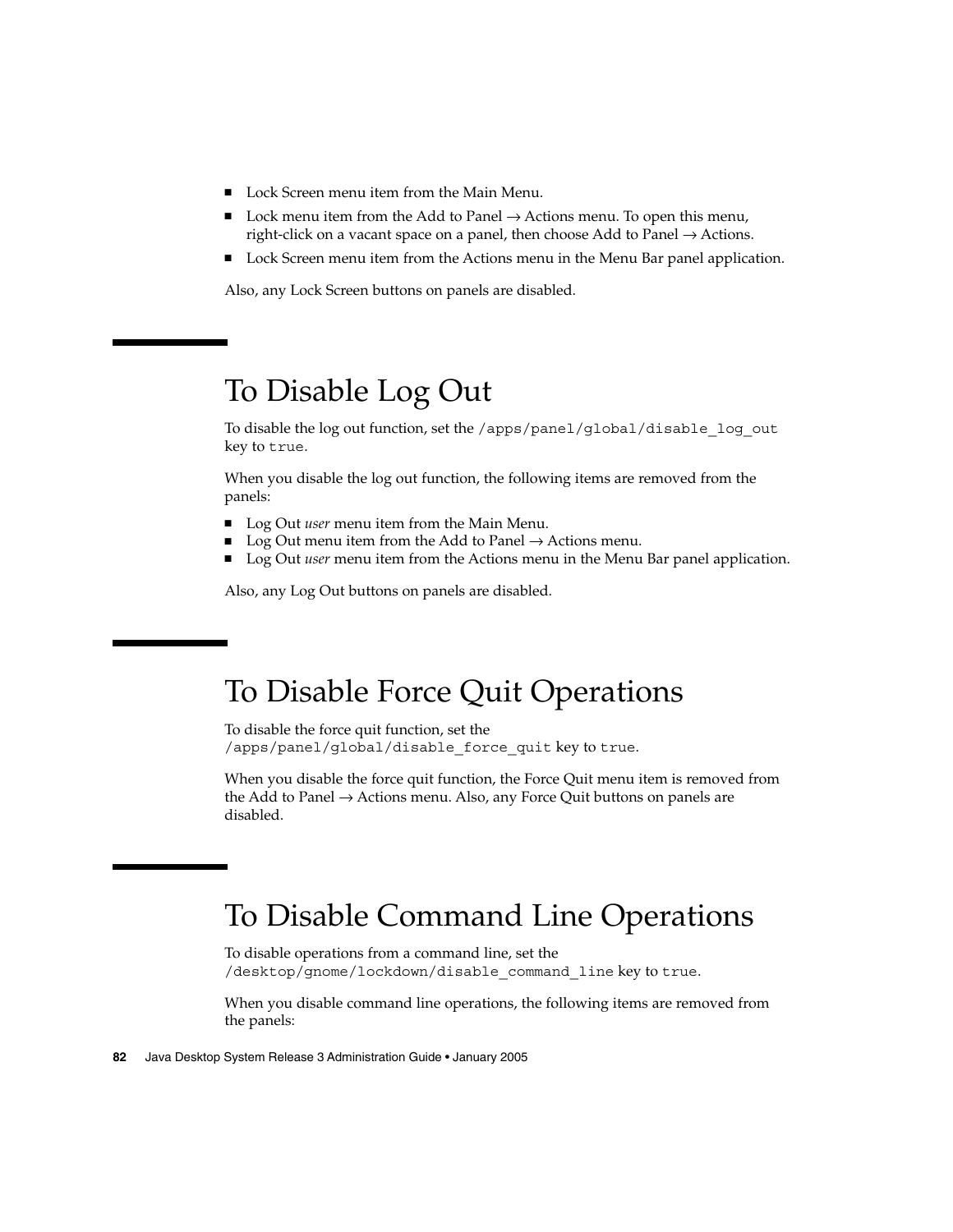- Lock Screen menu item from the Main Menu.
- Lock menu item from the Add to Panel → Actions menu. To open this menu, right-click on a vacant space on a panel, then choose Add to Panel → Actions.
- Lock Screen menu item from the Actions menu in the Menu Bar panel application.

Also, any Lock Screen buttons on panels are disabled.

# To Disable Log Out

To disable the log out function, set the `/apps/panel/global/disable_log_out` key to `true`.

When you disable the log out function, the following items are removed from the panels:

- Log Out *user* menu item from the Main Menu.
- Log Out menu item from the Add to Panel → Actions menu.
- Log Out *user* menu item from the Actions menu in the Menu Bar panel application.

Also, any Log Out buttons on panels are disabled.

# To Disable Force Quit Operations

To disable the force quit function, set the `/apps/panel/global/disable_force_quit` key to `true`.

When you disable the force quit function, the Force Quit menu item is removed from the Add to Panel → Actions menu. Also, any Force Quit buttons on panels are disabled.

# To Disable Command Line Operations

To disable operations from a command line, set the `/desktop/gnome/lockdown/disable_command_line` key to `true`.

When you disable command line operations, the following items are removed from the panels: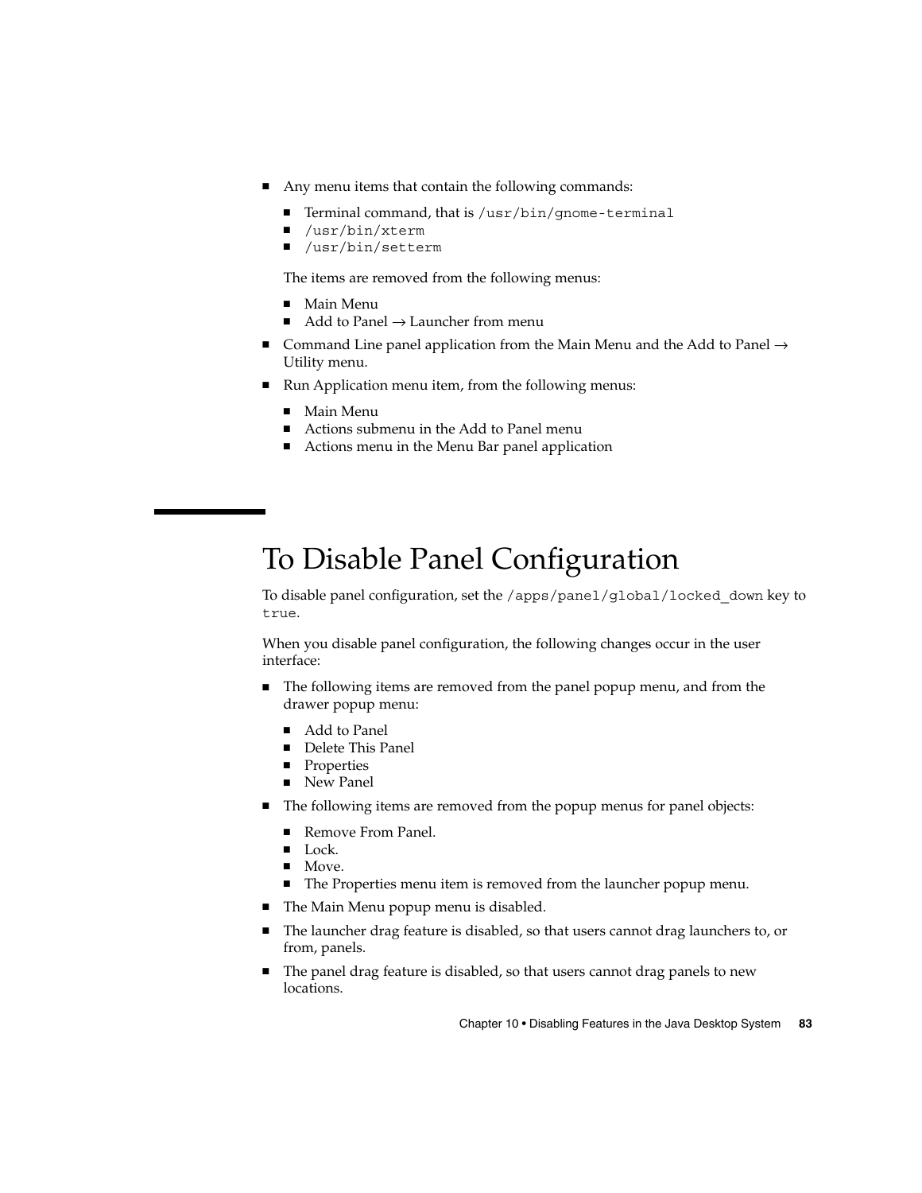- Any menu items that contain the following commands:
  - Terminal command, that is `/usr/bin/gnome-terminal`
  - `/usr/bin/xterm`
  - `/usr/bin/setterm`

  The items are removed from the following menus:
  - Main Menu
  - Add to Panel → Launcher from menu
- Command Line panel application from the Main Menu and the Add to Panel → Utility menu.
- Run Application menu item, from the following menus:
  - Main Menu
  - Actions submenu in the Add to Panel menu
  - Actions menu in the Menu Bar panel application

# To Disable Panel Configuration

To disable panel configuration, set the `/apps/panel/global/locked_down` key to `true`.

When you disable panel configuration, the following changes occur in the user interface:

- The following items are removed from the panel popup menu, and from the drawer popup menu:
  - Add to Panel
  - Delete This Panel
  - Properties
  - New Panel
- The following items are removed from the popup menus for panel objects:
  - Remove From Panel.
  - Lock.
  - Move.
  - The Properties menu item is removed from the launcher popup menu.
- The Main Menu popup menu is disabled.
- The launcher drag feature is disabled, so that users cannot drag launchers to, or from, panels.
- The panel drag feature is disabled, so that users cannot drag panels to new locations.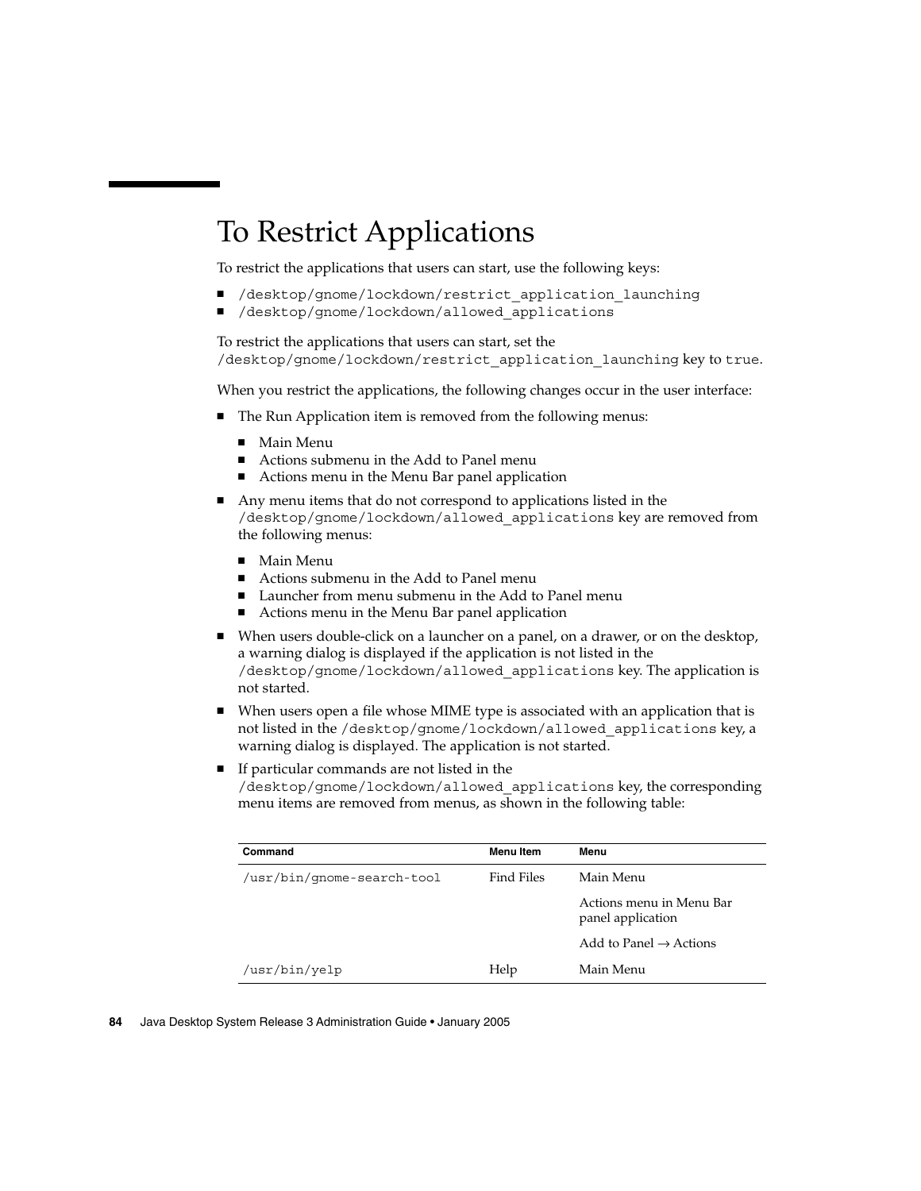# To Restrict Applications

To restrict the applications that users can start, use the following keys:

- `/desktop/gnome/lockdown/restrict_application_launching`
- `/desktop/gnome/lockdown/allowed_applications`

To restrict the applications that users can start, set the `/desktop/gnome/lockdown/restrict_application_launching` key to `true`.

When you restrict the applications, the following changes occur in the user interface:

- The Run Application item is removed from the following menus:
  - Main Menu
  - Actions submenu in the Add to Panel menu
  - Actions menu in the Menu Bar panel application
- Any menu items that do not correspond to applications listed in the `/desktop/gnome/lockdown/allowed_applications` key are removed from the following menus:
  - Main Menu
  - Actions submenu in the Add to Panel menu
  - Launcher from menu submenu in the Add to Panel menu
  - Actions menu in the Menu Bar panel application
- When users double-click on a launcher on a panel, on a drawer, or on the desktop, a warning dialog is displayed if the application is not listed in the `/desktop/gnome/lockdown/allowed_applications` key. The application is not started.
- When users open a file whose MIME type is associated with an application that is not listed in the `/desktop/gnome/lockdown/allowed_applications` key, a warning dialog is displayed. The application is not started.
- If particular commands are not listed in the `/desktop/gnome/lockdown/allowed_applications` key, the corresponding menu items are removed from menus, as shown in the following table:

| Command | Menu Item | Menu |
| --- | --- | --- |
| `/usr/bin/gnome-search-tool` | Find Files | Main Menu |
| | | Actions menu in Menu Bar panel application |
| | | Add to Panel → Actions |
| `/usr/bin/yelp` | Help | Main Menu |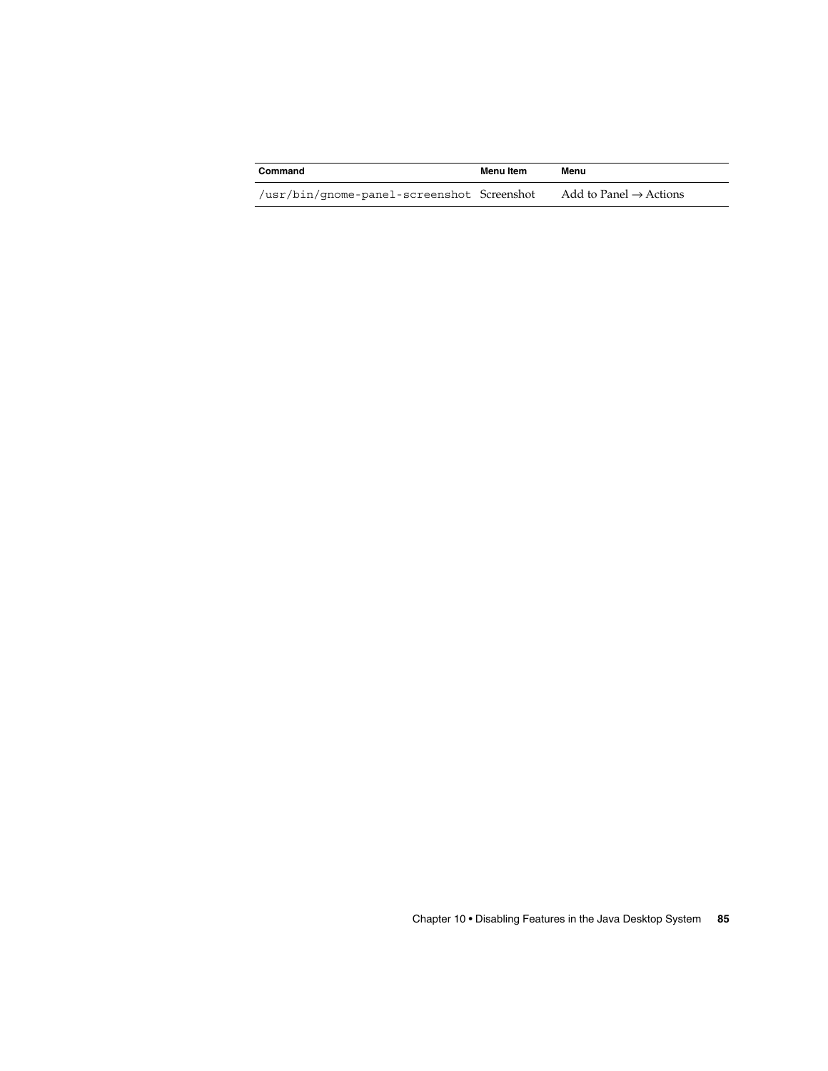| Command | Menu Item | Menu |
| --- | --- | --- |
| /usr/bin/gnome-panel-screenshot | Screenshot | Add to Panel → Actions |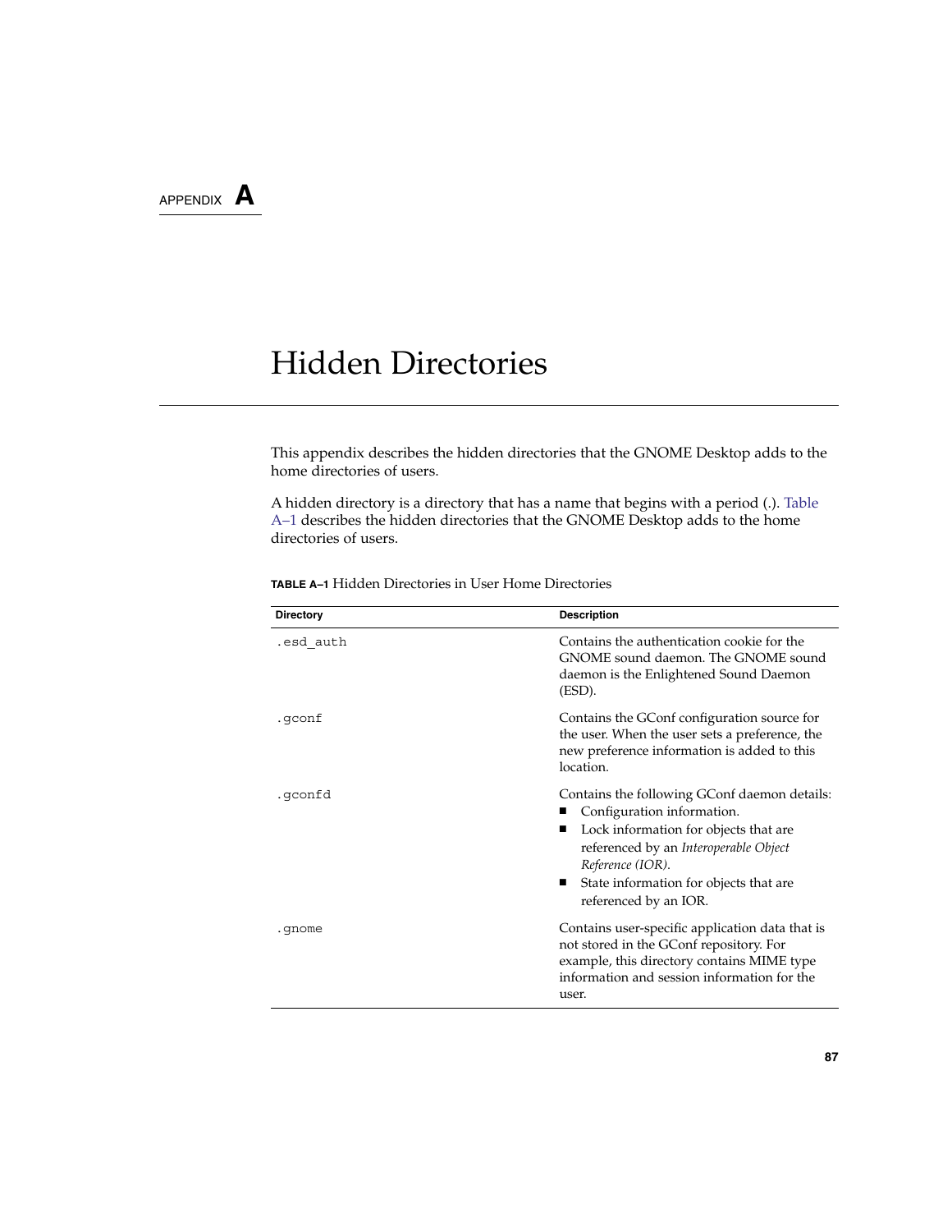APPENDIX A

# Hidden Directories

This appendix describes the hidden directories that the GNOME Desktop adds to the home directories of users.

A hidden directory is a directory that has a name that begins with a period (.). Table A–1 describes the hidden directories that the GNOME Desktop adds to the home directories of users.

**TABLE A–1** Hidden Directories in User Home Directories

| Directory | Description |
| --- | --- |
| `.esd_auth` | Contains the authentication cookie for the GNOME sound daemon. The GNOME sound daemon is the Enlightened Sound Daemon (ESD). |
| `.gconf` | Contains the GConf configuration source for the user. When the user sets a preference, the new preference information is added to this location. |
| `.gconfd` | Contains the following GConf daemon details: <br>■ Configuration information. <br>■ Lock information for objects that are referenced by an *Interoperable Object Reference (IOR)*. <br>■ State information for objects that are referenced by an IOR. |
| `.gnome` | Contains user-specific application data that is not stored in the GConf repository. For example, this directory contains MIME type information and session information for the user. |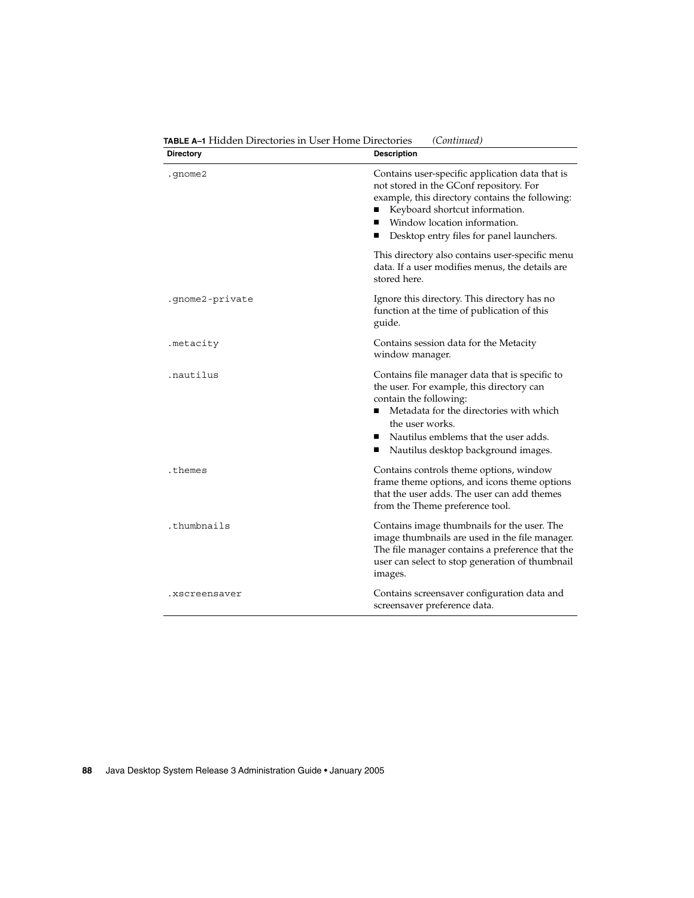**TABLE A–1** Hidden Directories in User Home Directories *(Continued)*

| Directory | Description |
| --- | --- |
| `.gnome2` | Contains user-specific application data that is not stored in the GConf repository. For example, this directory contains the following:<br>■ Keyboard shortcut information.<br>■ Window location information.<br>■ Desktop entry files for panel launchers.<br><br>This directory also contains user-specific menu data. If a user modifies menus, the details are stored here. |
| `.gnome2-private` | Ignore this directory. This directory has no function at the time of publication of this guide. |
| `.metacity` | Contains session data for the Metacity window manager. |
| `.nautilus` | Contains file manager data that is specific to the user. For example, this directory can contain the following:<br>■ Metadata for the directories with which the user works.<br>■ Nautilus emblems that the user adds.<br>■ Nautilus desktop background images. |
| `.themes` | Contains controls theme options, window frame theme options, and icons theme options that the user adds. The user can add themes from the Theme preference tool. |
| `.thumbnails` | Contains image thumbnails for the user. The image thumbnails are used in the file manager. The file manager contains a preference that the user can select to stop generation of thumbnail images. |
| `.xscreensaver` | Contains screensaver configuration data and screensaver preference data. |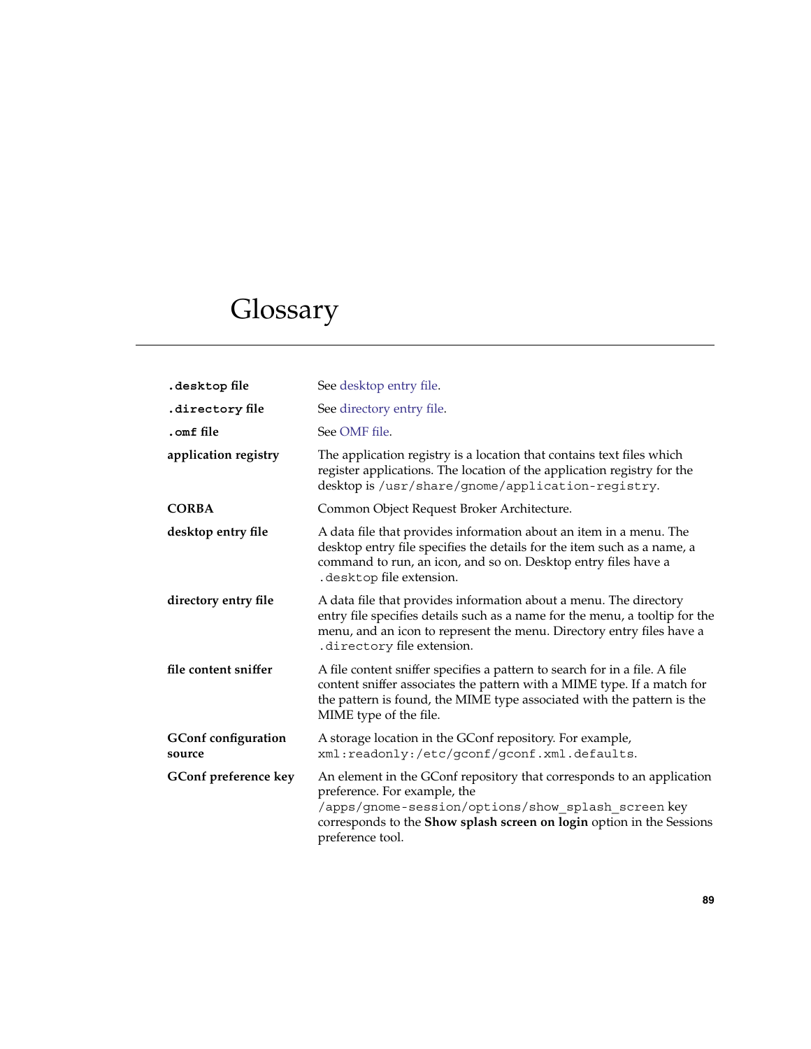# Glossary

**`.desktop` file**
: See desktop entry file.

**`.directory` file**
: See directory entry file.

**`.omf` file**
: See OMF file.

**application registry**
: The application registry is a location that contains text files which register applications. The location of the application registry for the desktop is `/usr/share/gnome/application-registry`.

**CORBA**
: Common Object Request Broker Architecture.

**desktop entry file**
: A data file that provides information about an item in a menu. The desktop entry file specifies the details for the item such as a name, a command to run, an icon, and so on. Desktop entry files have a `.desktop` file extension.

**directory entry file**
: A data file that provides information about a menu. The directory entry file specifies details such as a name for the menu, a tooltip for the menu, and an icon to represent the menu. Directory entry files have a `.directory` file extension.

**file content sniffer**
: A file content sniffer specifies a pattern to search for in a file. A file content sniffer associates the pattern with a MIME type. If a match for the pattern is found, the MIME type associated with the pattern is the MIME type of the file.

**GConf configuration source**
: A storage location in the GConf repository. For example, `xml:readonly:/etc/gconf/gconf.xml.defaults`.

**GConf preference key**
: An element in the GConf repository that corresponds to an application preference. For example, the `/apps/gnome-session/options/show_splash_screen` key corresponds to the **Show splash screen on login** option in the Sessions preference tool.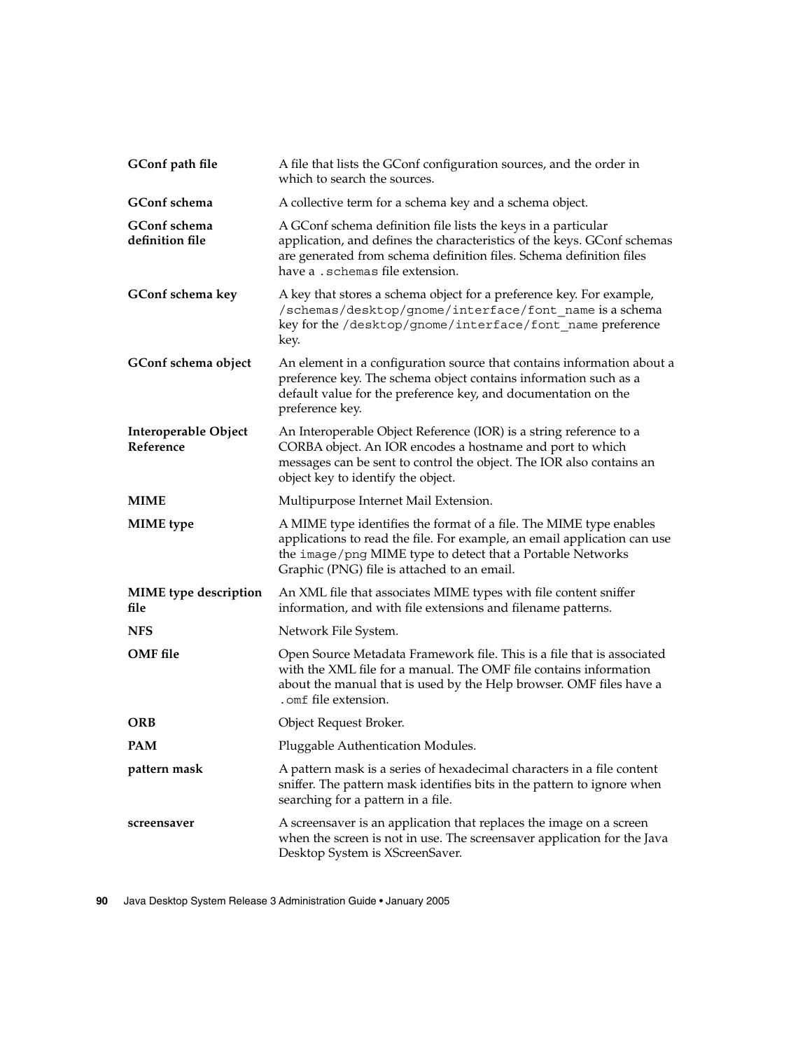**GConf path file**
A file that lists the GConf configuration sources, and the order in which to search the sources.

**GConf schema**
A collective term for a schema key and a schema object.

**GConf schema definition file**
A GConf schema definition file lists the keys in a particular application, and defines the characteristics of the keys. GConf schemas are generated from schema definition files. Schema definition files have a `.schemas` file extension.

**GConf schema key**
A key that stores a schema object for a preference key. For example, `/schemas/desktop/gnome/interface/font_name` is a schema key for the `/desktop/gnome/interface/font_name` preference key.

**GConf schema object**
An element in a configuration source that contains information about a preference key. The schema object contains information such as a default value for the preference key, and documentation on the preference key.

**Interoperable Object Reference**
An Interoperable Object Reference (IOR) is a string reference to a CORBA object. An IOR encodes a hostname and port to which messages can be sent to control the object. The IOR also contains an object key to identify the object.

**MIME**
Multipurpose Internet Mail Extension.

**MIME type**
A MIME type identifies the format of a file. The MIME type enables applications to read the file. For example, an email application can use the `image/png` MIME type to detect that a Portable Networks Graphic (PNG) file is attached to an email.

**MIME type description file**
An XML file that associates MIME types with file content sniffer information, and with file extensions and filename patterns.

**NFS**
Network File System.

**OMF file**
Open Source Metadata Framework file. This is a file that is associated with the XML file for a manual. The OMF file contains information about the manual that is used by the Help browser. OMF files have a `.omf` file extension.

**ORB**
Object Request Broker.

**PAM**
Pluggable Authentication Modules.

**pattern mask**
A pattern mask is a series of hexadecimal characters in a file content sniffer. The pattern mask identifies bits in the pattern to ignore when searching for a pattern in a file.

**screensaver**
A screensaver is an application that replaces the image on a screen when the screen is not in use. The screensaver application for the Java Desktop System is XScreenSaver.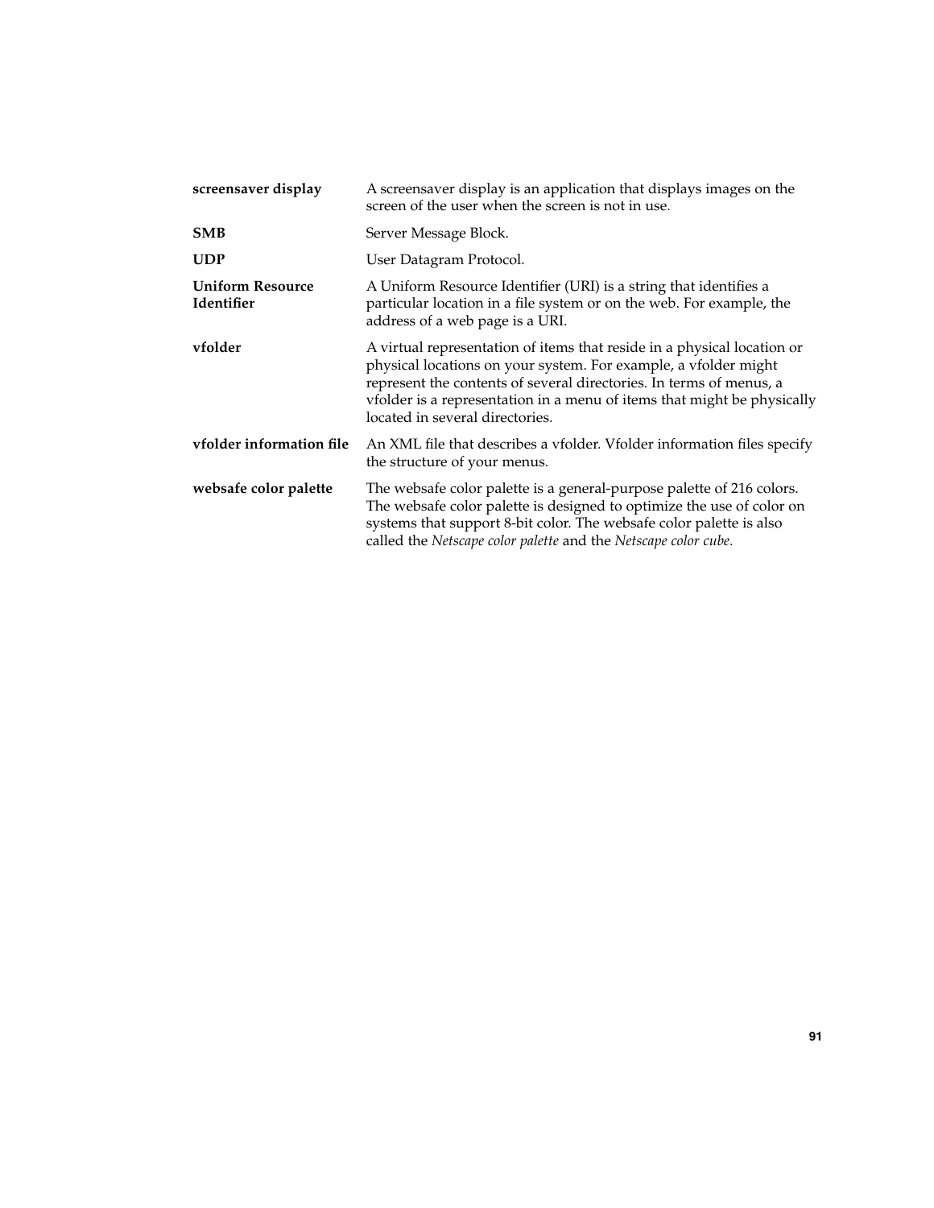**screensaver display**
A screensaver display is an application that displays images on the screen of the user when the screen is not in use.

**SMB**
Server Message Block.

**UDP**
User Datagram Protocol.

**Uniform Resource Identifier**
A Uniform Resource Identifier (URI) is a string that identifies a particular location in a file system or on the web. For example, the address of a web page is a URI.

**vfolder**
A virtual representation of items that reside in a physical location or physical locations on your system. For example, a vfolder might represent the contents of several directories. In terms of menus, a vfolder is a representation in a menu of items that might be physically located in several directories.

**vfolder information file**
An XML file that describes a vfolder. Vfolder information files specify the structure of your menus.

**websafe color palette**
The websafe color palette is a general-purpose palette of 216 colors. The websafe color palette is designed to optimize the use of color on systems that support 8-bit color. The websafe color palette is also called the *Netscape color palette* and the *Netscape color cube*.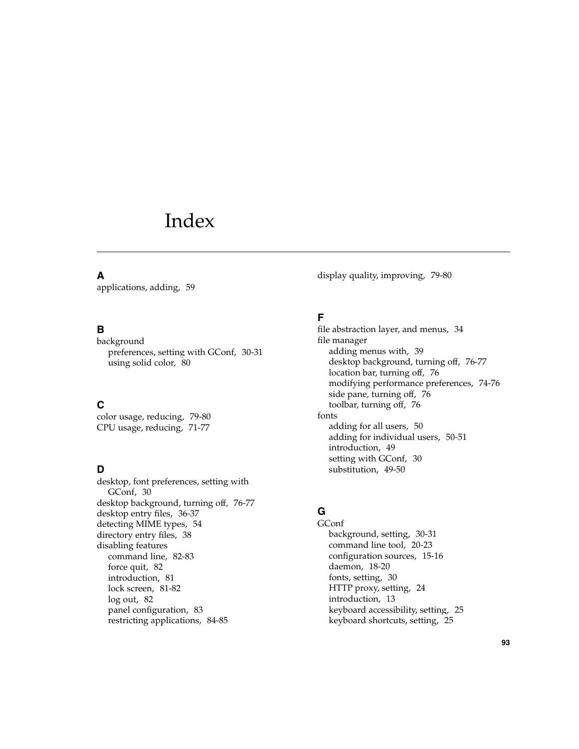# Index

## A

applications, adding, 59

## B

background
- preferences, setting with GConf, 30-31
- using solid color, 80

## C

color usage, reducing, 79-80
CPU usage, reducing, 71-77

## D

desktop, font preferences, setting with GConf, 30
desktop background, turning off, 76-77
desktop entry files, 36-37
detecting MIME types, 54
directory entry files, 38
disabling features
- command line, 82-83
- force quit, 82
- introduction, 81
- lock screen, 81-82
- log out, 82
- panel configuration, 83
- restricting applications, 84-85

display quality, improving, 79-80

## F

file abstraction layer, and menus, 34
file manager
- adding menus with, 39
- desktop background, turning off, 76-77
- location bar, turning off, 76
- modifying performance preferences, 74-76
- side pane, turning off, 76
- toolbar, turning off, 76

fonts
- adding for all users, 50
- adding for individual users, 50-51
- introduction, 49
- setting with GConf, 30
- substitution, 49-50

## G

GConf
- background, setting, 30-31
- command line tool, 20-23
- configuration sources, 15-16
- daemon, 18-20
- fonts, setting, 30
- HTTP proxy, setting, 24
- introduction, 13
- keyboard accessibility, setting, 25
- keyboard shortcuts, setting, 25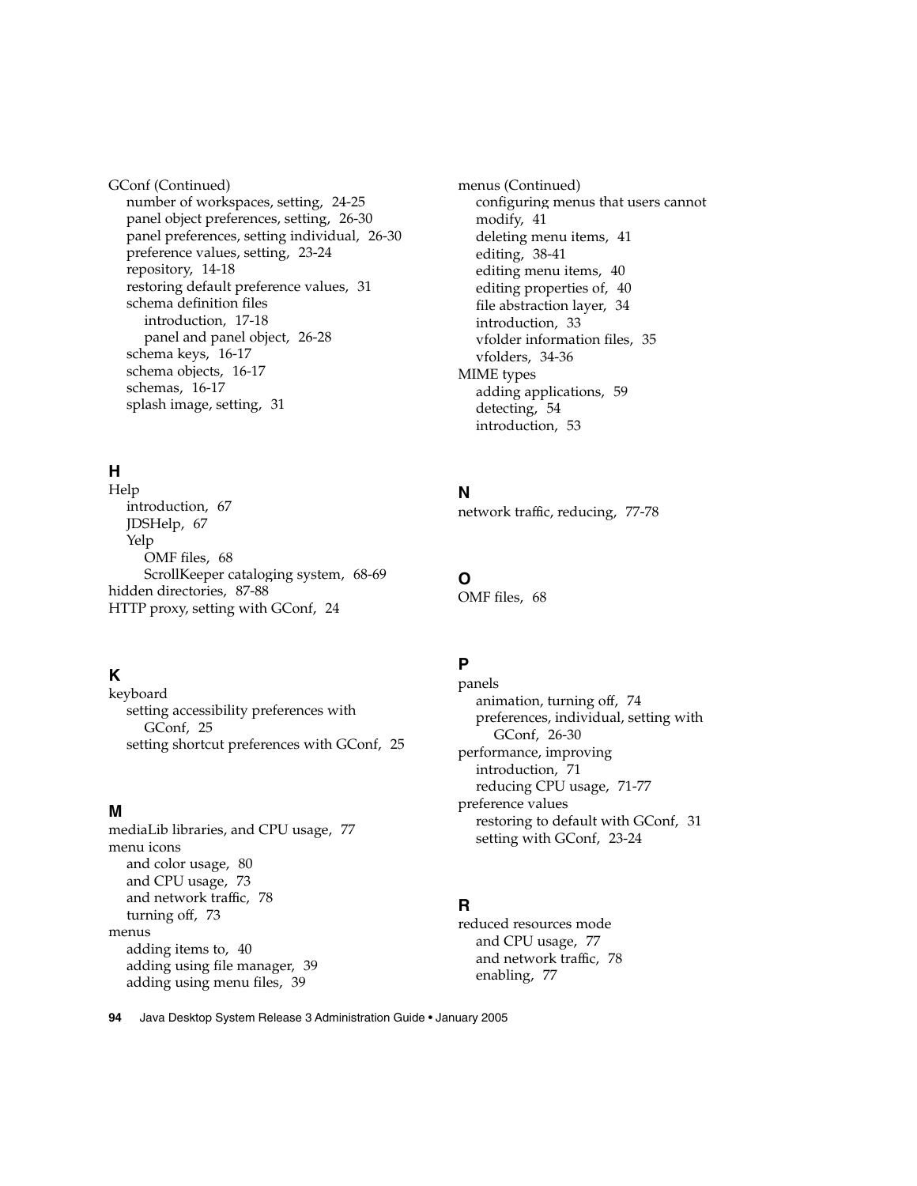GConf (Continued)
- number of workspaces, setting, 24-25
- panel object preferences, setting, 26-30
- panel preferences, setting individual, 26-30
- preference values, setting, 23-24
- repository, 14-18
- restoring default preference values, 31
- schema definition files
  - introduction, 17-18
  - panel and panel object, 26-28
- schema keys, 16-17
- schema objects, 16-17
- schemas, 16-17
- splash image, setting, 31

## H

Help
- introduction, 67
- JDSHelp, 67
- Yelp
  - OMF files, 68
  - ScrollKeeper cataloging system, 68-69

hidden directories, 87-88

HTTP proxy, setting with GConf, 24

## K

keyboard
- setting accessibility preferences with GConf, 25
- setting shortcut preferences with GConf, 25

## M

mediaLib libraries, and CPU usage, 77

menu icons
- and color usage, 80
- and CPU usage, 73
- and network traffic, 78
- turning off, 73

menus
- adding items to, 40
- adding using file manager, 39
- adding using menu files, 39

menus (Continued)
- configuring menus that users cannot modify, 41
- deleting menu items, 41
- editing, 38-41
- editing menu items, 40
- editing properties of, 40
- file abstraction layer, 34
- introduction, 33
- vfolder information files, 35
- vfolders, 34-36

MIME types
- adding applications, 59
- detecting, 54
- introduction, 53

## N

network traffic, reducing, 77-78

## O

OMF files, 68

## P

panels
- animation, turning off, 74
- preferences, individual, setting with GConf, 26-30

performance, improving
- introduction, 71
- reducing CPU usage, 71-77

preference values
- restoring to default with GConf, 31
- setting with GConf, 23-24

## R

reduced resources mode
- and CPU usage, 77
- and network traffic, 78
- enabling, 77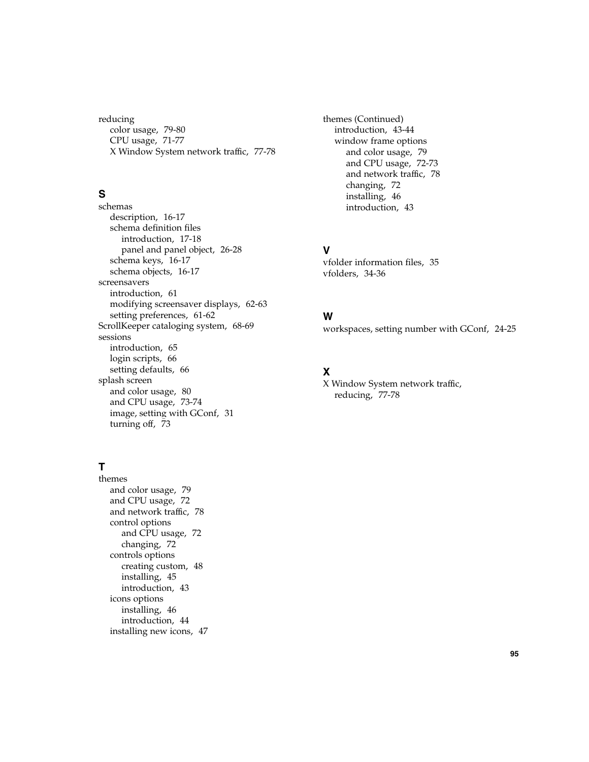reducing
- color usage, 79-80
- CPU usage, 71-77
- X Window System network traffic, 77-78

## S

schemas
- description, 16-17
- schema definition files
  - introduction, 17-18
  - panel and panel object, 26-28
- schema keys, 16-17
- schema objects, 16-17

screensavers
- introduction, 61
- modifying screensaver displays, 62-63
- setting preferences, 61-62

ScrollKeeper cataloging system, 68-69

sessions
- introduction, 65
- login scripts, 66
- setting defaults, 66

splash screen
- and color usage, 80
- and CPU usage, 73-74
- image, setting with GConf, 31
- turning off, 73

## T

themes
- and color usage, 79
- and CPU usage, 72
- and network traffic, 78
- control options
  - and CPU usage, 72
  - changing, 72
- controls options
  - creating custom, 48
  - installing, 45
  - introduction, 43
- icons options
  - installing, 46
  - introduction, 44
- installing new icons, 47

themes (Continued)
- introduction, 43-44
- window frame options
  - and color usage, 79
  - and CPU usage, 72-73
  - and network traffic, 78
  - changing, 72
  - installing, 46
  - introduction, 43

## V

vfolder information files, 35

vfolders, 34-36

## W

workspaces, setting number with GConf, 24-25

## X

X Window System network traffic,
- reducing, 77-78